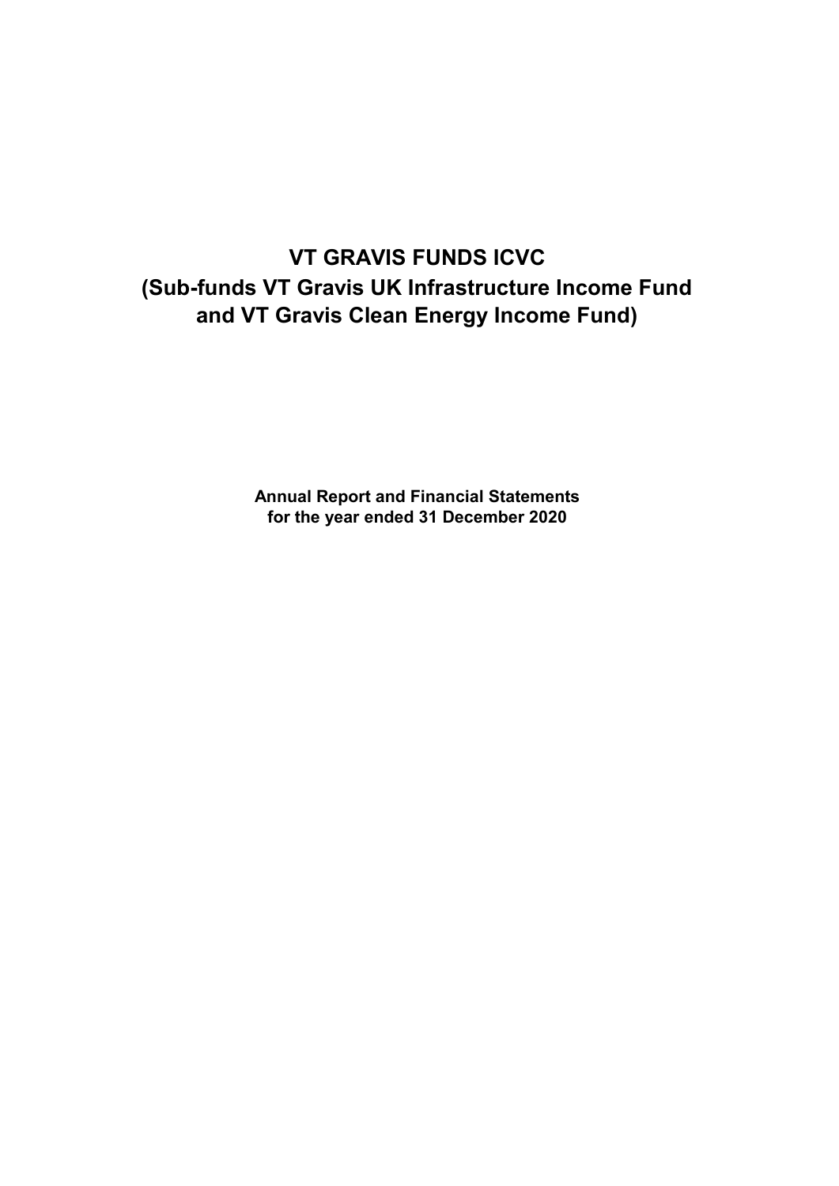# VT GRAVIS FUNDS ICVC
# (Sub-funds VT Gravis UK Infrastructure Income Fund and VT Gravis Clean Energy Income Fund)

**Annual Report and Financial Statements**
**for the year ended 31 December 2020**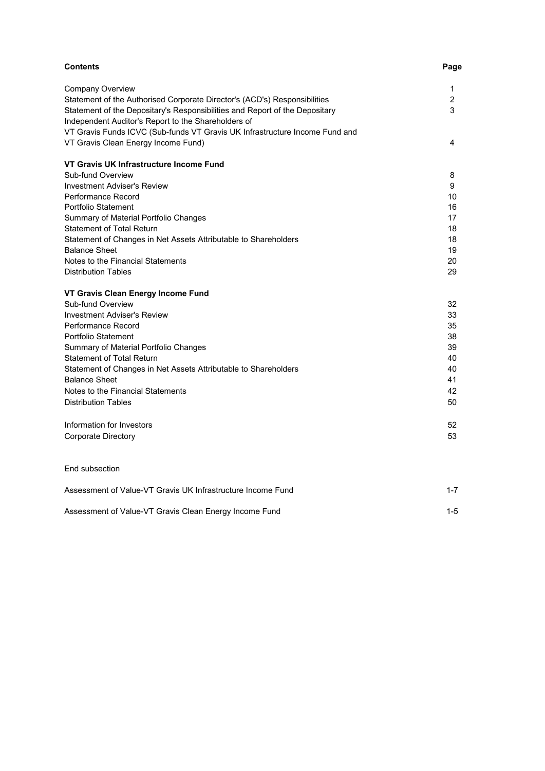| **Contents** | **Page** |
|---|---|
| Company Overview | 1 |
| Statement of the Authorised Corporate Director's (ACD's) Responsibilities | 2 |
| Statement of the Depositary's Responsibilities and Report of the Depositary | 3 |
| Independent Auditor's Report to the Shareholders of VT Gravis Funds ICVC (Sub-funds VT Gravis UK Infrastructure Income Fund and VT Gravis Clean Energy Income Fund) | 4 |
| **VT Gravis UK Infrastructure Income Fund** | |
| Sub-fund Overview | 8 |
| Investment Adviser's Review | 9 |
| Performance Record | 10 |
| Portfolio Statement | 16 |
| Summary of Material Portfolio Changes | 17 |
| Statement of Total Return | 18 |
| Statement of Changes in Net Assets Attributable to Shareholders | 18 |
| Balance Sheet | 19 |
| Notes to the Financial Statements | 20 |
| Distribution Tables | 29 |
| **VT Gravis Clean Energy Income Fund** | |
| Sub-fund Overview | 32 |
| Investment Adviser's Review | 33 |
| Performance Record | 35 |
| Portfolio Statement | 38 |
| Summary of Material Portfolio Changes | 39 |
| Statement of Total Return | 40 |
| Statement of Changes in Net Assets Attributable to Shareholders | 40 |
| Balance Sheet | 41 |
| Notes to the Financial Statements | 42 |
| Distribution Tables | 50 |
| Information for Investors | 52 |
| Corporate Directory | 53 |

End subsection

| | |
|---|---|
| Assessment of Value-VT Gravis UK Infrastructure Income Fund | 1-7 |
| Assessment of Value-VT Gravis Clean Energy Income Fund | 1-5 |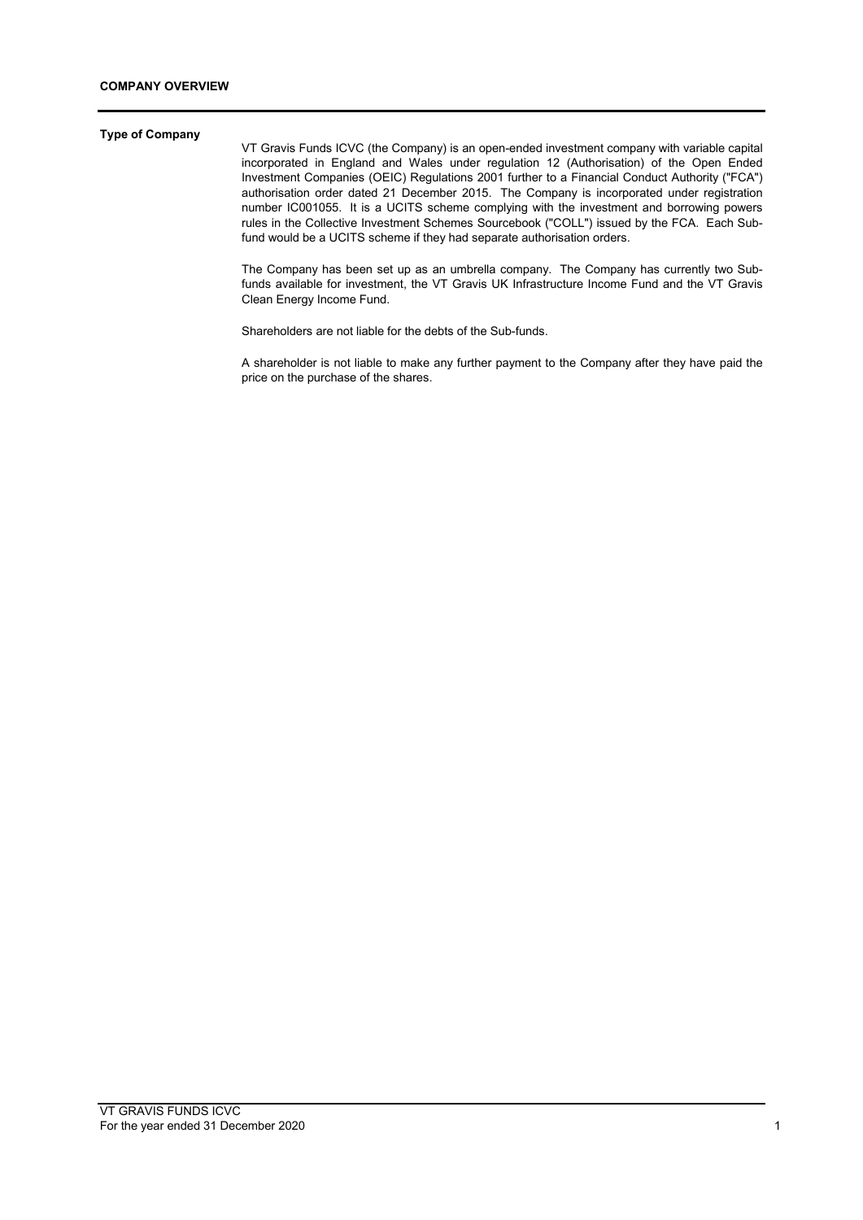## COMPANY OVERVIEW

**Type of Company**

VT Gravis Funds ICVC (the Company) is an open-ended investment company with variable capital incorporated in England and Wales under regulation 12 (Authorisation) of the Open Ended Investment Companies (OEIC) Regulations 2001 further to a Financial Conduct Authority ("FCA") authorisation order dated 21 December 2015. The Company is incorporated under registration number IC001055. It is a UCITS scheme complying with the investment and borrowing powers rules in the Collective Investment Schemes Sourcebook ("COLL") issued by the FCA. Each Sub-fund would be a UCITS scheme if they had separate authorisation orders.

The Company has been set up as an umbrella company. The Company has currently two Sub-funds available for investment, the VT Gravis UK Infrastructure Income Fund and the VT Gravis Clean Energy Income Fund.

Shareholders are not liable for the debts of the Sub-funds.

A shareholder is not liable to make any further payment to the Company after they have paid the price on the purchase of the shares.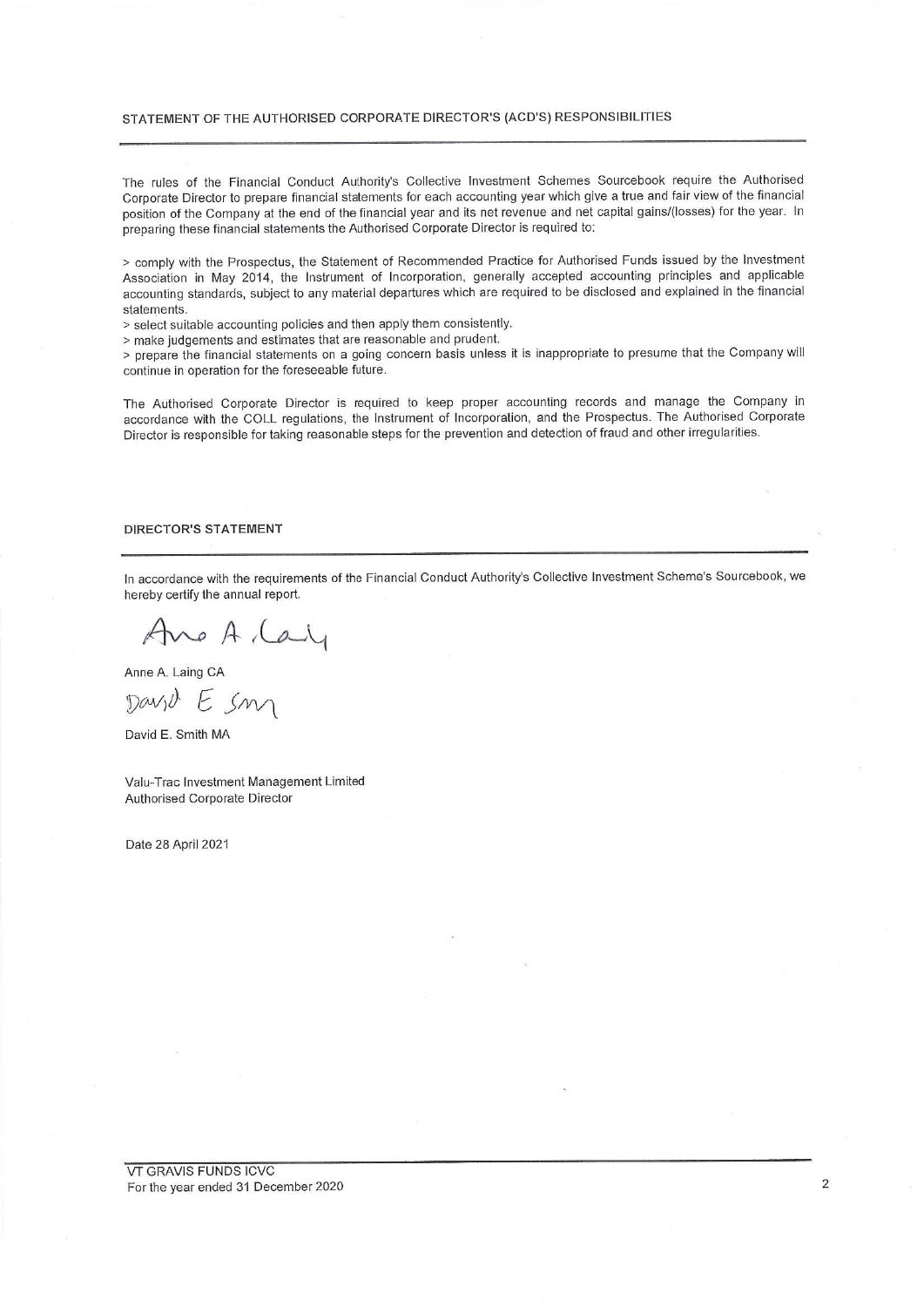## STATEMENT OF THE AUTHORISED CORPORATE DIRECTOR'S (ACD'S) RESPONSIBILITIES

The rules of the Financial Conduct Authority's Collective Investment Schemes Sourcebook require the Authorised Corporate Director to prepare financial statements for each accounting year which give a true and fair view of the financial position of the Company at the end of the financial year and its net revenue and net capital gains/(losses) for the year. In preparing these financial statements the Authorised Corporate Director is required to:

> comply with the Prospectus, the Statement of Recommended Practice for Authorised Funds issued by the Investment Association in May 2014, the Instrument of Incorporation, generally accepted accounting principles and applicable accounting standards, subject to any material departures which are required to be disclosed and explained in the financial statements.
> select suitable accounting policies and then apply them consistently.
> make judgements and estimates that are reasonable and prudent.
> prepare the financial statements on a going concern basis unless it is inappropriate to presume that the Company will continue in operation for the foreseeable future.

The Authorised Corporate Director is required to keep proper accounting records and manage the Company in accordance with the COLL regulations, the Instrument of Incorporation, and the Prospectus. The Authorised Corporate Director is responsible for taking reasonable steps for the prevention and detection of fraud and other irregularities.

## DIRECTOR'S STATEMENT

In accordance with the requirements of the Financial Conduct Authority's Collective Investment Scheme's Sourcebook, we hereby certify the annual report.

Anne A. Laing CA

David E. Smith MA

Valu-Trac Investment Management Limited
Authorised Corporate Director

Date 28 April 2021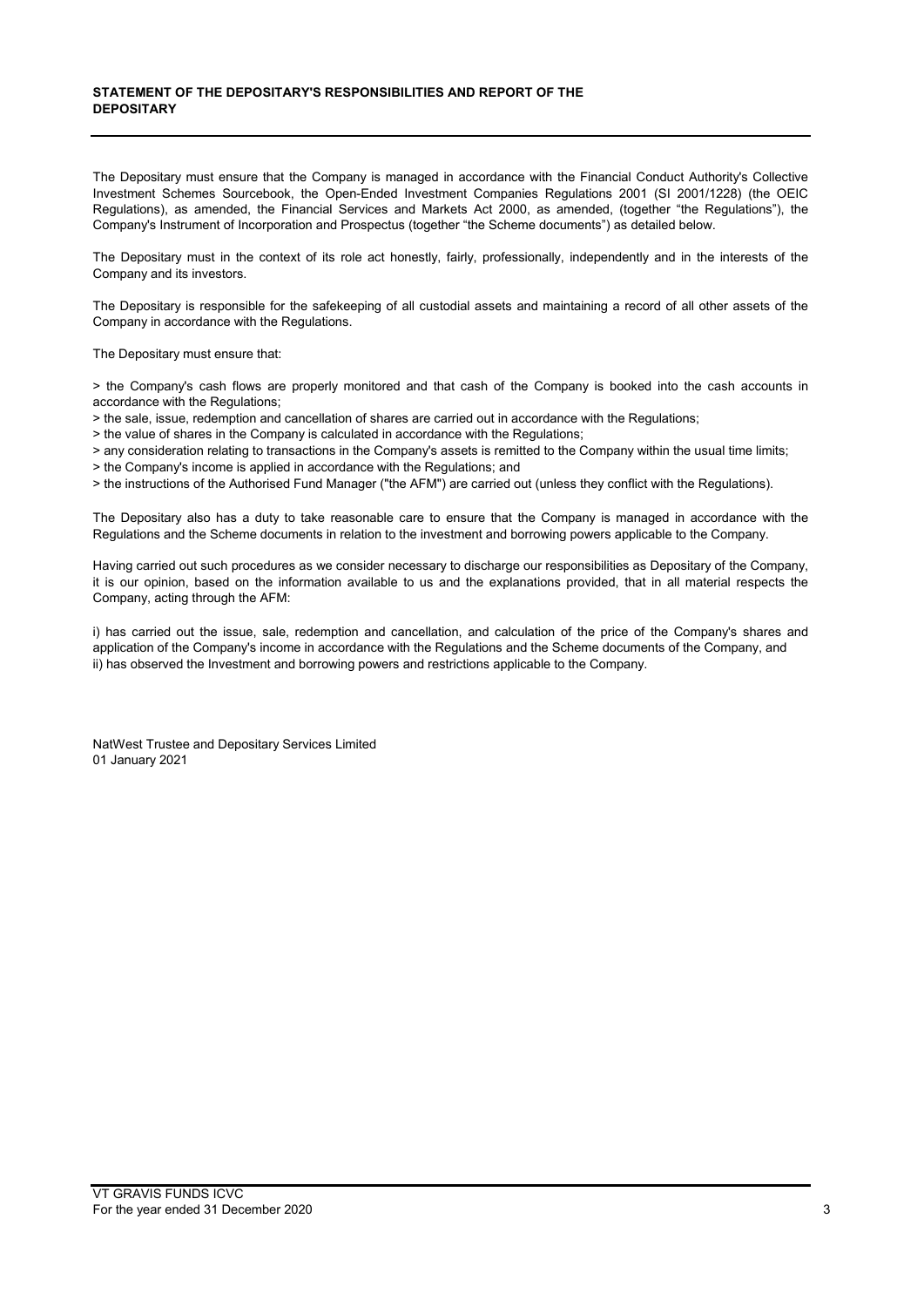## STATEMENT OF THE DEPOSITARY'S RESPONSIBILITIES AND REPORT OF THE DEPOSITARY

The Depositary must ensure that the Company is managed in accordance with the Financial Conduct Authority's Collective Investment Schemes Sourcebook, the Open-Ended Investment Companies Regulations 2001 (SI 2001/1228) (the OEIC Regulations), as amended, the Financial Services and Markets Act 2000, as amended, (together "the Regulations"), the Company's Instrument of Incorporation and Prospectus (together "the Scheme documents") as detailed below.

The Depositary must in the context of its role act honestly, fairly, professionally, independently and in the interests of the Company and its investors.

The Depositary is responsible for the safekeeping of all custodial assets and maintaining a record of all other assets of the Company in accordance with the Regulations.

The Depositary must ensure that:

> the Company's cash flows are properly monitored and that cash of the Company is booked into the cash accounts in accordance with the Regulations;
> the sale, issue, redemption and cancellation of shares are carried out in accordance with the Regulations;
> the value of shares in the Company is calculated in accordance with the Regulations;
> any consideration relating to transactions in the Company's assets is remitted to the Company within the usual time limits;
> the Company's income is applied in accordance with the Regulations; and
> the instructions of the Authorised Fund Manager ("the AFM") are carried out (unless they conflict with the Regulations).

The Depositary also has a duty to take reasonable care to ensure that the Company is managed in accordance with the Regulations and the Scheme documents in relation to the investment and borrowing powers applicable to the Company.

Having carried out such procedures as we consider necessary to discharge our responsibilities as Depositary of the Company, it is our opinion, based on the information available to us and the explanations provided, that in all material respects the Company, acting through the AFM:

i) has carried out the issue, sale, redemption and cancellation, and calculation of the price of the Company's shares and application of the Company's income in accordance with the Regulations and the Scheme documents of the Company, and
ii) has observed the Investment and borrowing powers and restrictions applicable to the Company.

NatWest Trustee and Depositary Services Limited
01 January 2021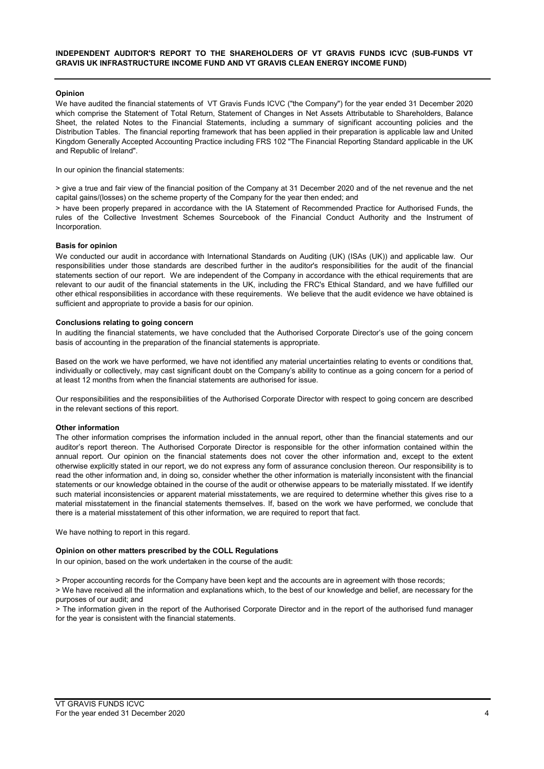## INDEPENDENT AUDITOR'S REPORT TO THE SHAREHOLDERS OF VT GRAVIS FUNDS ICVC (SUB-FUNDS VT GRAVIS UK INFRASTRUCTURE INCOME FUND AND VT GRAVIS CLEAN ENERGY INCOME FUND)

**Opinion**

We have audited the financial statements of VT Gravis Funds ICVC ("the Company") for the year ended 31 December 2020 which comprise the Statement of Total Return, Statement of Changes in Net Assets Attributable to Shareholders, Balance Sheet, the related Notes to the Financial Statements, including a summary of significant accounting policies and the Distribution Tables. The financial reporting framework that has been applied in their preparation is applicable law and United Kingdom Generally Accepted Accounting Practice including FRS 102 "The Financial Reporting Standard applicable in the UK and Republic of Ireland".

In our opinion the financial statements:

> give a true and fair view of the financial position of the Company at 31 December 2020 and of the net revenue and the net capital gains/(losses) on the scheme property of the Company for the year then ended; and

> have been properly prepared in accordance with the IA Statement of Recommended Practice for Authorised Funds, the rules of the Collective Investment Schemes Sourcebook of the Financial Conduct Authority and the Instrument of Incorporation.

**Basis for opinion**

We conducted our audit in accordance with International Standards on Auditing (UK) (ISAs (UK)) and applicable law. Our responsibilities under those standards are described further in the auditor's responsibilities for the audit of the financial statements section of our report. We are independent of the Company in accordance with the ethical requirements that are relevant to our audit of the financial statements in the UK, including the FRC's Ethical Standard, and we have fulfilled our other ethical responsibilities in accordance with these requirements. We believe that the audit evidence we have obtained is sufficient and appropriate to provide a basis for our opinion.

**Conclusions relating to going concern**

In auditing the financial statements, we have concluded that the Authorised Corporate Director's use of the going concern basis of accounting in the preparation of the financial statements is appropriate.

Based on the work we have performed, we have not identified any material uncertainties relating to events or conditions that, individually or collectively, may cast significant doubt on the Company's ability to continue as a going concern for a period of at least 12 months from when the financial statements are authorised for issue.

Our responsibilities and the responsibilities of the Authorised Corporate Director with respect to going concern are described in the relevant sections of this report.

**Other information**

The other information comprises the information included in the annual report, other than the financial statements and our auditor's report thereon. The Authorised Corporate Director is responsible for the other information contained within the annual report. Our opinion on the financial statements does not cover the other information and, except to the extent otherwise explicitly stated in our report, we do not express any form of assurance conclusion thereon. Our responsibility is to read the other information and, in doing so, consider whether the other information is materially inconsistent with the financial statements or our knowledge obtained in the course of the audit or otherwise appears to be materially misstated. If we identify such material inconsistencies or apparent material misstatements, we are required to determine whether this gives rise to a material misstatement in the financial statements themselves. If, based on the work we have performed, we conclude that there is a material misstatement of this other information, we are required to report that fact.

We have nothing to report in this regard.

**Opinion on other matters prescribed by the COLL Regulations**

In our opinion, based on the work undertaken in the course of the audit:

> Proper accounting records for the Company have been kept and the accounts are in agreement with those records;

> We have received all the information and explanations which, to the best of our knowledge and belief, are necessary for the purposes of our audit; and

> The information given in the report of the Authorised Corporate Director and in the report of the authorised fund manager for the year is consistent with the financial statements.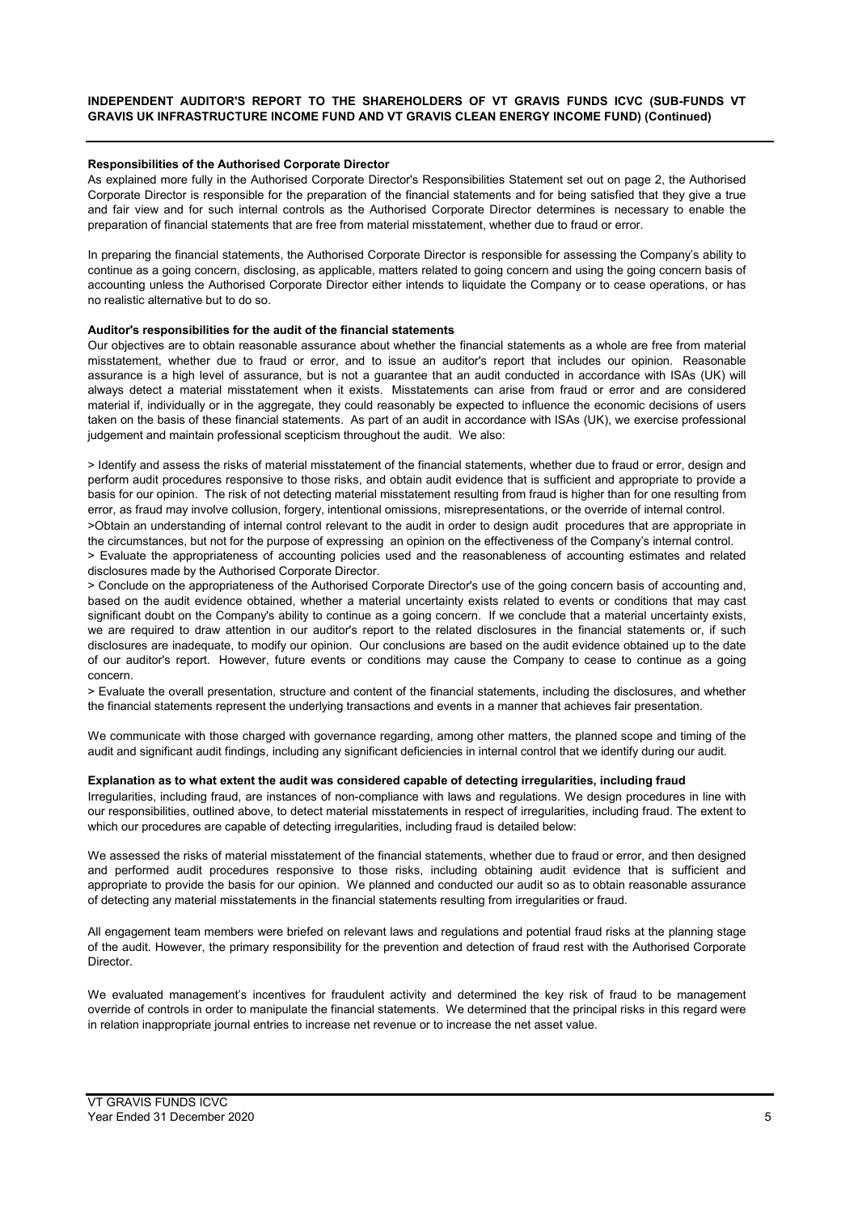**INDEPENDENT AUDITOR'S REPORT TO THE SHAREHOLDERS OF VT GRAVIS FUNDS ICVC (SUB-FUNDS VT GRAVIS UK INFRASTRUCTURE INCOME FUND AND VT GRAVIS CLEAN ENERGY INCOME FUND) (Continued)**

**Responsibilities of the Authorised Corporate Director**

As explained more fully in the Authorised Corporate Director's Responsibilities Statement set out on page 2, the Authorised Corporate Director is responsible for the preparation of the financial statements and for being satisfied that they give a true and fair view and for such internal controls as the Authorised Corporate Director determines is necessary to enable the preparation of financial statements that are free from material misstatement, whether due to fraud or error.

In preparing the financial statements, the Authorised Corporate Director is responsible for assessing the Company's ability to continue as a going concern, disclosing, as applicable, matters related to going concern and using the going concern basis of accounting unless the Authorised Corporate Director either intends to liquidate the Company or to cease operations, or has no realistic alternative but to do so.

**Auditor's responsibilities for the audit of the financial statements**

Our objectives are to obtain reasonable assurance about whether the financial statements as a whole are free from material misstatement, whether due to fraud or error, and to issue an auditor's report that includes our opinion. Reasonable assurance is a high level of assurance, but is not a guarantee that an audit conducted in accordance with ISAs (UK) will always detect a material misstatement when it exists. Misstatements can arise from fraud or error and are considered material if, individually or in the aggregate, they could reasonably be expected to influence the economic decisions of users taken on the basis of these financial statements. As part of an audit in accordance with ISAs (UK), we exercise professional judgement and maintain professional scepticism throughout the audit. We also:

> Identify and assess the risks of material misstatement of the financial statements, whether due to fraud or error, design and perform audit procedures responsive to those risks, and obtain audit evidence that is sufficient and appropriate to provide a basis for our opinion. The risk of not detecting material misstatement resulting from fraud is higher than for one resulting from error, as fraud may involve collusion, forgery, intentional omissions, misrepresentations, or the override of internal control.

>Obtain an understanding of internal control relevant to the audit in order to design audit procedures that are appropriate in the circumstances, but not for the purpose of expressing an opinion on the effectiveness of the Company's internal control.

> Evaluate the appropriateness of accounting policies used and the reasonableness of accounting estimates and related disclosures made by the Authorised Corporate Director.

> Conclude on the appropriateness of the Authorised Corporate Director's use of the going concern basis of accounting and, based on the audit evidence obtained, whether a material uncertainty exists related to events or conditions that may cast significant doubt on the Company's ability to continue as a going concern. If we conclude that a material uncertainty exists, we are required to draw attention in our auditor's report to the related disclosures in the financial statements or, if such disclosures are inadequate, to modify our opinion. Our conclusions are based on the audit evidence obtained up to the date of our auditor's report. However, future events or conditions may cause the Company to cease to continue as a going concern.

> Evaluate the overall presentation, structure and content of the financial statements, including the disclosures, and whether the financial statements represent the underlying transactions and events in a manner that achieves fair presentation.

We communicate with those charged with governance regarding, among other matters, the planned scope and timing of the audit and significant audit findings, including any significant deficiencies in internal control that we identify during our audit.

**Explanation as to what extent the audit was considered capable of detecting irregularities, including fraud**

Irregularities, including fraud, are instances of non-compliance with laws and regulations. We design procedures in line with our responsibilities, outlined above, to detect material misstatements in respect of irregularities, including fraud. The extent to which our procedures are capable of detecting irregularities, including fraud is detailed below:

We assessed the risks of material misstatement of the financial statements, whether due to fraud or error, and then designed and performed audit procedures responsive to those risks, including obtaining audit evidence that is sufficient and appropriate to provide the basis for our opinion. We planned and conducted our audit so as to obtain reasonable assurance of detecting any material misstatements in the financial statements resulting from irregularities or fraud.

All engagement team members were briefed on relevant laws and regulations and potential fraud risks at the planning stage of the audit. However, the primary responsibility for the prevention and detection of fraud rest with the Authorised Corporate Director.

We evaluated management's incentives for fraudulent activity and determined the key risk of fraud to be management override of controls in order to manipulate the financial statements. We determined that the principal risks in this regard were in relation inappropriate journal entries to increase net revenue or to increase the net asset value.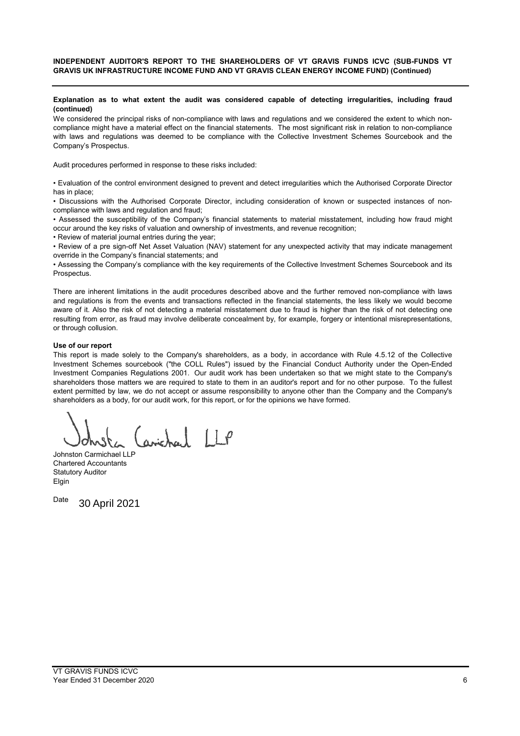**INDEPENDENT AUDITOR'S REPORT TO THE SHAREHOLDERS OF VT GRAVIS FUNDS ICVC (SUB-FUNDS VT GRAVIS UK INFRASTRUCTURE INCOME FUND AND VT GRAVIS CLEAN ENERGY INCOME FUND) (Continued)**

**Explanation as to what extent the audit was considered capable of detecting irregularities, including fraud (continued)**

We considered the principal risks of non-compliance with laws and regulations and we considered the extent to which non-compliance might have a material effect on the financial statements. The most significant risk in relation to non-compliance with laws and regulations was deemed to be compliance with the Collective Investment Schemes Sourcebook and the Company's Prospectus.

Audit procedures performed in response to these risks included:

• Evaluation of the control environment designed to prevent and detect irregularities which the Authorised Corporate Director has in place;

• Discussions with the Authorised Corporate Director, including consideration of known or suspected instances of non-compliance with laws and regulation and fraud;

• Assessed the susceptibility of the Company's financial statements to material misstatement, including how fraud might occur around the key risks of valuation and ownership of investments, and revenue recognition;

• Review of material journal entries during the year;

• Review of a pre sign-off Net Asset Valuation (NAV) statement for any unexpected activity that may indicate management override in the Company's financial statements; and

• Assessing the Company's compliance with the key requirements of the Collective Investment Schemes Sourcebook and its Prospectus.

There are inherent limitations in the audit procedures described above and the further removed non-compliance with laws and regulations is from the events and transactions reflected in the financial statements, the less likely we would become aware of it. Also the risk of not detecting a material misstatement due to fraud is higher than the risk of not detecting one resulting from error, as fraud may involve deliberate concealment by, for example, forgery or intentional misrepresentations, or through collusion.

**Use of our report**

This report is made solely to the Company's shareholders, as a body, in accordance with Rule 4.5.12 of the Collective Investment Schemes sourcebook ("the COLL Rules") issued by the Financial Conduct Authority under the Open-Ended Investment Companies Regulations 2001. Our audit work has been undertaken so that we might state to the Company's shareholders those matters we are required to state to them in an auditor's report and for no other purpose. To the fullest extent permitted by law, we do not accept or assume responsibility to anyone other than the Company and the Company's shareholders as a body, for our audit work, for this report, or for the opinions we have formed.

Johnston Carmichael LLP

Johnston Carmichael LLP
Chartered Accountants
Statutory Auditor
Elgin

Date 30 April 2021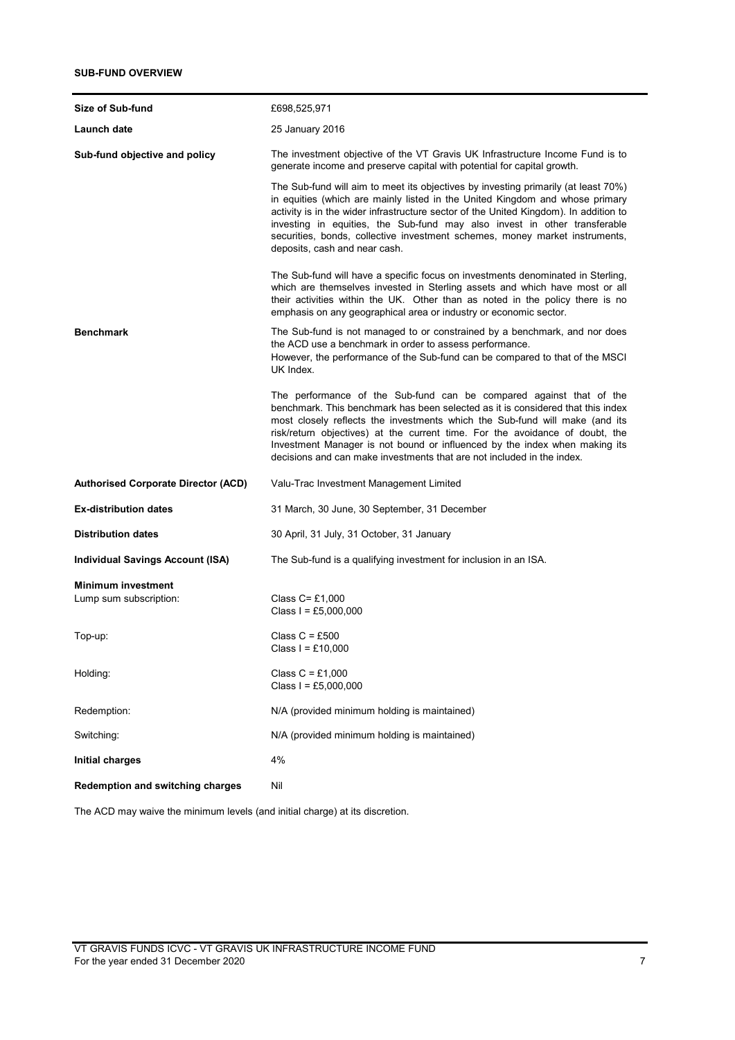## SUB-FUND OVERVIEW

| | |
|---|---|
| **Size of Sub-fund** | £698,525,971 |
| **Launch date** | 25 January 2016 |
| **Sub-fund objective and policy** | The investment objective of the VT Gravis UK Infrastructure Income Fund is to generate income and preserve capital with potential for capital growth.<br><br>The Sub-fund will aim to meet its objectives by investing primarily (at least 70%) in equities (which are mainly listed in the United Kingdom and whose primary activity is in the wider infrastructure sector of the United Kingdom). In addition to investing in equities, the Sub-fund may also invest in other transferable securities, bonds, collective investment schemes, money market instruments, deposits, cash and near cash.<br><br>The Sub-fund will have a specific focus on investments denominated in Sterling, which are themselves invested in Sterling assets and which have most or all their activities within the UK. Other than as noted in the policy there is no emphasis on any geographical area or industry or economic sector. |
| **Benchmark** | The Sub-fund is not managed to or constrained by a benchmark, and nor does the ACD use a benchmark in order to assess performance.<br>However, the performance of the Sub-fund can be compared to that of the MSCI UK Index.<br><br>The performance of the Sub-fund can be compared against that of the benchmark. This benchmark has been selected as it is considered that this index most closely reflects the investments which the Sub-fund will make (and its risk/return objectives) at the current time. For the avoidance of doubt, the Investment Manager is not bound or influenced by the index when making its decisions and can make investments that are not included in the index. |
| **Authorised Corporate Director (ACD)** | Valu-Trac Investment Management Limited |
| **Ex-distribution dates** | 31 March, 30 June, 30 September, 31 December |
| **Distribution dates** | 30 April, 31 July, 31 October, 31 January |
| **Individual Savings Account (ISA)** | The Sub-fund is a qualifying investment for inclusion in an ISA. |
| **Minimum investment** | |
| Lump sum subscription: | Class C= £1,000<br>Class I = £5,000,000 |
| Top-up: | Class C = £500<br>Class I = £10,000 |
| Holding: | Class C = £1,000<br>Class I = £5,000,000 |
| Redemption: | N/A (provided minimum holding is maintained) |
| Switching: | N/A (provided minimum holding is maintained) |
| **Initial charges** | 4% |
| **Redemption and switching charges** | Nil |

The ACD may waive the minimum levels (and initial charge) at its discretion.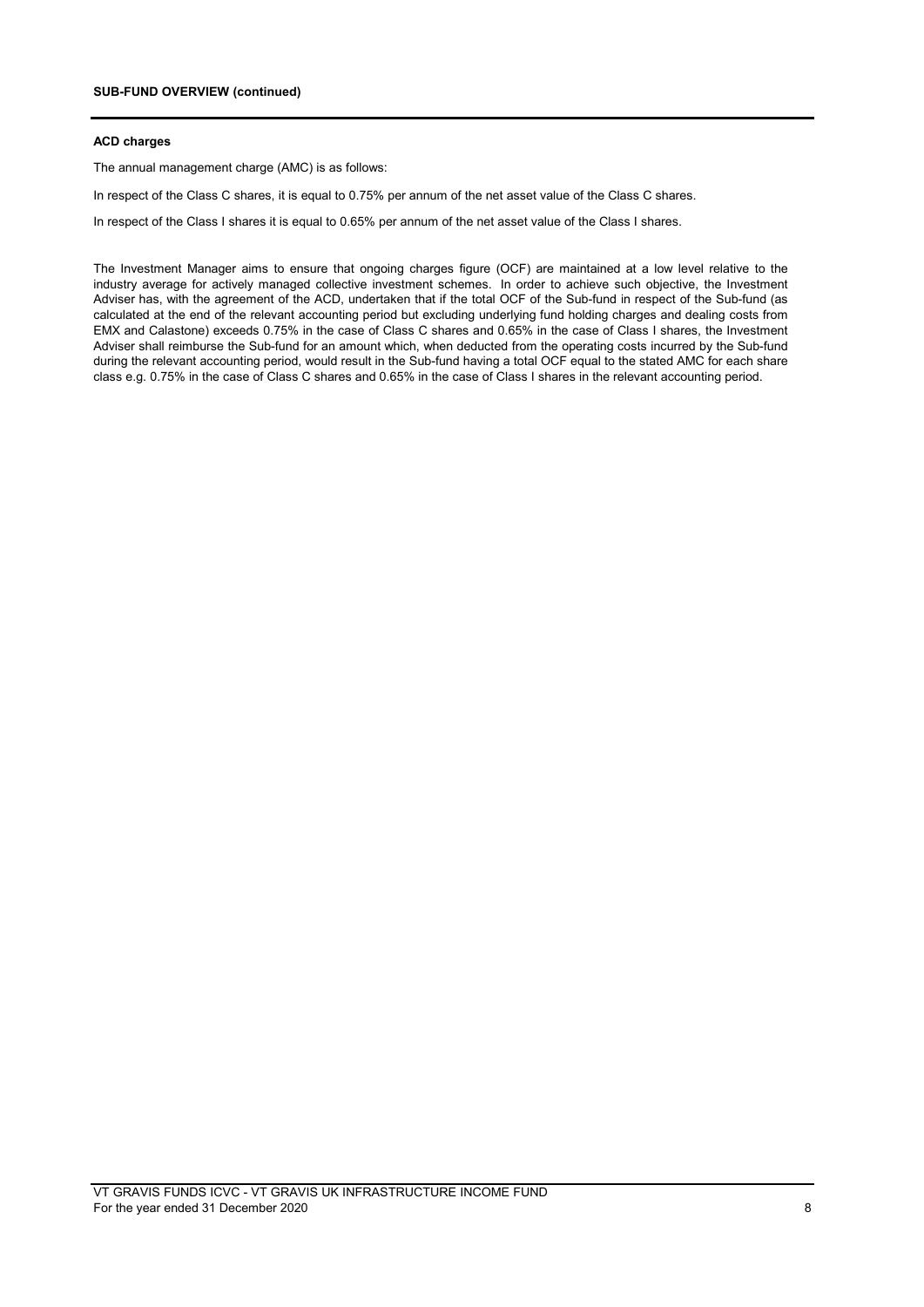## SUB-FUND OVERVIEW (continued)

### ACD charges

The annual management charge (AMC) is as follows:

In respect of the Class C shares, it is equal to 0.75% per annum of the net asset value of the Class C shares.

In respect of the Class I shares it is equal to 0.65% per annum of the net asset value of the Class I shares.

The Investment Manager aims to ensure that ongoing charges figure (OCF) are maintained at a low level relative to the industry average for actively managed collective investment schemes. In order to achieve such objective, the Investment Adviser has, with the agreement of the ACD, undertaken that if the total OCF of the Sub-fund in respect of the Sub-fund (as calculated at the end of the relevant accounting period but excluding underlying fund holding charges and dealing costs from EMX and Calastone) exceeds 0.75% in the case of Class C shares and 0.65% in the case of Class I shares, the Investment Adviser shall reimburse the Sub-fund for an amount which, when deducted from the operating costs incurred by the Sub-fund during the relevant accounting period, would result in the Sub-fund having a total OCF equal to the stated AMC for each share class e.g. 0.75% in the case of Class C shares and 0.65% in the case of Class I shares in the relevant accounting period.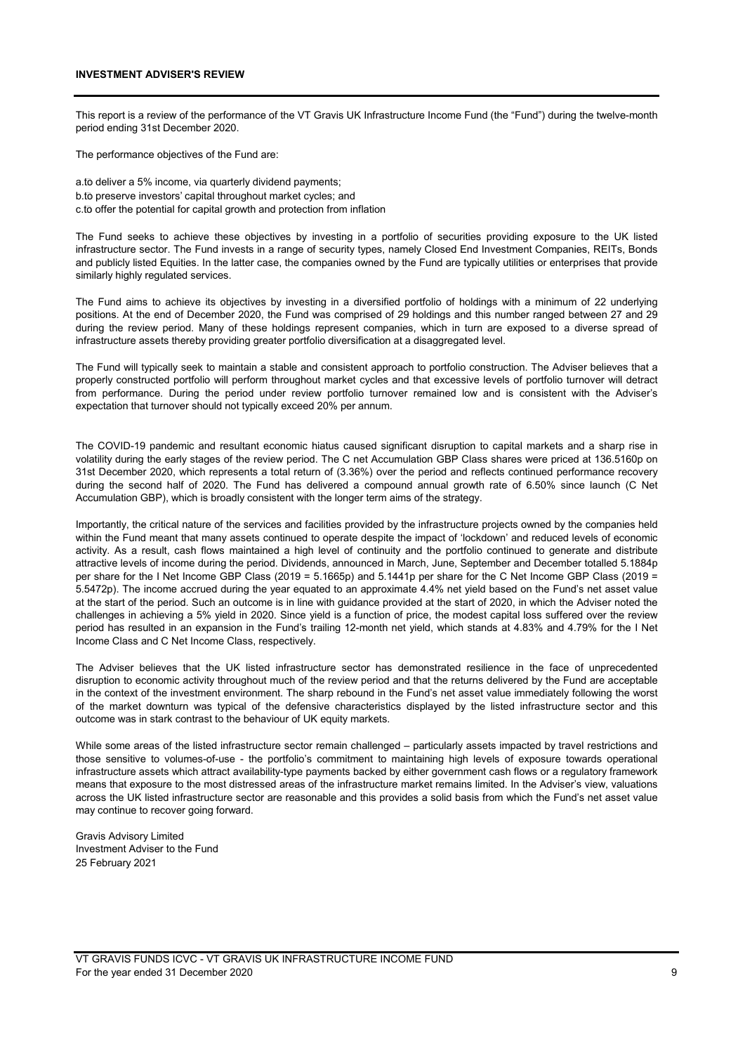## INVESTMENT ADVISER'S REVIEW

This report is a review of the performance of the VT Gravis UK Infrastructure Income Fund (the "Fund") during the twelve-month period ending 31st December 2020.

The performance objectives of the Fund are:

a. to deliver a 5% income, via quarterly dividend payments;
b. to preserve investors' capital throughout market cycles; and
c. to offer the potential for capital growth and protection from inflation

The Fund seeks to achieve these objectives by investing in a portfolio of securities providing exposure to the UK listed infrastructure sector. The Fund invests in a range of security types, namely Closed End Investment Companies, REITs, Bonds and publicly listed Equities. In the latter case, the companies owned by the Fund are typically utilities or enterprises that provide similarly highly regulated services.

The Fund aims to achieve its objectives by investing in a diversified portfolio of holdings with a minimum of 22 underlying positions. At the end of December 2020, the Fund was comprised of 29 holdings and this number ranged between 27 and 29 during the review period. Many of these holdings represent companies, which in turn are exposed to a diverse spread of infrastructure assets thereby providing greater portfolio diversification at a disaggregated level.

The Fund will typically seek to maintain a stable and consistent approach to portfolio construction. The Adviser believes that a properly constructed portfolio will perform throughout market cycles and that excessive levels of portfolio turnover will detract from performance. During the period under review portfolio turnover remained low and is consistent with the Adviser's expectation that turnover should not typically exceed 20% per annum.

The COVID-19 pandemic and resultant economic hiatus caused significant disruption to capital markets and a sharp rise in volatility during the early stages of the review period. The C net Accumulation GBP Class shares were priced at 136.5160p on 31st December 2020, which represents a total return of (3.36%) over the period and reflects continued performance recovery during the second half of 2020. The Fund has delivered a compound annual growth rate of 6.50% since launch (C Net Accumulation GBP), which is broadly consistent with the longer term aims of the strategy.

Importantly, the critical nature of the services and facilities provided by the infrastructure projects owned by the companies held within the Fund meant that many assets continued to operate despite the impact of 'lockdown' and reduced levels of economic activity. As a result, cash flows maintained a high level of continuity and the portfolio continued to generate and distribute attractive levels of income during the period. Dividends, announced in March, June, September and December totalled 5.1884p per share for the I Net Income GBP Class (2019 = 5.1665p) and 5.1441p per share for the C Net Income GBP Class (2019 = 5.5472p). The income accrued during the year equated to an approximate 4.4% net yield based on the Fund's net asset value at the start of the period. Such an outcome is in line with guidance provided at the start of 2020, in which the Adviser noted the challenges in achieving a 5% yield in 2020. Since yield is a function of price, the modest capital loss suffered over the review period has resulted in an expansion in the Fund's trailing 12-month net yield, which stands at 4.83% and 4.79% for the I Net Income Class and C Net Income Class, respectively.

The Adviser believes that the UK listed infrastructure sector has demonstrated resilience in the face of unprecedented disruption to economic activity throughout much of the review period and that the returns delivered by the Fund are acceptable in the context of the investment environment. The sharp rebound in the Fund's net asset value immediately following the worst of the market downturn was typical of the defensive characteristics displayed by the listed infrastructure sector and this outcome was in stark contrast to the behaviour of UK equity markets.

While some areas of the listed infrastructure sector remain challenged – particularly assets impacted by travel restrictions and those sensitive to volumes-of-use - the portfolio's commitment to maintaining high levels of exposure towards operational infrastructure assets which attract availability-type payments backed by either government cash flows or a regulatory framework means that exposure to the most distressed areas of the infrastructure market remains limited. In the Adviser's view, valuations across the UK listed infrastructure sector are reasonable and this provides a solid basis from which the Fund's net asset value may continue to recover going forward.

Gravis Advisory Limited
Investment Adviser to the Fund
25 February 2021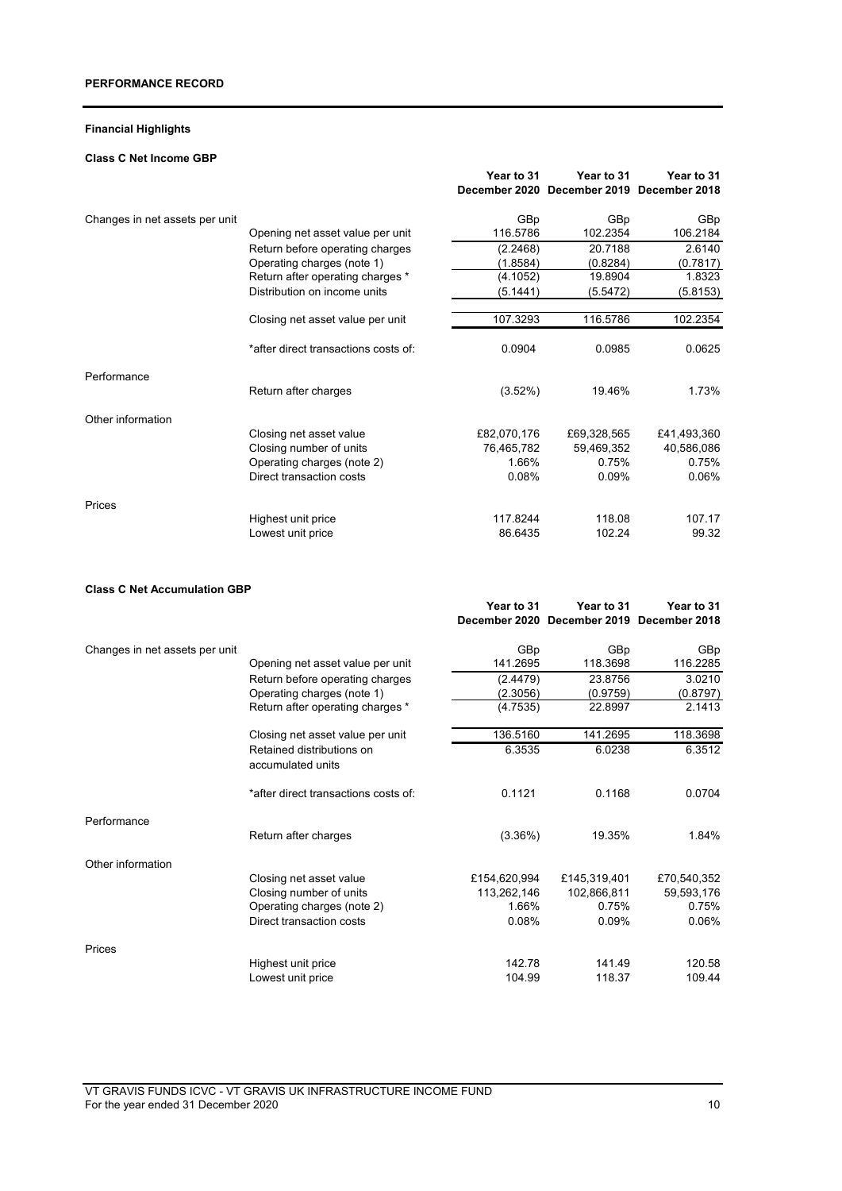## PERFORMANCE RECORD

### Financial Highlights

#### Class C Net Income GBP

| | | Year to 31 December 2020 | Year to 31 December 2019 | Year to 31 December 2018 |
|---|---|---|---|---|
| Changes in net assets per unit | | GBp | GBp | GBp |
| | Opening net asset value per unit | 116.5786 | 102.2354 | 106.2184 |
| | Return before operating charges | (2.2468) | 20.7188 | 2.6140 |
| | Operating charges (note 1) | (1.8584) | (0.8284) | (0.7817) |
| | Return after operating charges * | (4.1052) | 19.8904 | 1.8323 |
| | Distribution on income units | (5.1441) | (5.5472) | (5.8153) |
| | Closing net asset value per unit | 107.3293 | 116.5786 | 102.2354 |
| | *after direct transactions costs of: | 0.0904 | 0.0985 | 0.0625 |
| Performance | | | | |
| | Return after charges | (3.52%) | 19.46% | 1.73% |
| Other information | | | | |
| | Closing net asset value | £82,070,176 | £69,328,565 | £41,493,360 |
| | Closing number of units | 76,465,782 | 59,469,352 | 40,586,086 |
| | Operating charges (note 2) | 1.66% | 0.75% | 0.75% |
| | Direct transaction costs | 0.08% | 0.09% | 0.06% |
| Prices | | | | |
| | Highest unit price | 117.8244 | 118.08 | 107.17 |
| | Lowest unit price | 86.6435 | 102.24 | 99.32 |

#### Class C Net Accumulation GBP

| | | Year to 31 December 2020 | Year to 31 December 2019 | Year to 31 December 2018 |
|---|---|---|---|---|
| Changes in net assets per unit | | GBp | GBp | GBp |
| | Opening net asset value per unit | 141.2695 | 118.3698 | 116.2285 |
| | Return before operating charges | (2.4479) | 23.8756 | 3.0210 |
| | Operating charges (note 1) | (2.3056) | (0.9759) | (0.8797) |
| | Return after operating charges * | (4.7535) | 22.8997 | 2.1413 |
| | Closing net asset value per unit | 136.5160 | 141.2695 | 118.3698 |
| | Retained distributions on accumulated units | 6.3535 | 6.0238 | 6.3512 |
| | *after direct transactions costs of: | 0.1121 | 0.1168 | 0.0704 |
| Performance | | | | |
| | Return after charges | (3.36%) | 19.35% | 1.84% |
| Other information | | | | |
| | Closing net asset value | £154,620,994 | £145,319,401 | £70,540,352 |
| | Closing number of units | 113,262,146 | 102,866,811 | 59,593,176 |
| | Operating charges (note 2) | 1.66% | 0.75% | 0.75% |
| | Direct transaction costs | 0.08% | 0.09% | 0.06% |
| Prices | | | | |
| | Highest unit price | 142.78 | 141.49 | 120.58 |
| | Lowest unit price | 104.99 | 118.37 | 109.44 |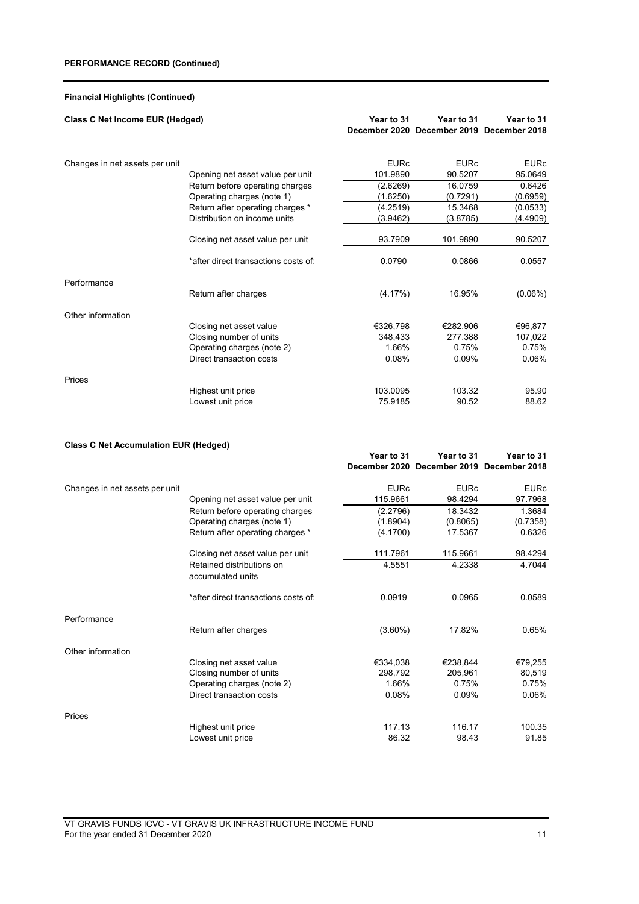**PERFORMANCE RECORD (Continued)**

**Financial Highlights (Continued)**

**Class C Net Income EUR (Hedged)**

| | | Year to 31 December 2020 | Year to 31 December 2019 | Year to 31 December 2018 |
|---|---|---|---|---|
| Changes in net assets per unit | | EURc | EURc | EURc |
| | Opening net asset value per unit | 101.9890 | 90.5207 | 95.0649 |
| | Return before operating charges | (2.6269) | 16.0759 | 0.6426 |
| | Operating charges (note 1) | (1.6250) | (0.7291) | (0.6959) |
| | Return after operating charges * | (4.2519) | 15.3468 | (0.0533) |
| | Distribution on income units | (3.9462) | (3.8785) | (4.4909) |
| | Closing net asset value per unit | 93.7909 | 101.9890 | 90.5207 |
| | *after direct transactions costs of: | 0.0790 | 0.0866 | 0.0557 |
| Performance | | | | |
| | Return after charges | (4.17%) | 16.95% | (0.06%) |
| Other information | | | | |
| | Closing net asset value | €326,798 | €282,906 | €96,877 |
| | Closing number of units | 348,433 | 277,388 | 107,022 |
| | Operating charges (note 2) | 1.66% | 0.75% | 0.75% |
| | Direct transaction costs | 0.08% | 0.09% | 0.06% |
| Prices | | | | |
| | Highest unit price | 103.0095 | 103.32 | 95.90 |
| | Lowest unit price | 75.9185 | 90.52 | 88.62 |

**Class C Net Accumulation EUR (Hedged)**

| | | Year to 31 December 2020 | Year to 31 December 2019 | Year to 31 December 2018 |
|---|---|---|---|---|
| Changes in net assets per unit | | EURc | EURc | EURc |
| | Opening net asset value per unit | 115.9661 | 98.4294 | 97.7968 |
| | Return before operating charges | (2.2796) | 18.3432 | 1.3684 |
| | Operating charges (note 1) | (1.8904) | (0.8065) | (0.7358) |
| | Return after operating charges * | (4.1700) | 17.5367 | 0.6326 |
| | Closing net asset value per unit | 111.7961 | 115.9661 | 98.4294 |
| | Retained distributions on accumulated units | 4.5551 | 4.2338 | 4.7044 |
| | *after direct transactions costs of: | 0.0919 | 0.0965 | 0.0589 |
| Performance | | | | |
| | Return after charges | (3.60%) | 17.82% | 0.65% |
| Other information | | | | |
| | Closing net asset value | €334,038 | €238,844 | €79,255 |
| | Closing number of units | 298,792 | 205,961 | 80,519 |
| | Operating charges (note 2) | 1.66% | 0.75% | 0.75% |
| | Direct transaction costs | 0.08% | 0.09% | 0.06% |
| Prices | | | | |
| | Highest unit price | 117.13 | 116.17 | 100.35 |
| | Lowest unit price | 86.32 | 98.43 | 91.85 |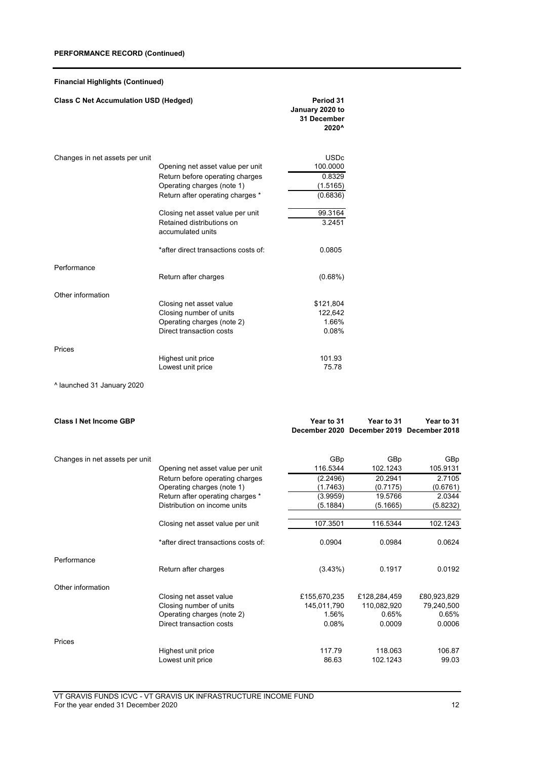**PERFORMANCE RECORD (Continued)**

**Financial Highlights (Continued)**

| **Class C Net Accumulation USD (Hedged)** | | **Period 31 January 2020 to 31 December 2020^** |
|---|---|---|
| Changes in net assets per unit | | USDc |
| | Opening net asset value per unit | 100.0000 |
| | Return before operating charges | 0.8329 |
| | Operating charges (note 1) | (1.5165) |
| | Return after operating charges * | (0.6836) |
| | Closing net asset value per unit | 99.3164 |
| | Retained distributions on accumulated units | 3.2451 |
| | *after direct transactions costs of: | 0.0805 |
| Performance | | |
| | Return after charges | (0.68%) |
| Other information | | |
| | Closing net asset value | $121,804 |
| | Closing number of units | 122,642 |
| | Operating charges (note 2) | 1.66% |
| | Direct transaction costs | 0.08% |
| Prices | | |
| | Highest unit price | 101.93 |
| | Lowest unit price | 75.78 |

^ launched 31 January 2020

| **Class I Net Income GBP** | | **Year to 31 December 2020** | **Year to 31 December 2019** | **Year to 31 December 2018** |
|---|---|---|---|---|
| Changes in net assets per unit | | GBp | GBp | GBp |
| | Opening net asset value per unit | 116.5344 | 102.1243 | 105.9131 |
| | Return before operating charges | (2.2496) | 20.2941 | 2.7105 |
| | Operating charges (note 1) | (1.7463) | (0.7175) | (0.6761) |
| | Return after operating charges * | (3.9959) | 19.5766 | 2.0344 |
| | Distribution on income units | (5.1884) | (5.1665) | (5.8232) |
| | Closing net asset value per unit | 107.3501 | 116.5344 | 102.1243 |
| | *after direct transactions costs of: | 0.0904 | 0.0984 | 0.0624 |
| Performance | | | | |
| | Return after charges | (3.43%) | 0.1917 | 0.0192 |
| Other information | | | | |
| | Closing net asset value | £155,670,235 | £128,284,459 | £80,923,829 |
| | Closing number of units | 145,011,790 | 110,082,920 | 79,240,500 |
| | Operating charges (note 2) | 1.56% | 0.65% | 0.65% |
| | Direct transaction costs | 0.08% | 0.0009 | 0.0006 |
| Prices | | | | |
| | Highest unit price | 117.79 | 118.063 | 106.87 |
| | Lowest unit price | 86.63 | 102.1243 | 99.03 |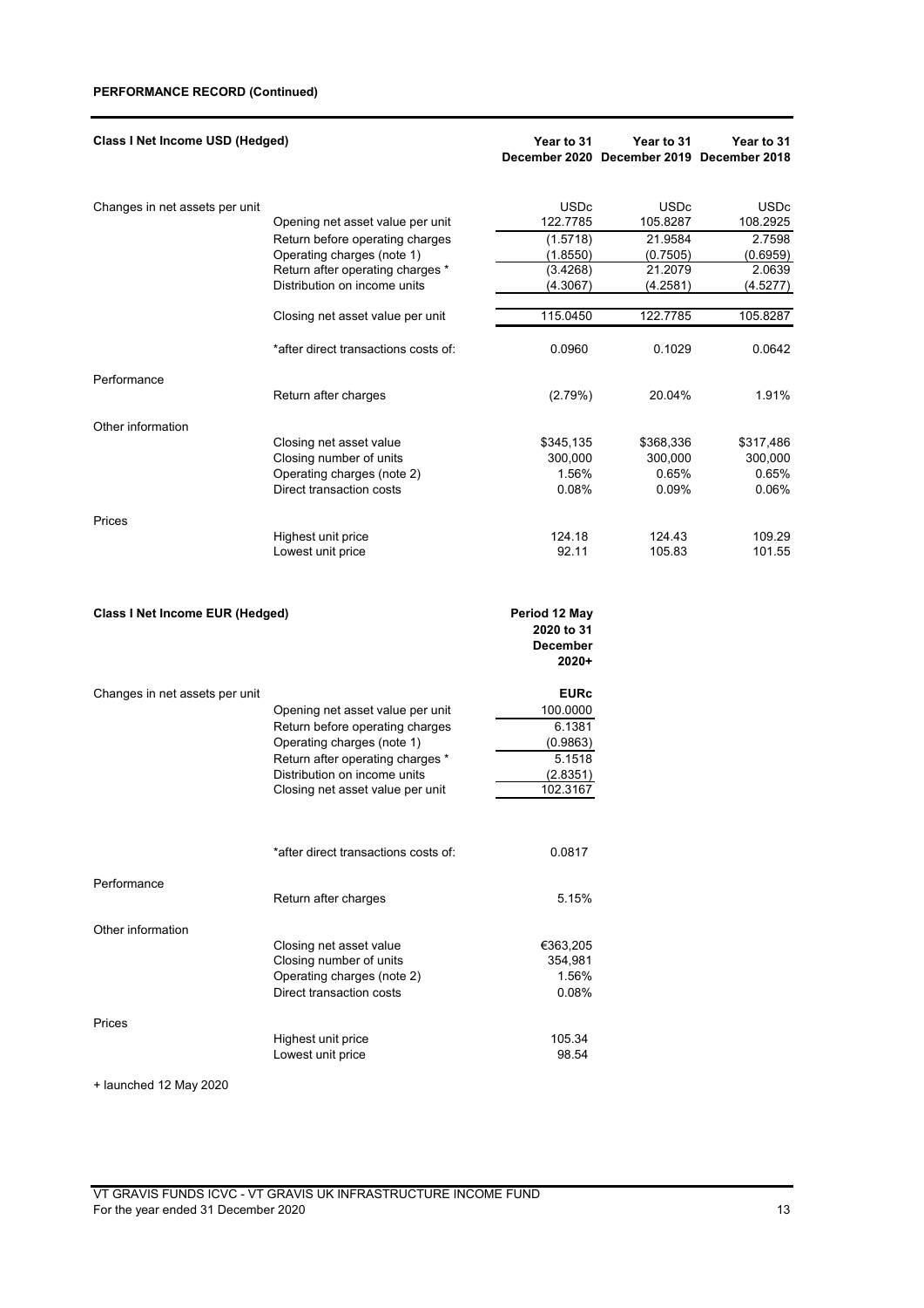**PERFORMANCE RECORD (Continued)**

| Class I Net Income USD (Hedged) | | Year to 31 December 2020 | Year to 31 December 2019 | Year to 31 December 2018 |
|---|---|---|---|---|
| Changes in net assets per unit | | USDc | USDc | USDc |
| | Opening net asset value per unit | 122.7785 | 105.8287 | 108.2925 |
| | Return before operating charges | (1.5718) | 21.9584 | 2.7598 |
| | Operating charges (note 1) | (1.8550) | (0.7505) | (0.6959) |
| | Return after operating charges * | (3.4268) | 21.2079 | 2.0639 |
| | Distribution on income units | (4.3067) | (4.2581) | (4.5277) |
| | Closing net asset value per unit | 115.0450 | 122.7785 | 105.8287 |
| | *after direct transactions costs of: | 0.0960 | 0.1029 | 0.0642 |
| Performance | | | | |
| | Return after charges | (2.79%) | 20.04% | 1.91% |
| Other information | | | | |
| | Closing net asset value | $345,135 | $368,336 | $317,486 |
| | Closing number of units | 300,000 | 300,000 | 300,000 |
| | Operating charges (note 2) | 1.56% | 0.65% | 0.65% |
| | Direct transaction costs | 0.08% | 0.09% | 0.06% |
| Prices | | | | |
| | Highest unit price | 124.18 | 124.43 | 109.29 |
| | Lowest unit price | 92.11 | 105.83 | 101.55 |

| Class I Net Income EUR (Hedged) | | Period 12 May 2020 to 31 December 2020+ |
|---|---|---|
| Changes in net assets per unit | | EURc |
| | Opening net asset value per unit | 100.0000 |
| | Return before operating charges | 6.1381 |
| | Operating charges (note 1) | (0.9863) |
| | Return after operating charges * | 5.1518 |
| | Distribution on income units | (2.8351) |
| | Closing net asset value per unit | 102.3167 |
| | *after direct transactions costs of: | 0.0817 |
| Performance | | |
| | Return after charges | 5.15% |
| Other information | | |
| | Closing net asset value | €363,205 |
| | Closing number of units | 354,981 |
| | Operating charges (note 2) | 1.56% |
| | Direct transaction costs | 0.08% |
| Prices | | |
| | Highest unit price | 105.34 |
| | Lowest unit price | 98.54 |

+ launched 12 May 2020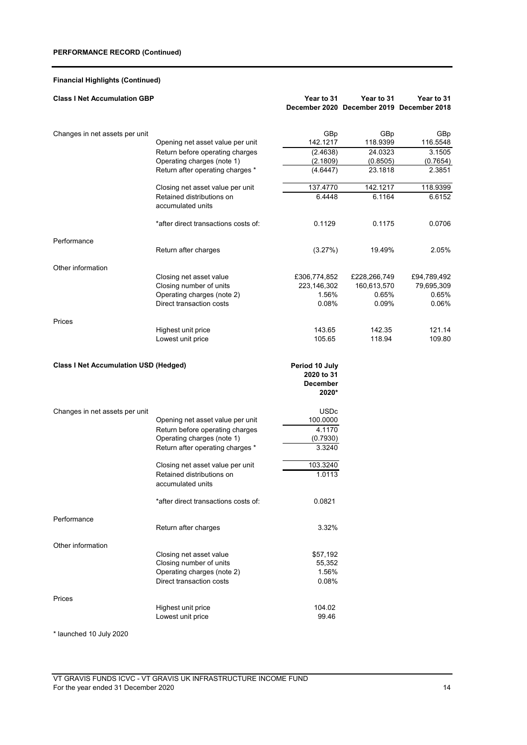**PERFORMANCE RECORD (Continued)**

**Financial Highlights (Continued)**

| **Class I Net Accumulation GBP** | | **Year to 31 December 2020** | **Year to 31 December 2019** | **Year to 31 December 2018** |
|---|---|---|---|---|
| Changes in net assets per unit | | GBp | GBp | GBp |
| | Opening net asset value per unit | 142.1217 | 118.9399 | 116.5548 |
| | Return before operating charges | (2.4638) | 24.0323 | 3.1505 |
| | Operating charges (note 1) | (2.1809) | (0.8505) | (0.7654) |
| | Return after operating charges * | (4.6447) | 23.1818 | 2.3851 |
| | Closing net asset value per unit | 137.4770 | 142.1217 | 118.9399 |
| | Retained distributions on accumulated units | 6.4448 | 6.1164 | 6.6152 |
| | *after direct transactions costs of: | 0.1129 | 0.1175 | 0.0706 |
| Performance | | | | |
| | Return after charges | (3.27%) | 19.49% | 2.05% |
| Other information | | | | |
| | Closing net asset value | £306,774,852 | £228,266,749 | £94,789,492 |
| | Closing number of units | 223,146,302 | 160,613,570 | 79,695,309 |
| | Operating charges (note 2) | 1.56% | 0.65% | 0.65% |
| | Direct transaction costs | 0.08% | 0.09% | 0.06% |
| Prices | | | | |
| | Highest unit price | 143.65 | 142.35 | 121.14 |
| | Lowest unit price | 105.65 | 118.94 | 109.80 |

| **Class I Net Accumulation USD (Hedged)** | | **Period 10 July 2020 to 31 December 2020*** |
|---|---|---|
| Changes in net assets per unit | | USDc |
| | Opening net asset value per unit | 100.0000 |
| | Return before operating charges | 4.1170 |
| | Operating charges (note 1) | (0.7930) |
| | Return after operating charges * | 3.3240 |
| | Closing net asset value per unit | 103.3240 |
| | Retained distributions on accumulated units | 1.0113 |
| | *after direct transactions costs of: | 0.0821 |
| Performance | | |
| | Return after charges | 3.32% |
| Other information | | |
| | Closing net asset value | $57,192 |
| | Closing number of units | 55,352 |
| | Operating charges (note 2) | 1.56% |
| | Direct transaction costs | 0.08% |
| Prices | | |
| | Highest unit price | 104.02 |
| | Lowest unit price | 99.46 |

* launched 10 July 2020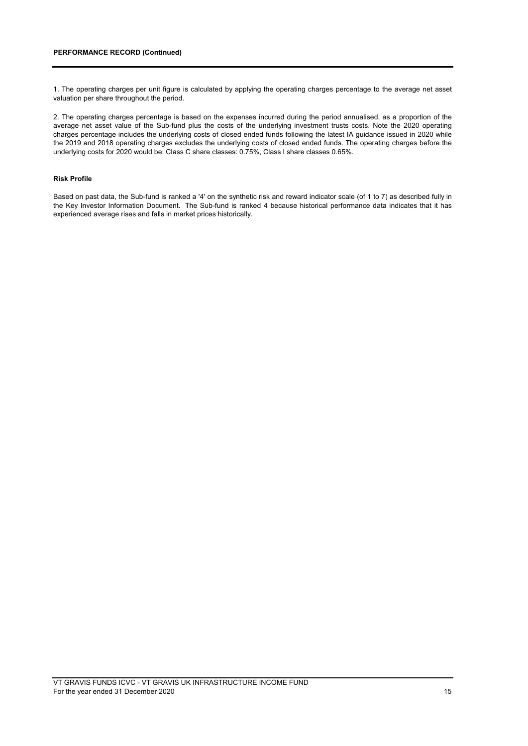**PERFORMANCE RECORD (Continued)**

1. The operating charges per unit figure is calculated by applying the operating charges percentage to the average net asset valuation per share throughout the period.

2. The operating charges percentage is based on the expenses incurred during the period annualised, as a proportion of the average net asset value of the Sub-fund plus the costs of the underlying investment trusts costs. Note the 2020 operating charges percentage includes the underlying costs of closed ended funds following the latest IA guidance issued in 2020 while the 2019 and 2018 operating charges excludes the underlying costs of closed ended funds. The operating charges before the underlying costs for 2020 would be: Class C share classes: 0.75%, Class I share classes 0.65%.

**Risk Profile**

Based on past data, the Sub-fund is ranked a '4' on the synthetic risk and reward indicator scale (of 1 to 7) as described fully in the Key Investor Information Document. The Sub-fund is ranked 4 because historical performance data indicates that it has experienced average rises and falls in market prices historically.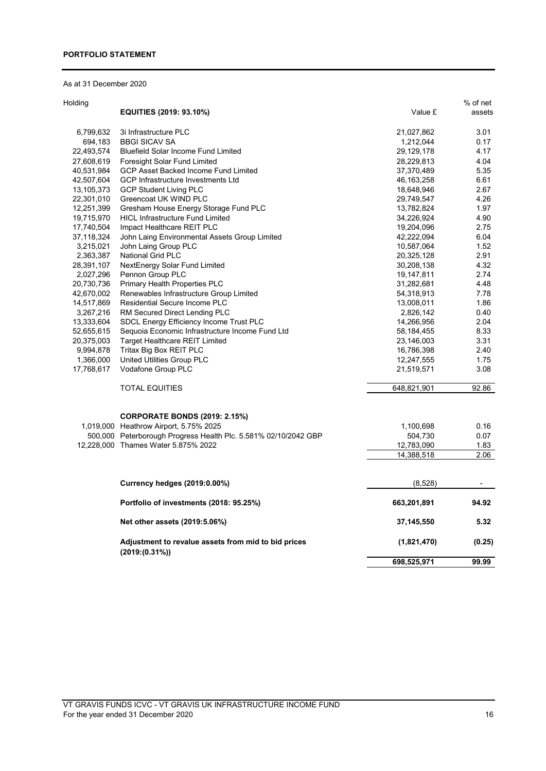## PORTFOLIO STATEMENT

As at 31 December 2020

| Holding | | Value £ | % of net assets |
|---|---|---|---|
| | **EQUITIES (2019: 93.10%)** | | |
| 6,799,632 | 3i Infrastructure PLC | 21,027,862 | 3.01 |
| 694,183 | BBGI SICAV SA | 1,212,044 | 0.17 |
| 22,493,574 | Bluefield Solar Income Fund Limited | 29,129,178 | 4.17 |
| 27,608,619 | Foresight Solar Fund Limited | 28,229,813 | 4.04 |
| 40,531,984 | GCP Asset Backed Income Fund Limited | 37,370,489 | 5.35 |
| 42,507,604 | GCP Infrastructure Investments Ltd | 46,163,258 | 6.61 |
| 13,105,373 | GCP Student Living PLC | 18,648,946 | 2.67 |
| 22,301,010 | Greencoat UK WIND PLC | 29,749,547 | 4.26 |
| 12,251,399 | Gresham House Energy Storage Fund PLC | 13,782,824 | 1.97 |
| 19,715,970 | HICL Infrastructure Fund Limited | 34,226,924 | 4.90 |
| 17,740,504 | Impact Healthcare REIT PLC | 19,204,096 | 2.75 |
| 37,118,324 | John Laing Environmental Assets Group Limited | 42,222,094 | 6.04 |
| 3,215,021 | John Laing Group PLC | 10,587,064 | 1.52 |
| 2,363,387 | National Grid PLC | 20,325,128 | 2.91 |
| 28,391,107 | NextEnergy Solar Fund Limited | 30,208,138 | 4.32 |
| 2,027,296 | Pennon Group PLC | 19,147,811 | 2.74 |
| 20,730,736 | Primary Health Properties PLC | 31,282,681 | 4.48 |
| 42,670,002 | Renewables Infrastructure Group Limited | 54,318,913 | 7.78 |
| 14,517,869 | Residential Secure Income PLC | 13,008,011 | 1.86 |
| 3,267,216 | RM Secured Direct Lending PLC | 2,826,142 | 0.40 |
| 13,333,604 | SDCL Energy Efficiency Income Trust PLC | 14,266,956 | 2.04 |
| 52,655,615 | Sequoia Economic Infrastructure Income Fund Ltd | 58,184,455 | 8.33 |
| 20,375,003 | Target Healthcare REIT Limited | 23,146,003 | 3.31 |
| 9,994,878 | Tritax Big Box REIT PLC | 16,786,398 | 2.40 |
| 1,366,000 | United Utilities Group PLC | 12,247,555 | 1.75 |
| 17,768,617 | Vodafone Group PLC | 21,519,571 | 3.08 |
| | TOTAL EQUITIES | 648,821,901 | 92.86 |
| | **CORPORATE BONDS (2019: 2.15%)** | | |
| 1,019,000 | Heathrow Airport, 5.75% 2025 | 1,100,698 | 0.16 |
| 500,000 | Peterborough Progress Health Plc. 5.581% 02/10/2042 GBP | 504,730 | 0.07 |
| 12,228,000 | Thames Water 5.875% 2022 | 12,783,090 | 1.83 |
| | | 14,388,518 | 2.06 |
| | **Currency hedges (2019:0.00%)** | (8,528) | - |
| | **Portfolio of investments (2018: 95.25%)** | **663,201,891** | **94.92** |
| | **Net other assets (2019:5.06%)** | **37,145,550** | **5.32** |
| | **Adjustment to revalue assets from mid to bid prices (2019:(0.31%))** | **(1,821,470)** | **(0.25)** |
| | | **698,525,971** | **99.99** |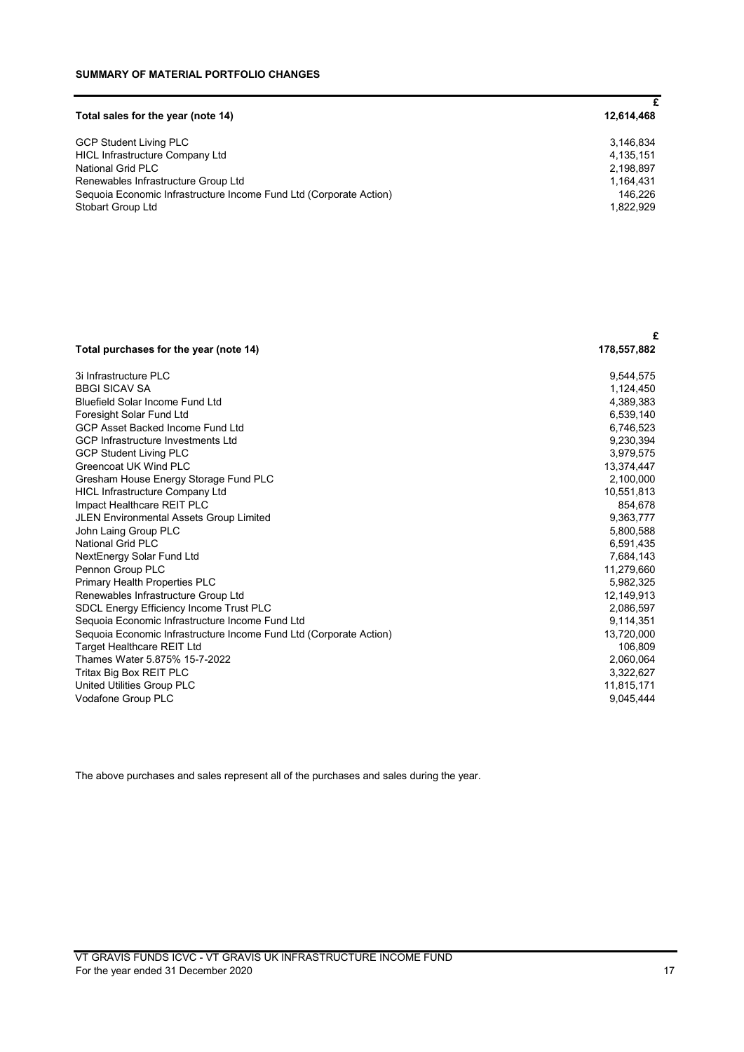**SUMMARY OF MATERIAL PORTFOLIO CHANGES**

| Total sales for the year (note 14) | £<br>12,614,468 |
|---|---|
| GCP Student Living PLC | 3,146,834 |
| HICL Infrastructure Company Ltd | 4,135,151 |
| National Grid PLC | 2,198,897 |
| Renewables Infrastructure Group Ltd | 1,164,431 |
| Sequoia Economic Infrastructure Income Fund Ltd (Corporate Action) | 146,226 |
| Stobart Group Ltd | 1,822,929 |

| Total purchases for the year (note 14) | £<br>178,557,882 |
|---|---|
| 3i Infrastructure PLC | 9,544,575 |
| BBGI SICAV SA | 1,124,450 |
| Bluefield Solar Income Fund Ltd | 4,389,383 |
| Foresight Solar Fund Ltd | 6,539,140 |
| GCP Asset Backed Income Fund Ltd | 6,746,523 |
| GCP Infrastructure Investments Ltd | 9,230,394 |
| GCP Student Living PLC | 3,979,575 |
| Greencoat UK Wind PLC | 13,374,447 |
| Gresham House Energy Storage Fund PLC | 2,100,000 |
| HICL Infrastructure Company Ltd | 10,551,813 |
| Impact Healthcare REIT PLC | 854,678 |
| JLEN Environmental Assets Group Limited | 9,363,777 |
| John Laing Group PLC | 5,800,588 |
| National Grid PLC | 6,591,435 |
| NextEnergy Solar Fund Ltd | 7,684,143 |
| Pennon Group PLC | 11,279,660 |
| Primary Health Properties PLC | 5,982,325 |
| Renewables Infrastructure Group Ltd | 12,149,913 |
| SDCL Energy Efficiency Income Trust PLC | 2,086,597 |
| Sequoia Economic Infrastructure Income Fund Ltd | 9,114,351 |
| Sequoia Economic Infrastructure Income Fund Ltd (Corporate Action) | 13,720,000 |
| Target Healthcare REIT Ltd | 106,809 |
| Thames Water 5.875% 15-7-2022 | 2,060,064 |
| Tritax Big Box REIT PLC | 3,322,627 |
| United Utilities Group PLC | 11,815,171 |
| Vodafone Group PLC | 9,045,444 |

The above purchases and sales represent all of the purchases and sales during the year.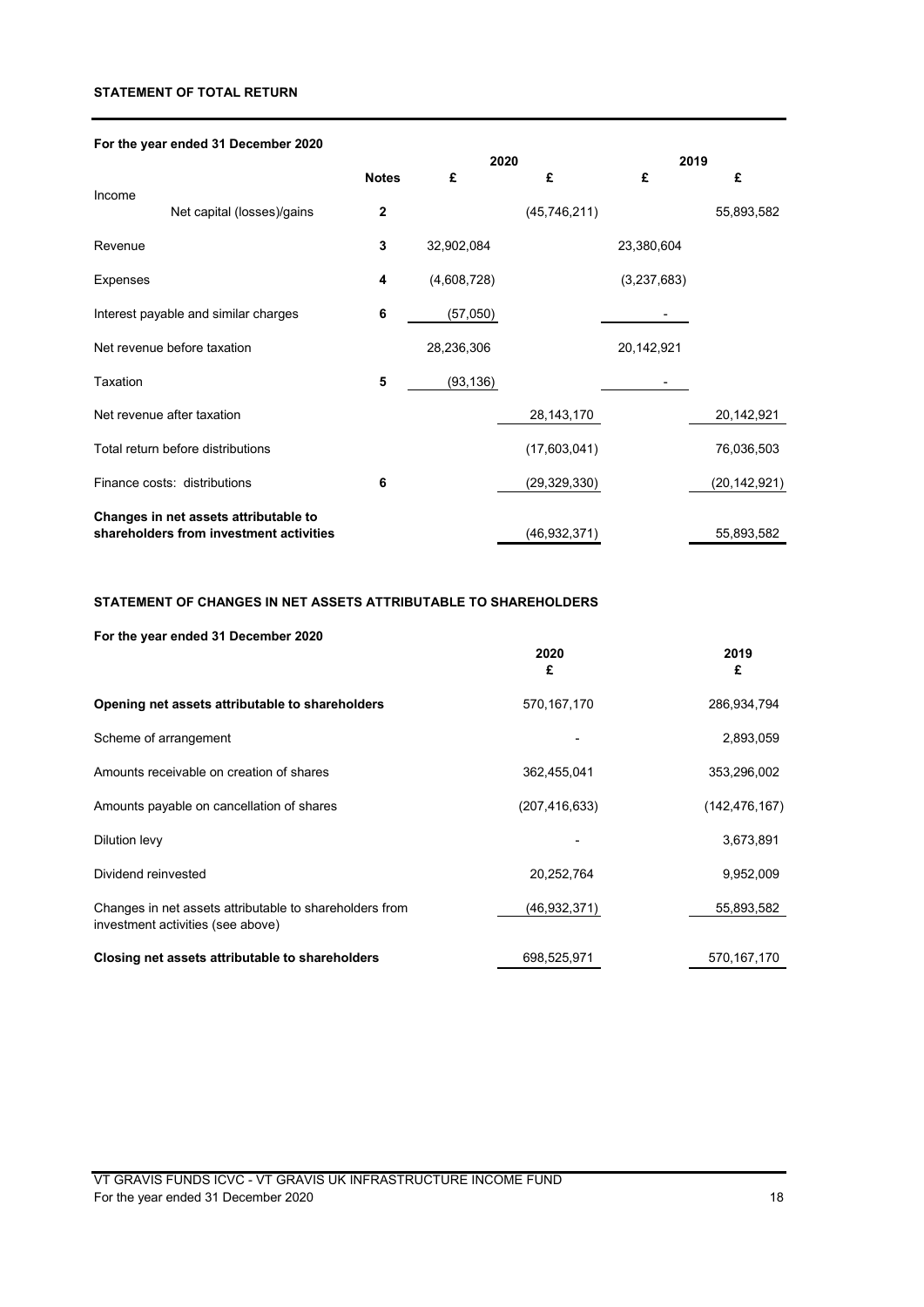## STATEMENT OF TOTAL RETURN

**For the year ended 31 December 2020**

| | Notes | 2020 £ | 2020 £ | 2019 £ | 2019 £ |
|---|---|---|---|---|---|
| Income | | | | | |
| Net capital (losses)/gains | 2 | | (45,746,211) | | 55,893,582 |
| Revenue | 3 | 32,902,084 | | 23,380,604 | |
| Expenses | 4 | (4,608,728) | | (3,237,683) | |
| Interest payable and similar charges | 6 | (57,050) | | - | |
| Net revenue before taxation | | 28,236,306 | | 20,142,921 | |
| Taxation | 5 | (93,136) | | - | |
| Net revenue after taxation | | | 28,143,170 | | 20,142,921 |
| Total return before distributions | | | (17,603,041) | | 76,036,503 |
| Finance costs: distributions | 6 | | (29,329,330) | | (20,142,921) |
| **Changes in net assets attributable to shareholders from investment activities** | | | (46,932,371) | | 55,893,582 |

## STATEMENT OF CHANGES IN NET ASSETS ATTRIBUTABLE TO SHAREHOLDERS

**For the year ended 31 December 2020**

| | 2020 £ | 2019 £ |
|---|---|---|
| **Opening net assets attributable to shareholders** | 570,167,170 | 286,934,794 |
| Scheme of arrangement | - | 2,893,059 |
| Amounts receivable on creation of shares | 362,455,041 | 353,296,002 |
| Amounts payable on cancellation of shares | (207,416,633) | (142,476,167) |
| Dilution levy | - | 3,673,891 |
| Dividend reinvested | 20,252,764 | 9,952,009 |
| Changes in net assets attributable to shareholders from investment activities (see above) | (46,932,371) | 55,893,582 |
| **Closing net assets attributable to shareholders** | 698,525,971 | 570,167,170 |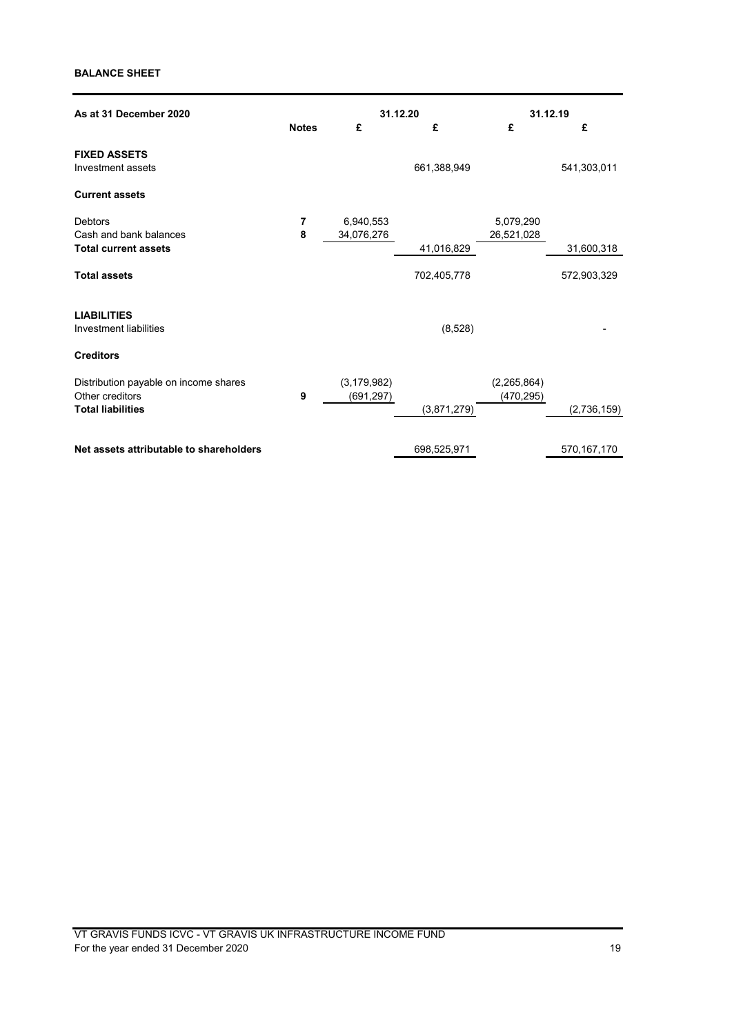**BALANCE SHEET**

| As at 31 December 2020 | Notes | 31.12.20 | | 31.12.19 | |
|---|---|---|---|---|---|
| | | £ | £ | £ | £ |
| **FIXED ASSETS** | | | | | |
| Investment assets | | | 661,388,949 | | 541,303,011 |
| **Current assets** | | | | | |
| Debtors | **7** | 6,940,553 | | 5,079,290 | |
| Cash and bank balances | **8** | 34,076,276 | | 26,521,028 | |
| **Total current assets** | | | 41,016,829 | | 31,600,318 |
| **Total assets** | | | 702,405,778 | | 572,903,329 |
| **LIABILITIES** | | | | | |
| Investment liabilities | | | (8,528) | | - |
| **Creditors** | | | | | |
| Distribution payable on income shares | | (3,179,982) | | (2,265,864) | |
| Other creditors | **9** | (691,297) | | (470,295) | |
| **Total liabilities** | | | (3,871,279) | | (2,736,159) |
| **Net assets attributable to shareholders** | | | 698,525,971 | | 570,167,170 |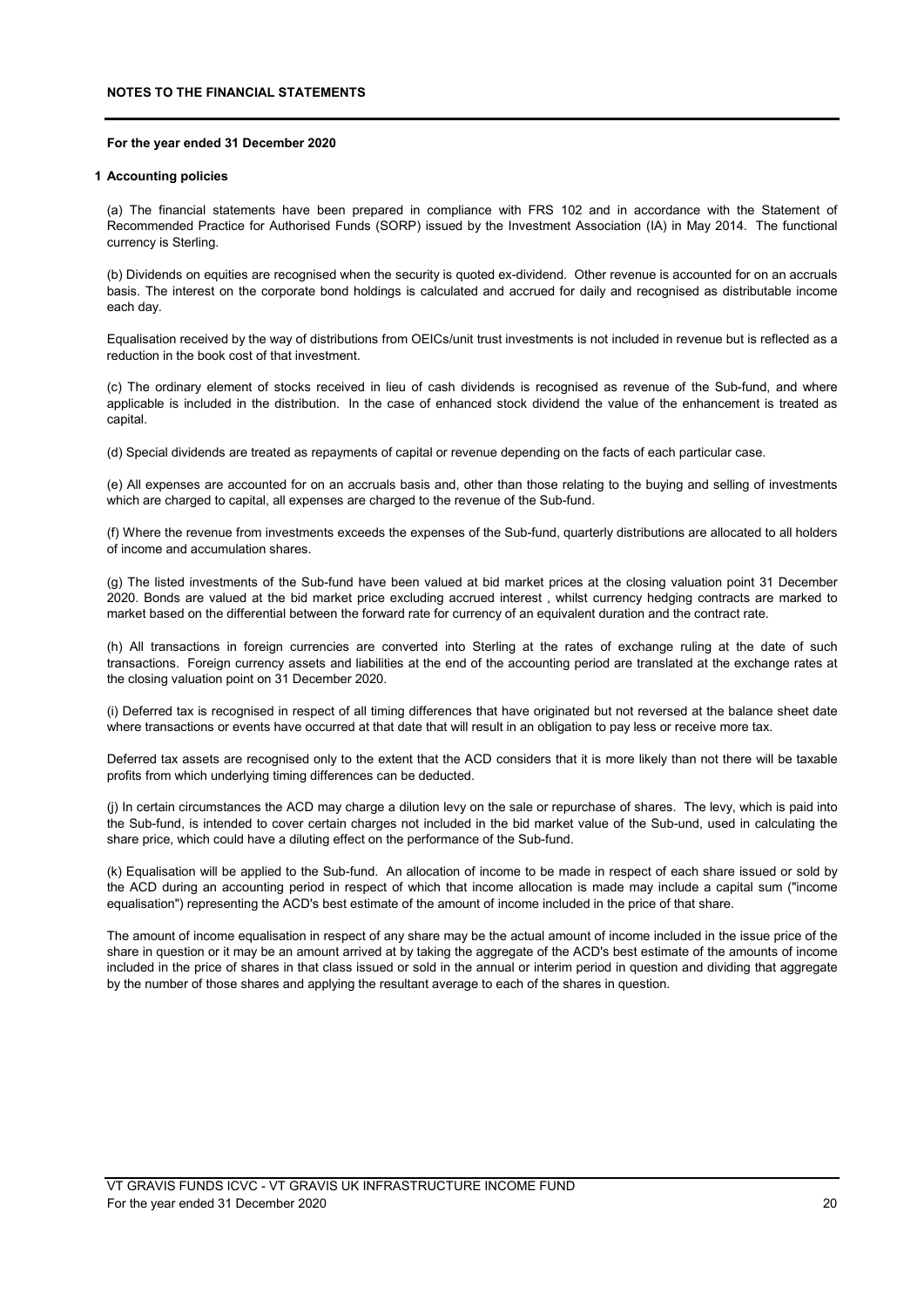## NOTES TO THE FINANCIAL STATEMENTS

**For the year ended 31 December 2020**

**1 Accounting policies**

(a) The financial statements have been prepared in compliance with FRS 102 and in accordance with the Statement of Recommended Practice for Authorised Funds (SORP) issued by the Investment Association (IA) in May 2014. The functional currency is Sterling.

(b) Dividends on equities are recognised when the security is quoted ex-dividend. Other revenue is accounted for on an accruals basis. The interest on the corporate bond holdings is calculated and accrued for daily and recognised as distributable income each day.

Equalisation received by the way of distributions from OEICs/unit trust investments is not included in revenue but is reflected as a reduction in the book cost of that investment.

(c) The ordinary element of stocks received in lieu of cash dividends is recognised as revenue of the Sub-fund, and where applicable is included in the distribution. In the case of enhanced stock dividend the value of the enhancement is treated as capital.

(d) Special dividends are treated as repayments of capital or revenue depending on the facts of each particular case.

(e) All expenses are accounted for on an accruals basis and, other than those relating to the buying and selling of investments which are charged to capital, all expenses are charged to the revenue of the Sub-fund.

(f) Where the revenue from investments exceeds the expenses of the Sub-fund, quarterly distributions are allocated to all holders of income and accumulation shares.

(g) The listed investments of the Sub-fund have been valued at bid market prices at the closing valuation point 31 December 2020. Bonds are valued at the bid market price excluding accrued interest , whilst currency hedging contracts are marked to market based on the differential between the forward rate for currency of an equivalent duration and the contract rate.

(h) All transactions in foreign currencies are converted into Sterling at the rates of exchange ruling at the date of such transactions. Foreign currency assets and liabilities at the end of the accounting period are translated at the exchange rates at the closing valuation point on 31 December 2020.

(i) Deferred tax is recognised in respect of all timing differences that have originated but not reversed at the balance sheet date where transactions or events have occurred at that date that will result in an obligation to pay less or receive more tax.

Deferred tax assets are recognised only to the extent that the ACD considers that it is more likely than not there will be taxable profits from which underlying timing differences can be deducted.

(j) In certain circumstances the ACD may charge a dilution levy on the sale or repurchase of shares. The levy, which is paid into the Sub-fund, is intended to cover certain charges not included in the bid market value of the Sub-und, used in calculating the share price, which could have a diluting effect on the performance of the Sub-fund.

(k) Equalisation will be applied to the Sub-fund. An allocation of income to be made in respect of each share issued or sold by the ACD during an accounting period in respect of which that income allocation is made may include a capital sum ("income equalisation") representing the ACD's best estimate of the amount of income included in the price of that share.

The amount of income equalisation in respect of any share may be the actual amount of income included in the issue price of the share in question or it may be an amount arrived at by taking the aggregate of the ACD's best estimate of the amounts of income included in the price of shares in that class issued or sold in the annual or interim period in question and dividing that aggregate by the number of those shares and applying the resultant average to each of the shares in question.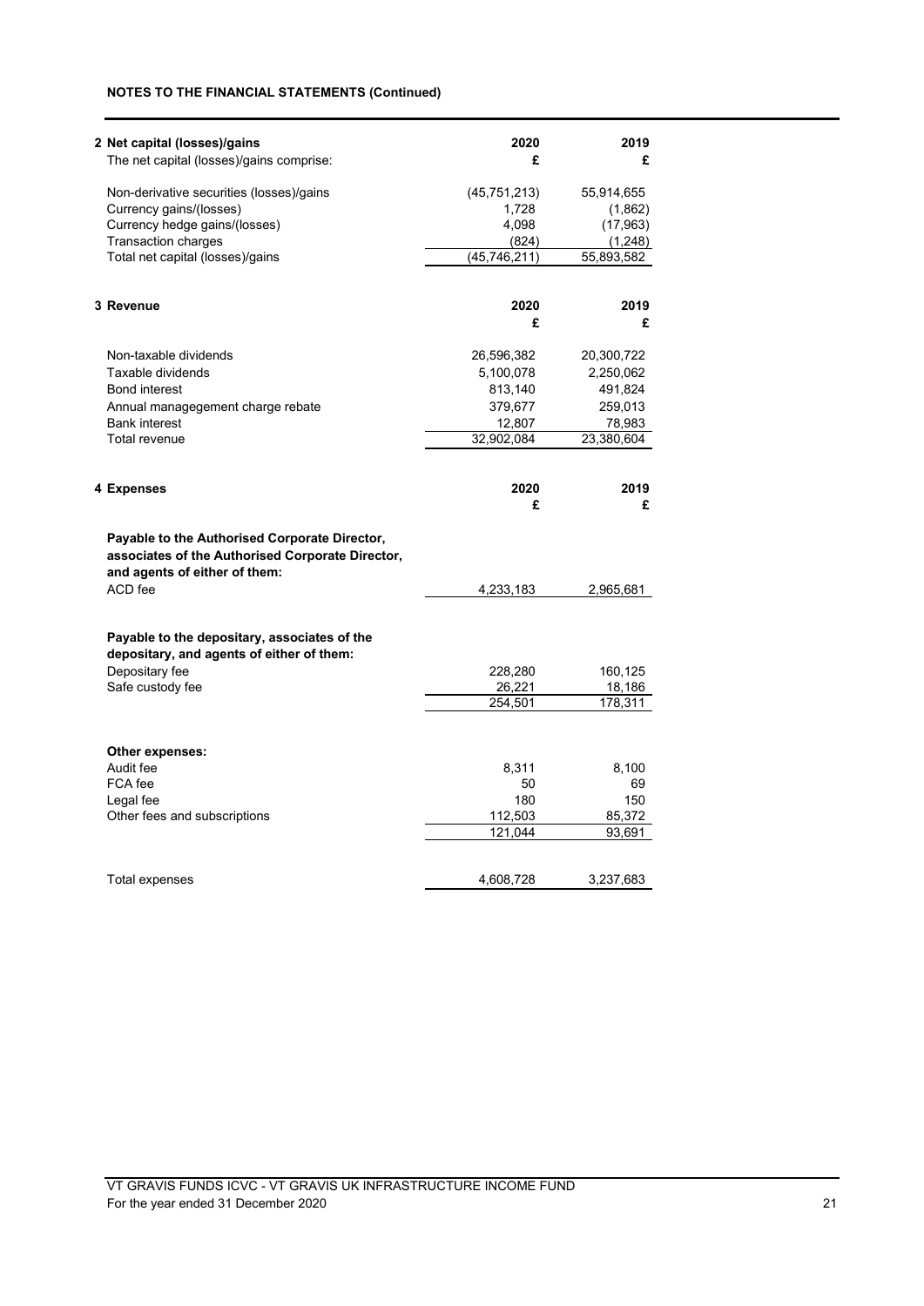**NOTES TO THE FINANCIAL STATEMENTS (Continued)**

| **2 Net capital (losses)/gains** | **2020** | **2019** |
|---|---|---|
| The net capital (losses)/gains comprise: | **£** | **£** |
| Non-derivative securities (losses)/gains | (45,751,213) | 55,914,655 |
| Currency gains/(losses) | 1,728 | (1,862) |
| Currency hedge gains/(losses) | 4,098 | (17,963) |
| Transaction charges | (824) | (1,248) |
| Total net capital (losses)/gains | (45,746,211) | 55,893,582 |

| **3 Revenue** | **2020** | **2019** |
|---|---|---|
| | **£** | **£** |
| Non-taxable dividends | 26,596,382 | 20,300,722 |
| Taxable dividends | 5,100,078 | 2,250,062 |
| Bond interest | 813,140 | 491,824 |
| Annual managegement charge rebate | 379,677 | 259,013 |
| Bank interest | 12,807 | 78,983 |
| Total revenue | 32,902,084 | 23,380,604 |

| **4 Expenses** | **2020** | **2019** |
|---|---|---|
| | **£** | **£** |
| **Payable to the Authorised Corporate Director, associates of the Authorised Corporate Director, and agents of either of them:** | | |
| ACD fee | 4,233,183 | 2,965,681 |
| **Payable to the depositary, associates of the depositary, and agents of either of them:** | | |
| Depositary fee | 228,280 | 160,125 |
| Safe custody fee | 26,221 | 18,186 |
| | 254,501 | 178,311 |
| **Other expenses:** | | |
| Audit fee | 8,311 | 8,100 |
| FCA fee | 50 | 69 |
| Legal fee | 180 | 150 |
| Other fees and subscriptions | 112,503 | 85,372 |
| | 121,044 | 93,691 |
| Total expenses | 4,608,728 | 3,237,683 |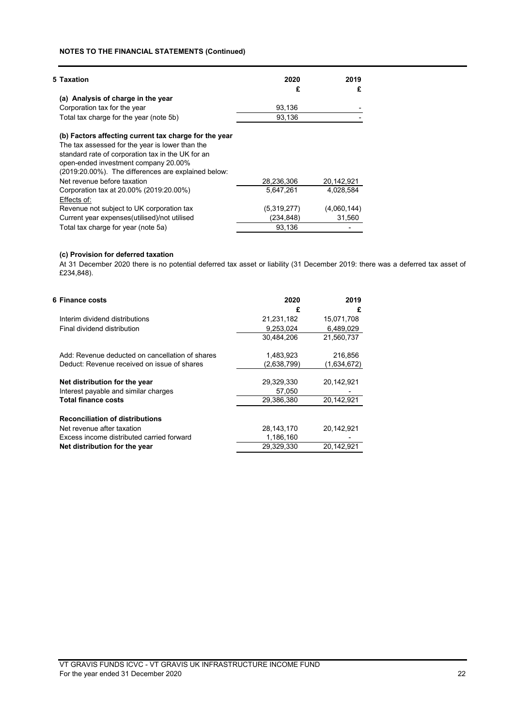**NOTES TO THE FINANCIAL STATEMENTS (Continued)**

## 5 Taxation

| | 2020 | 2019 |
|---|---|---|
| | £ | £ |
| **(a) Analysis of charge in the year** | | |
| Corporation tax for the year | 93,136 | - |
| Total tax charge for the year (note 5b) | 93,136 | - |

**(b) Factors affecting current tax charge for the year**

The tax assessed for the year is lower than the standard rate of corporation tax in the UK for an open-ended investment company 20.00% (2019:20.00%). The differences are explained below:

| | 2020 | 2019 |
|---|---|---|
| Net revenue before taxation | 28,236,306 | 20,142,921 |
| Corporation tax at 20.00% (2019:20.00%) | 5,647,261 | 4,028,584 |
| Effects of: | | |
| Revenue not subject to UK corporation tax | (5,319,277) | (4,060,144) |
| Current year expenses(utilised)/not utilised | (234,848) | 31,560 |
| Total tax charge for year (note 5a) | 93,136 | - |

**(c) Provision for deferred taxation**

At 31 December 2020 there is no potential deferred tax asset or liability (31 December 2019: there was a deferred tax asset of £234,848).

## 6 Finance costs

| | 2020 | 2019 |
|---|---|---|
| | £ | £ |
| Interim dividend distributions | 21,231,182 | 15,071,708 |
| Final dividend distribution | 9,253,024 | 6,489,029 |
| | 30,484,206 | 21,560,737 |
| Add: Revenue deducted on cancellation of shares | 1,483,923 | 216,856 |
| Deduct: Revenue received on issue of shares | (2,638,799) | (1,634,672) |
| **Net distribution for the year** | 29,329,330 | 20,142,921 |
| Interest payable and similar charges | 57,050 | - |
| **Total finance costs** | 29,386,380 | 20,142,921 |
| **Reconciliation of distributions** | | |
| Net revenue after taxation | 28,143,170 | 20,142,921 |
| Excess income distributed carried forward | 1,186,160 | - |
| **Net distribution for the year** | 29,329,330 | 20,142,921 |

VT GRAVIS FUNDS ICVC - VT GRAVIS UK INFRASTRUCTURE INCOME FUND
For the year ended 31 December 2020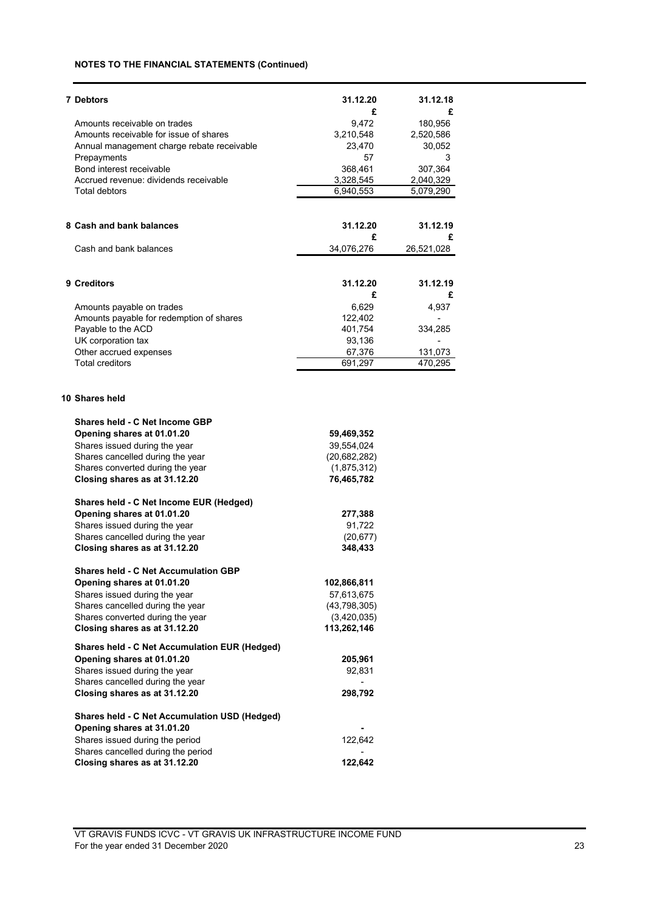**NOTES TO THE FINANCIAL STATEMENTS (Continued)**

**7 Debtors**

| | 31.12.20 | 31.12.18 |
|---|---|---|
| | £ | £ |
| Amounts receivable on trades | 9,472 | 180,956 |
| Amounts receivable for issue of shares | 3,210,548 | 2,520,586 |
| Annual management charge rebate receivable | 23,470 | 30,052 |
| Prepayments | 57 | 3 |
| Bond interest receivable | 368,461 | 307,364 |
| Accrued revenue: dividends receivable | 3,328,545 | 2,040,329 |
| Total debtors | 6,940,553 | 5,079,290 |

**8 Cash and bank balances**

| | 31.12.20 | 31.12.19 |
|---|---|---|
| | £ | £ |
| Cash and bank balances | 34,076,276 | 26,521,028 |

**9 Creditors**

| | 31.12.20 | 31.12.19 |
|---|---|---|
| | £ | £ |
| Amounts payable on trades | 6,629 | 4,937 |
| Amounts payable for redemption of shares | 122,402 | - |
| Payable to the ACD | 401,754 | 334,285 |
| UK corporation tax | 93,136 | - |
| Other accrued expenses | 67,376 | 131,073 |
| Total creditors | 691,297 | 470,295 |

**10 Shares held**

| | |
|---|---|
| **Shares held - C Net Income GBP** | |
| **Opening shares at 01.01.20** | **59,469,352** |
| Shares issued during the year | 39,554,024 |
| Shares cancelled during the year | (20,682,282) |
| Shares converted during the year | (1,875,312) |
| **Closing shares as at 31.12.20** | **76,465,782** |
| | |
| **Shares held - C Net Income EUR (Hedged)** | |
| **Opening shares at 01.01.20** | **277,388** |
| Shares issued during the year | 91,722 |
| Shares cancelled during the year | (20,677) |
| **Closing shares as at 31.12.20** | **348,433** |
| | |
| **Shares held - C Net Accumulation GBP** | |
| **Opening shares at 01.01.20** | **102,866,811** |
| Shares issued during the year | 57,613,675 |
| Shares cancelled during the year | (43,798,305) |
| Shares converted during the year | (3,420,035) |
| **Closing shares as at 31.12.20** | **113,262,146** |
| | |
| **Shares held - C Net Accumulation EUR (Hedged)** | |
| **Opening shares at 01.01.20** | **205,961** |
| Shares issued during the year | 92,831 |
| Shares cancelled during the year | - |
| **Closing shares as at 31.12.20** | **298,792** |
| | |
| **Shares held - C Net Accumulation USD (Hedged)** | |
| **Opening shares at 31.01.20** | **-** |
| Shares issued during the period | 122,642 |
| Shares cancelled during the period | - |
| **Closing shares as at 31.12.20** | **122,642** |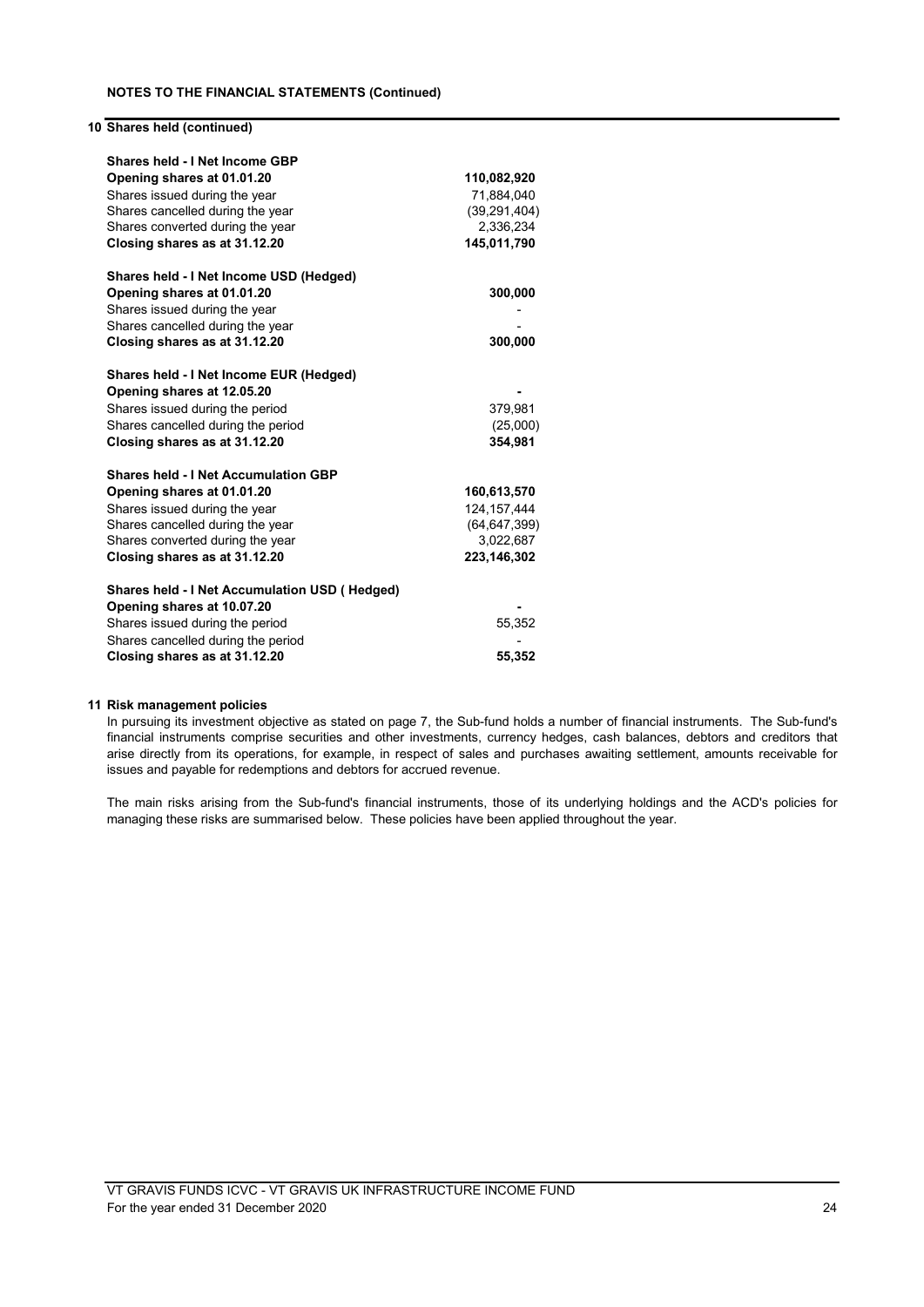**NOTES TO THE FINANCIAL STATEMENTS (Continued)**

## 10 Shares held (continued)

| | |
|---|---|
| **Shares held - I Net Income GBP** | |
| **Opening shares at 01.01.20** | **110,082,920** |
| Shares issued during the year | 71,884,040 |
| Shares cancelled during the year | (39,291,404) |
| Shares converted during the year | 2,336,234 |
| **Closing shares as at 31.12.20** | **145,011,790** |
| | |
| **Shares held - I Net Income USD (Hedged)** | |
| **Opening shares at 01.01.20** | **300,000** |
| Shares issued during the year | - |
| Shares cancelled during the year | - |
| **Closing shares as at 31.12.20** | **300,000** |
| | |
| **Shares held - I Net Income EUR (Hedged)** | |
| **Opening shares at 12.05.20** | **-** |
| Shares issued during the period | 379,981 |
| Shares cancelled during the period | (25,000) |
| **Closing shares as at 31.12.20** | **354,981** |
| | |
| **Shares held - I Net Accumulation GBP** | |
| **Opening shares at 01.01.20** | **160,613,570** |
| Shares issued during the year | 124,157,444 |
| Shares cancelled during the year | (64,647,399) |
| Shares converted during the year | 3,022,687 |
| **Closing shares as at 31.12.20** | **223,146,302** |
| | |
| **Shares held - I Net Accumulation USD ( Hedged)** | |
| **Opening shares at 10.07.20** | **-** |
| Shares issued during the period | 55,352 |
| Shares cancelled during the period | - |
| **Closing shares as at 31.12.20** | **55,352** |

## 11 Risk management policies

In pursuing its investment objective as stated on page 7, the Sub-fund holds a number of financial instruments. The Sub-fund's financial instruments comprise securities and other investments, currency hedges, cash balances, debtors and creditors that arise directly from its operations, for example, in respect of sales and purchases awaiting settlement, amounts receivable for issues and payable for redemptions and debtors for accrued revenue.

The main risks arising from the Sub-fund's financial instruments, those of its underlying holdings and the ACD's policies for managing these risks are summarised below. These policies have been applied throughout the year.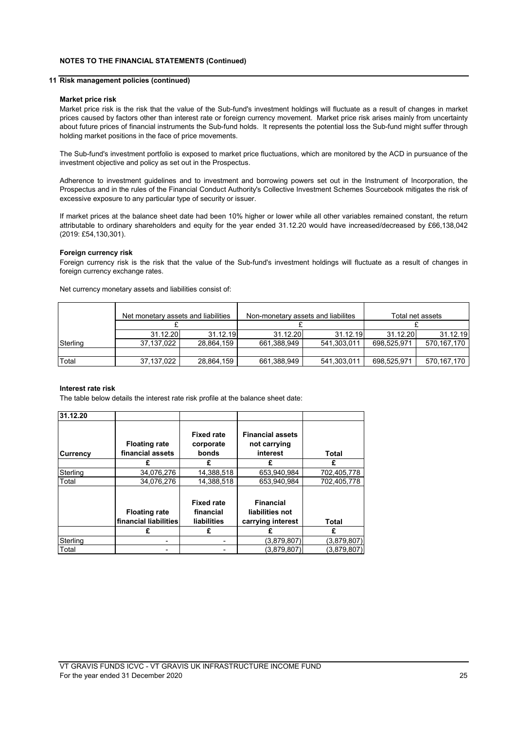**NOTES TO THE FINANCIAL STATEMENTS (Continued)**

**11 Risk management policies (continued)**

**Market price risk**

Market price risk is the risk that the value of the Sub-fund's investment holdings will fluctuate as a result of changes in market prices caused by factors other than interest rate or foreign currency movement. Market price risk arises mainly from uncertainty about future prices of financial instruments the Sub-fund holds. It represents the potential loss the Sub-fund might suffer through holding market positions in the face of price movements.

The Sub-fund's investment portfolio is exposed to market price fluctuations, which are monitored by the ACD in pursuance of the investment objective and policy as set out in the Prospectus.

Adherence to investment guidelines and to investment and borrowing powers set out in the Instrument of Incorporation, the Prospectus and in the rules of the Financial Conduct Authority's Collective Investment Schemes Sourcebook mitigates the risk of excessive exposure to any particular type of security or issuer.

If market prices at the balance sheet date had been 10% higher or lower while all other variables remained constant, the return attributable to ordinary shareholders and equity for the year ended 31.12.20 would have increased/decreased by £66,138,042 (2019: £54,130,301).

**Foreign currency risk**

Foreign currency risk is the risk that the value of the Sub-fund's investment holdings will fluctuate as a result of changes in foreign currency exchange rates.

Net currency monetary assets and liabilities consist of:

| | Net monetary assets and liabilities | | Non-monetary assets and liabilites | | Total net assets | |
|---|---|---|---|---|---|---|
| | £ | | £ | | £ | |
| | 31.12.20 | 31.12.19 | 31.12.20 | 31.12.19 | 31.12.20 | 31.12.19 |
| Sterling | 37,137,022 | 28,864,159 | 661,388,949 | 541,303,011 | 698,525,971 | 570,167,170 |
| | | | | | | |
| Total | 37,137,022 | 28,864,159 | 661,388,949 | 541,303,011 | 698,525,971 | 570,167,170 |

**Interest rate risk**

The table below details the interest rate risk profile at the balance sheet date:

| 31.12.20 | | | | |
|---|---|---|---|---|
| **Currency** | **Floating rate financial assets** | **Fixed rate corporate bonds** | **Financial assets not carrying interest** | **Total** |
| | **£** | **£** | **£** | **£** |
| Sterling | 34,076,276 | 14,388,518 | 653,940,984 | 702,405,778 |
| Total | 34,076,276 | 14,388,518 | 653,940,984 | 702,405,778 |
| | **Floating rate financial liabilities** | **Fixed rate financial liabilities** | **Financial liabilities not carrying interest** | **Total** |
| | **£** | **£** | **£** | **£** |
| Sterling | - | - | (3,879,807) | (3,879,807) |
| Total | - | - | (3,879,807) | (3,879,807) |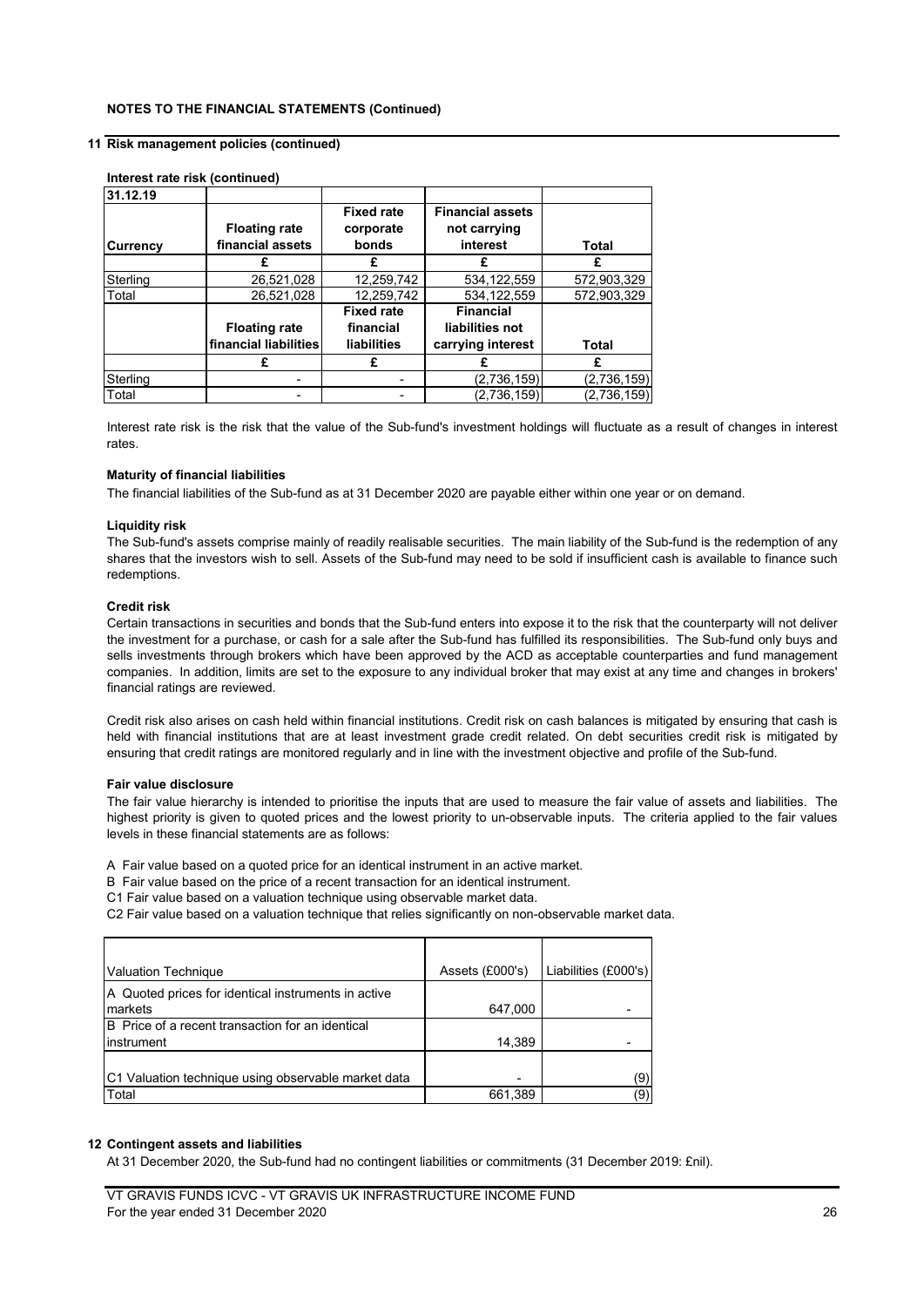**NOTES TO THE FINANCIAL STATEMENTS (Continued)**

## 11 Risk management policies (continued)

**Interest rate risk (continued)**

| 31.12.19 | | | | |
|---|---|---|---|---|
| **Currency** | **Floating rate financial assets** | **Fixed rate corporate bonds** | **Financial assets not carrying interest** | **Total** |
| | **£** | **£** | **£** | **£** |
| Sterling | 26,521,028 | 12,259,742 | 534,122,559 | 572,903,329 |
| Total | 26,521,028 | 12,259,742 | 534,122,559 | 572,903,329 |
| | **Floating rate financial liabilities** | **Fixed rate financial liabilities** | **Financial liabilities not carrying interest** | **Total** |
| | **£** | **£** | **£** | **£** |
| Sterling | - | - | (2,736,159) | (2,736,159) |
| Total | - | - | (2,736,159) | (2,736,159) |

Interest rate risk is the risk that the value of the Sub-fund's investment holdings will fluctuate as a result of changes in interest rates.

**Maturity of financial liabilities**

The financial liabilities of the Sub-fund as at 31 December 2020 are payable either within one year or on demand.

**Liquidity risk**

The Sub-fund's assets comprise mainly of readily realisable securities. The main liability of the Sub-fund is the redemption of any shares that the investors wish to sell. Assets of the Sub-fund may need to be sold if insufficient cash is available to finance such redemptions.

**Credit risk**

Certain transactions in securities and bonds that the Sub-fund enters into expose it to the risk that the counterparty will not deliver the investment for a purchase, or cash for a sale after the Sub-fund has fulfilled its responsibilities. The Sub-fund only buys and sells investments through brokers which have been approved by the ACD as acceptable counterparties and fund management companies. In addition, limits are set to the exposure to any individual broker that may exist at any time and changes in brokers' financial ratings are reviewed.

Credit risk also arises on cash held within financial institutions. Credit risk on cash balances is mitigated by ensuring that cash is held with financial institutions that are at least investment grade credit related. On debt securities credit risk is mitigated by ensuring that credit ratings are monitored regularly and in line with the investment objective and profile of the Sub-fund.

**Fair value disclosure**

The fair value hierarchy is intended to prioritise the inputs that are used to measure the fair value of assets and liabilities. The highest priority is given to quoted prices and the lowest priority to un-observable inputs. The criteria applied to the fair values levels in these financial statements are as follows:

A Fair value based on a quoted price for an identical instrument in an active market.
B Fair value based on the price of a recent transaction for an identical instrument.
C1 Fair value based on a valuation technique using observable market data.
C2 Fair value based on a valuation technique that relies significantly on non-observable market data.

| Valuation Technique | Assets (£000's) | Liabilities (£000's) |
|---|---|---|
| A Quoted prices for identical instruments in active markets | 647,000 | - |
| B Price of a recent transaction for an identical instrument | 14,389 | - |
| C1 Valuation technique using observable market data | - | (9) |
| Total | 661,389 | (9) |

## 12 Contingent assets and liabilities

At 31 December 2020, the Sub-fund had no contingent liabilities or commitments (31 December 2019: £nil).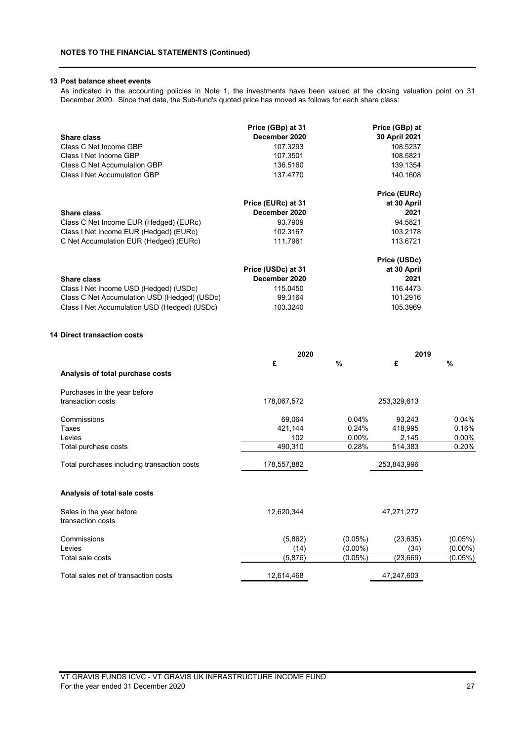**NOTES TO THE FINANCIAL STATEMENTS (Continued)**

## 13 Post balance sheet events

As indicated in the accounting policies in Note 1, the investments have been valued at the closing valuation point on 31 December 2020. Since that date, the Sub-fund's quoted price has moved as follows for each share class:

| Share class | Price (GBp) at 31 December 2020 | Price (GBp) at 30 April 2021 |
|---|---|---|
| Class C Net Income GBP | 107.3293 | 108.5237 |
| Class I Net Income GBP | 107.3501 | 108.5821 |
| Class C Net Accumulation GBP | 136.5160 | 139.1354 |
| Class I Net Accumulation GBP | 137.4770 | 140.1608 |

| Share class | Price (EURc) at 31 December 2020 | Price (EURc) at 30 April 2021 |
|---|---|---|
| Class C Net Income EUR (Hedged) (EURc) | 93.7909 | 94.5821 |
| Class I Net Income EUR (Hedged) (EURc) | 102.3167 | 103.2178 |
| C Net Accumulation EUR (Hedged) (EURc) | 111.7961 | 113.6721 |

| Share class | Price (USDc) at 31 December 2020 | Price (USDc) at 30 April 2021 |
|---|---|---|
| Class I Net Income USD (Hedged) (USDc) | 115.0450 | 116.4473 |
| Class C Net Accumulation USD (Hedged) (USDc) | 99.3164 | 101.2916 |
| Class I Net Accumulation USD (Hedged) (USDc) | 103.3240 | 105.3969 |

## 14 Direct transaction costs

| | 2020 | | 2019 | |
|---|---|---|---|---|
| | £ | % | £ | % |
| **Analysis of total purchase costs** | | | | |
| Purchases in the year before transaction costs | 178,067,572 | | 253,329,613 | |
| Commissions | 69,064 | 0.04% | 93,243 | 0.04% |
| Taxes | 421,144 | 0.24% | 418,995 | 0.16% |
| Levies | 102 | 0.00% | 2,145 | 0.00% |
| Total purchase costs | 490,310 | 0.28% | 514,383 | 0.20% |
| Total purchases including transaction costs | 178,557,882 | | 253,843,996 | |
| **Analysis of total sale costs** | | | | |
| Sales in the year before transaction costs | 12,620,344 | | 47,271,272 | |
| Commissions | (5,862) | (0.05%) | (23,635) | (0.05%) |
| Levies | (14) | (0.00%) | (34) | (0.00%) |
| Total sale costs | (5,876) | (0.05%) | (23,669) | (0.05%) |
| Total sales net of transaction costs | 12,614,468 | | 47,247,603 | |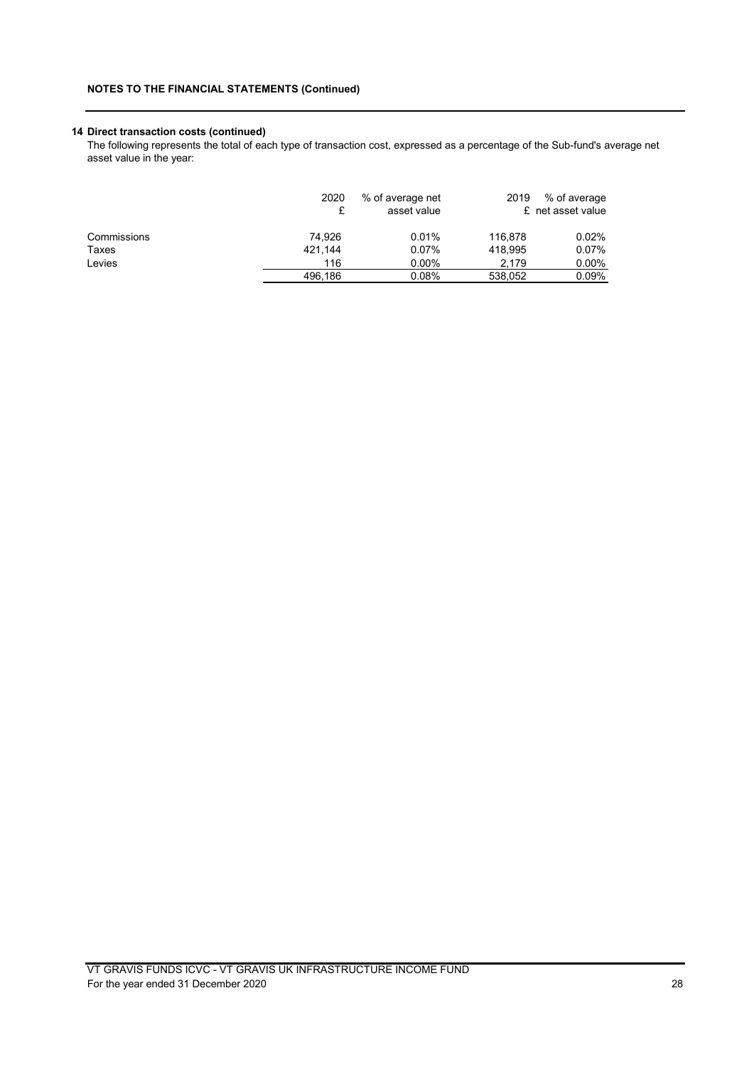**NOTES TO THE FINANCIAL STATEMENTS (Continued)**

**14 Direct transaction costs (continued)**

The following represents the total of each type of transaction cost, expressed as a percentage of the Sub-fund's average net asset value in the year:

| | 2020 £ | % of average net asset value | 2019 £ | % of average net asset value |
|---|---|---|---|---|
| Commissions | 74,926 | 0.01% | 116,878 | 0.02% |
| Taxes | 421,144 | 0.07% | 418,995 | 0.07% |
| Levies | 116 | 0.00% | 2,179 | 0.00% |
| | 496,186 | 0.08% | 538,052 | 0.09% |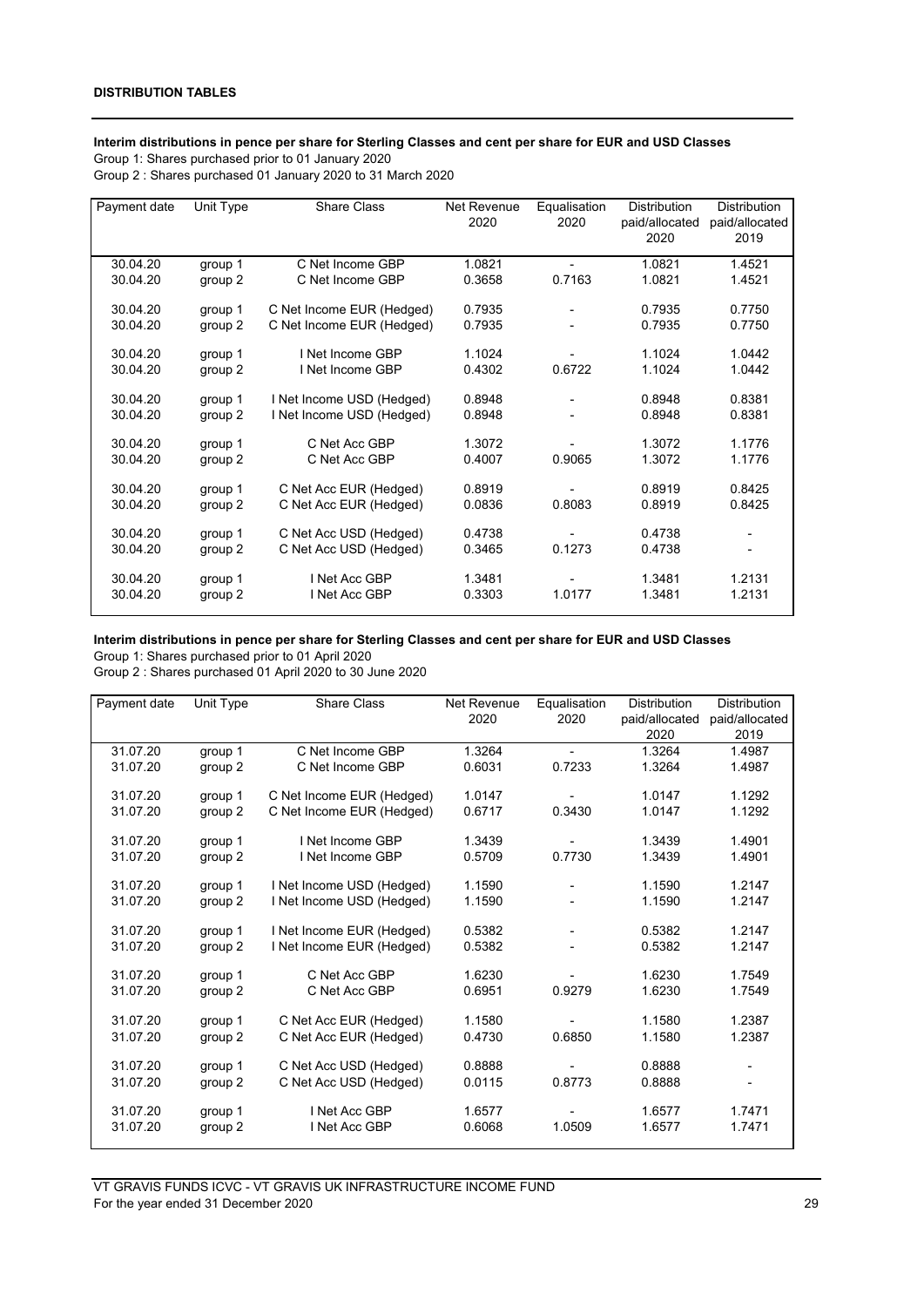**DISTRIBUTION TABLES**

**Interim distributions in pence per share for Sterling Classes and cent per share for EUR and USD Classes**

Group 1: Shares purchased prior to 01 January 2020

Group 2 : Shares purchased 01 January 2020 to 31 March 2020

| Payment date | Unit Type | Share Class | Net Revenue 2020 | Equalisation 2020 | Distribution paid/allocated 2020 | Distribution paid/allocated 2019 |
|---|---|---|---|---|---|---|
| 30.04.20 | group 1 | C Net Income GBP | 1.0821 | - | 1.0821 | 1.4521 |
| 30.04.20 | group 2 | C Net Income GBP | 0.3658 | 0.7163 | 1.0821 | 1.4521 |
| 30.04.20 | group 1 | C Net Income EUR (Hedged) | 0.7935 | - | 0.7935 | 0.7750 |
| 30.04.20 | group 2 | C Net Income EUR (Hedged) | 0.7935 | - | 0.7935 | 0.7750 |
| 30.04.20 | group 1 | I Net Income GBP | 1.1024 | - | 1.1024 | 1.0442 |
| 30.04.20 | group 2 | I Net Income GBP | 0.4302 | 0.6722 | 1.1024 | 1.0442 |
| 30.04.20 | group 1 | I Net Income USD (Hedged) | 0.8948 | - | 0.8948 | 0.8381 |
| 30.04.20 | group 2 | I Net Income USD (Hedged) | 0.8948 | - | 0.8948 | 0.8381 |
| 30.04.20 | group 1 | C Net Acc GBP | 1.3072 | - | 1.3072 | 1.1776 |
| 30.04.20 | group 2 | C Net Acc GBP | 0.4007 | 0.9065 | 1.3072 | 1.1776 |
| 30.04.20 | group 1 | C Net Acc EUR (Hedged) | 0.8919 | - | 0.8919 | 0.8425 |
| 30.04.20 | group 2 | C Net Acc EUR (Hedged) | 0.0836 | 0.8083 | 0.8919 | 0.8425 |
| 30.04.20 | group 1 | C Net Acc USD (Hedged) | 0.4738 | - | 0.4738 | - |
| 30.04.20 | group 2 | C Net Acc USD (Hedged) | 0.3465 | 0.1273 | 0.4738 | - |
| 30.04.20 | group 1 | I Net Acc GBP | 1.3481 | - | 1.3481 | 1.2131 |
| 30.04.20 | group 2 | I Net Acc GBP | 0.3303 | 1.0177 | 1.3481 | 1.2131 |

**Interim distributions in pence per share for Sterling Classes and cent per share for EUR and USD Classes**

Group 1: Shares purchased prior to 01 April 2020

Group 2 : Shares purchased 01 April 2020 to 30 June 2020

| Payment date | Unit Type | Share Class | Net Revenue 2020 | Equalisation 2020 | Distribution paid/allocated 2020 | Distribution paid/allocated 2019 |
|---|---|---|---|---|---|---|
| 31.07.20 | group 1 | C Net Income GBP | 1.3264 | - | 1.3264 | 1.4987 |
| 31.07.20 | group 2 | C Net Income GBP | 0.6031 | 0.7233 | 1.3264 | 1.4987 |
| 31.07.20 | group 1 | C Net Income EUR (Hedged) | 1.0147 | - | 1.0147 | 1.1292 |
| 31.07.20 | group 2 | C Net Income EUR (Hedged) | 0.6717 | 0.3430 | 1.0147 | 1.1292 |
| 31.07.20 | group 1 | I Net Income GBP | 1.3439 | - | 1.3439 | 1.4901 |
| 31.07.20 | group 2 | I Net Income GBP | 0.5709 | 0.7730 | 1.3439 | 1.4901 |
| 31.07.20 | group 1 | I Net Income USD (Hedged) | 1.1590 | - | 1.1590 | 1.2147 |
| 31.07.20 | group 2 | I Net Income USD (Hedged) | 1.1590 | - | 1.1590 | 1.2147 |
| 31.07.20 | group 1 | I Net Income EUR (Hedged) | 0.5382 | - | 0.5382 | 1.2147 |
| 31.07.20 | group 2 | I Net Income EUR (Hedged) | 0.5382 | - | 0.5382 | 1.2147 |
| 31.07.20 | group 1 | C Net Acc GBP | 1.6230 | - | 1.6230 | 1.7549 |
| 31.07.20 | group 2 | C Net Acc GBP | 0.6951 | 0.9279 | 1.6230 | 1.7549 |
| 31.07.20 | group 1 | C Net Acc EUR (Hedged) | 1.1580 | - | 1.1580 | 1.2387 |
| 31.07.20 | group 2 | C Net Acc EUR (Hedged) | 0.4730 | 0.6850 | 1.1580 | 1.2387 |
| 31.07.20 | group 1 | C Net Acc USD (Hedged) | 0.8888 | - | 0.8888 | - |
| 31.07.20 | group 2 | C Net Acc USD (Hedged) | 0.0115 | 0.8773 | 0.8888 | - |
| 31.07.20 | group 1 | I Net Acc GBP | 1.6577 | - | 1.6577 | 1.7471 |
| 31.07.20 | group 2 | I Net Acc GBP | 0.6068 | 1.0509 | 1.6577 | 1.7471 |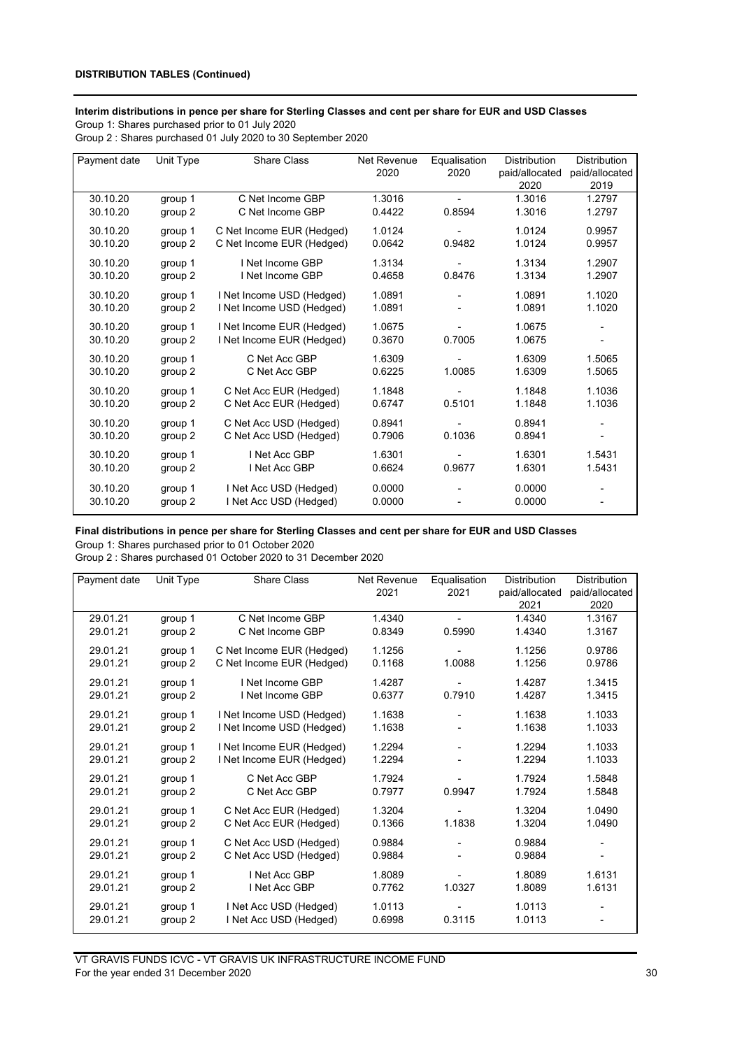**DISTRIBUTION TABLES (Continued)**

**Interim distributions in pence per share for Sterling Classes and cent per share for EUR and USD Classes**

Group 1: Shares purchased prior to 01 July 2020
Group 2 : Shares purchased 01 July 2020 to 30 September 2020

| Payment date | Unit Type | Share Class | Net Revenue 2020 | Equalisation 2020 | Distribution paid/allocated 2020 | Distribution paid/allocated 2019 |
|---|---|---|---|---|---|---|
| 30.10.20 | group 1 | C Net Income GBP | 1.3016 | - | 1.3016 | 1.2797 |
| 30.10.20 | group 2 | C Net Income GBP | 0.4422 | 0.8594 | 1.3016 | 1.2797 |
| 30.10.20 | group 1 | C Net Income EUR (Hedged) | 1.0124 | - | 1.0124 | 0.9957 |
| 30.10.20 | group 2 | C Net Income EUR (Hedged) | 0.0642 | 0.9482 | 1.0124 | 0.9957 |
| 30.10.20 | group 1 | I Net Income GBP | 1.3134 | - | 1.3134 | 1.2907 |
| 30.10.20 | group 2 | I Net Income GBP | 0.4658 | 0.8476 | 1.3134 | 1.2907 |
| 30.10.20 | group 1 | I Net Income USD (Hedged) | 1.0891 | - | 1.0891 | 1.1020 |
| 30.10.20 | group 2 | I Net Income USD (Hedged) | 1.0891 | - | 1.0891 | 1.1020 |
| 30.10.20 | group 1 | I Net Income EUR (Hedged) | 1.0675 | - | 1.0675 | - |
| 30.10.20 | group 2 | I Net Income EUR (Hedged) | 0.3670 | 0.7005 | 1.0675 | - |
| 30.10.20 | group 1 | C Net Acc GBP | 1.6309 | - | 1.6309 | 1.5065 |
| 30.10.20 | group 2 | C Net Acc GBP | 0.6225 | 1.0085 | 1.6309 | 1.5065 |
| 30.10.20 | group 1 | C Net Acc EUR (Hedged) | 1.1848 | - | 1.1848 | 1.1036 |
| 30.10.20 | group 2 | C Net Acc EUR (Hedged) | 0.6747 | 0.5101 | 1.1848 | 1.1036 |
| 30.10.20 | group 1 | C Net Acc USD (Hedged) | 0.8941 | - | 0.8941 | - |
| 30.10.20 | group 2 | C Net Acc USD (Hedged) | 0.7906 | 0.1036 | 0.8941 | - |
| 30.10.20 | group 1 | I Net Acc GBP | 1.6301 | - | 1.6301 | 1.5431 |
| 30.10.20 | group 2 | I Net Acc GBP | 0.6624 | 0.9677 | 1.6301 | 1.5431 |
| 30.10.20 | group 1 | I Net Acc USD (Hedged) | 0.0000 | - | 0.0000 | - |
| 30.10.20 | group 2 | I Net Acc USD (Hedged) | 0.0000 | - | 0.0000 | - |

**Final distributions in pence per share for Sterling Classes and cent per share for EUR and USD Classes**

Group 1: Shares purchased prior to 01 October 2020
Group 2 : Shares purchased 01 October 2020 to 31 December 2020

| Payment date | Unit Type | Share Class | Net Revenue 2021 | Equalisation 2021 | Distribution paid/allocated 2021 | Distribution paid/allocated 2020 |
|---|---|---|---|---|---|---|
| 29.01.21 | group 1 | C Net Income GBP | 1.4340 | - | 1.4340 | 1.3167 |
| 29.01.21 | group 2 | C Net Income GBP | 0.8349 | 0.5990 | 1.4340 | 1.3167 |
| 29.01.21 | group 1 | C Net Income EUR (Hedged) | 1.1256 | - | 1.1256 | 0.9786 |
| 29.01.21 | group 2 | C Net Income EUR (Hedged) | 0.1168 | 1.0088 | 1.1256 | 0.9786 |
| 29.01.21 | group 1 | I Net Income GBP | 1.4287 | - | 1.4287 | 1.3415 |
| 29.01.21 | group 2 | I Net Income GBP | 0.6377 | 0.7910 | 1.4287 | 1.3415 |
| 29.01.21 | group 1 | I Net Income USD (Hedged) | 1.1638 | - | 1.1638 | 1.1033 |
| 29.01.21 | group 2 | I Net Income USD (Hedged) | 1.1638 | - | 1.1638 | 1.1033 |
| 29.01.21 | group 1 | I Net Income EUR (Hedged) | 1.2294 | - | 1.2294 | 1.1033 |
| 29.01.21 | group 2 | I Net Income EUR (Hedged) | 1.2294 | - | 1.2294 | 1.1033 |
| 29.01.21 | group 1 | C Net Acc GBP | 1.7924 | - | 1.7924 | 1.5848 |
| 29.01.21 | group 2 | C Net Acc GBP | 0.7977 | 0.9947 | 1.7924 | 1.5848 |
| 29.01.21 | group 1 | C Net Acc EUR (Hedged) | 1.3204 | - | 1.3204 | 1.0490 |
| 29.01.21 | group 2 | C Net Acc EUR (Hedged) | 0.1366 | 1.1838 | 1.3204 | 1.0490 |
| 29.01.21 | group 1 | C Net Acc USD (Hedged) | 0.9884 | - | 0.9884 | - |
| 29.01.21 | group 2 | C Net Acc USD (Hedged) | 0.9884 | - | 0.9884 | - |
| 29.01.21 | group 1 | I Net Acc GBP | 1.8089 | - | 1.8089 | 1.6131 |
| 29.01.21 | group 2 | I Net Acc GBP | 0.7762 | 1.0327 | 1.8089 | 1.6131 |
| 29.01.21 | group 1 | I Net Acc USD (Hedged) | 1.0113 | - | 1.0113 | - |
| 29.01.21 | group 2 | I Net Acc USD (Hedged) | 0.6998 | 0.3115 | 1.0113 | - |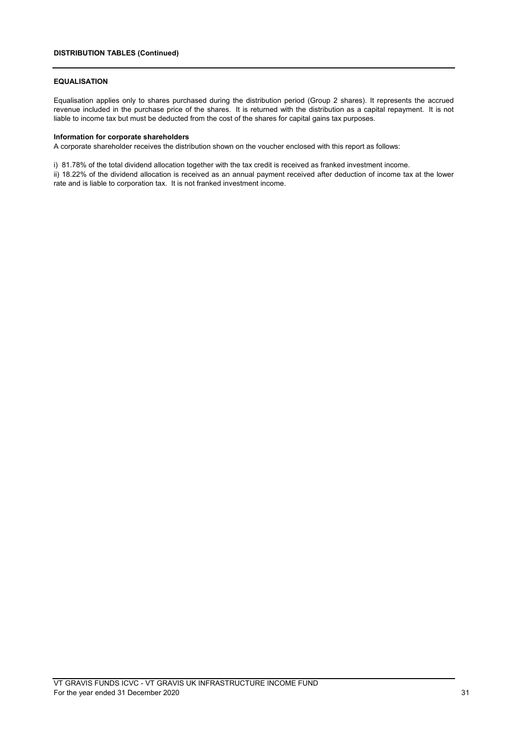## DISTRIBUTION TABLES (Continued)

### EQUALISATION

Equalisation applies only to shares purchased during the distribution period (Group 2 shares). It represents the accrued revenue included in the purchase price of the shares. It is returned with the distribution as a capital repayment. It is not liable to income tax but must be deducted from the cost of the shares for capital gains tax purposes.

**Information for corporate shareholders**

A corporate shareholder receives the distribution shown on the voucher enclosed with this report as follows:

i) 81.78% of the total dividend allocation together with the tax credit is received as franked investment income.

ii) 18.22% of the dividend allocation is received as an annual payment received after deduction of income tax at the lower rate and is liable to corporation tax. It is not franked investment income.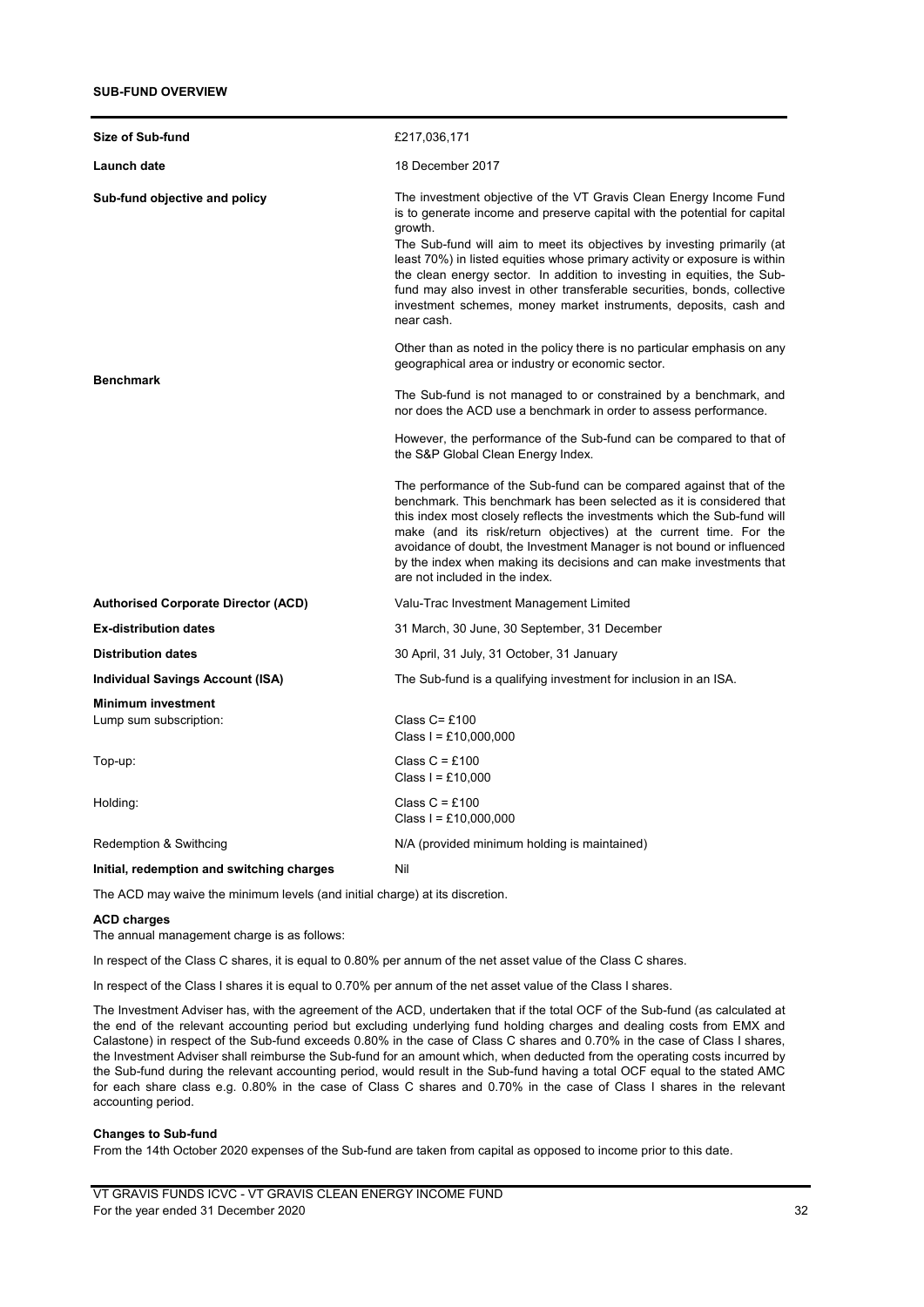## SUB-FUND OVERVIEW

| | |
|---|---|
| **Size of Sub-fund** | £217,036,171 |
| **Launch date** | 18 December 2017 |
| **Sub-fund objective and policy** | The investment objective of the VT Gravis Clean Energy Income Fund is to generate income and preserve capital with the potential for capital growth.<br>The Sub-fund will aim to meet its objectives by investing primarily (at least 70%) in listed equities whose primary activity or exposure is within the clean energy sector. In addition to investing in equities, the Sub-fund may also invest in other transferable securities, bonds, collective investment schemes, money market instruments, deposits, cash and near cash.<br><br>Other than as noted in the policy there is no particular emphasis on any geographical area or industry or economic sector. |
| **Benchmark** | The Sub-fund is not managed to or constrained by a benchmark, and nor does the ACD use a benchmark in order to assess performance.<br><br>However, the performance of the Sub-fund can be compared to that of the S&P Global Clean Energy Index.<br><br>The performance of the Sub-fund can be compared against that of the benchmark. This benchmark has been selected as it is considered that this index most closely reflects the investments which the Sub-fund will make (and its risk/return objectives) at the current time. For the avoidance of doubt, the Investment Manager is not bound or influenced by the index when making its decisions and can make investments that are not included in the index. |
| **Authorised Corporate Director (ACD)** | Valu-Trac Investment Management Limited |
| **Ex-distribution dates** | 31 March, 30 June, 30 September, 31 December |
| **Distribution dates** | 30 April, 31 July, 31 October, 31 January |
| **Individual Savings Account (ISA)** | The Sub-fund is a qualifying investment for inclusion in an ISA. |
| **Minimum investment** | |
| Lump sum subscription: | Class C= £100<br>Class I = £10,000,000 |
| Top-up: | Class C = £100<br>Class I = £10,000 |
| Holding: | Class C = £100<br>Class I = £10,000,000 |
| Redemption & Swithcing | N/A (provided minimum holding is maintained) |
| **Initial, redemption and switching charges** | Nil |

The ACD may waive the minimum levels (and initial charge) at its discretion.

**ACD charges**

The annual management charge is as follows:

In respect of the Class C shares, it is equal to 0.80% per annum of the net asset value of the Class C shares.

In respect of the Class I shares it is equal to 0.70% per annum of the net asset value of the Class I shares.

The Investment Adviser has, with the agreement of the ACD, undertaken that if the total OCF of the Sub-fund (as calculated at the end of the relevant accounting period but excluding underlying fund holding charges and dealing costs from EMX and Calastone) in respect of the Sub-fund exceeds 0.80% in the case of Class C shares and 0.70% in the case of Class I shares, the Investment Adviser shall reimburse the Sub-fund for an amount which, when deducted from the operating costs incurred by the Sub-fund during the relevant accounting period, would result in the Sub-fund having a total OCF equal to the stated AMC for each share class e.g. 0.80% in the case of Class C shares and 0.70% in the case of Class I shares in the relevant accounting period.

**Changes to Sub-fund**

From the 14th October 2020 expenses of the Sub-fund are taken from capital as opposed to income prior to this date.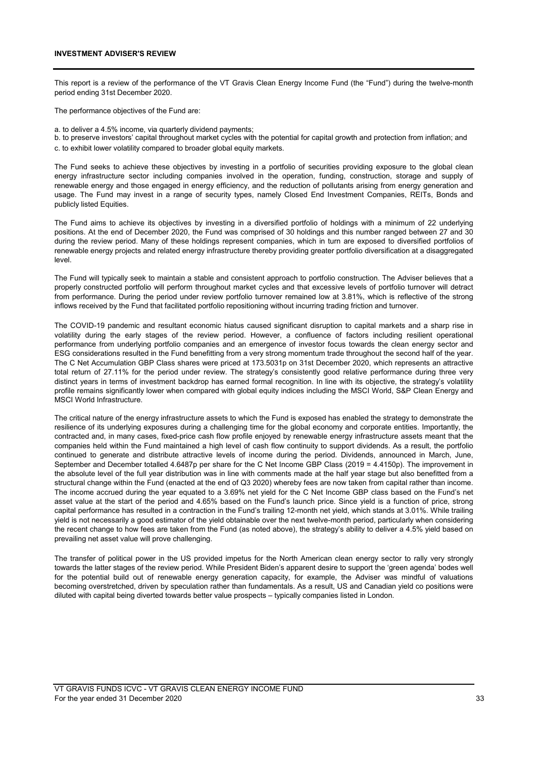## INVESTMENT ADVISER'S REVIEW

This report is a review of the performance of the VT Gravis Clean Energy Income Fund (the "Fund") during the twelve-month period ending 31st December 2020.

The performance objectives of the Fund are:

a. to deliver a 4.5% income, via quarterly dividend payments;
b. to preserve investors' capital throughout market cycles with the potential for capital growth and protection from inflation; and
c. to exhibit lower volatility compared to broader global equity markets.

The Fund seeks to achieve these objectives by investing in a portfolio of securities providing exposure to the global clean energy infrastructure sector including companies involved in the operation, funding, construction, storage and supply of renewable energy and those engaged in energy efficiency, and the reduction of pollutants arising from energy generation and usage. The Fund may invest in a range of security types, namely Closed End Investment Companies, REITs, Bonds and publicly listed Equities.

The Fund aims to achieve its objectives by investing in a diversified portfolio of holdings with a minimum of 22 underlying positions. At the end of December 2020, the Fund was comprised of 30 holdings and this number ranged between 27 and 30 during the review period. Many of these holdings represent companies, which in turn are exposed to diversified portfolios of renewable energy projects and related energy infrastructure thereby providing greater portfolio diversification at a disaggregated level.

The Fund will typically seek to maintain a stable and consistent approach to portfolio construction. The Adviser believes that a properly constructed portfolio will perform throughout market cycles and that excessive levels of portfolio turnover will detract from performance. During the period under review portfolio turnover remained low at 3.81%, which is reflective of the strong inflows received by the Fund that facilitated portfolio repositioning without incurring trading friction and turnover.

The COVID-19 pandemic and resultant economic hiatus caused significant disruption to capital markets and a sharp rise in volatility during the early stages of the review period. However, a confluence of factors including resilient operational performance from underlying portfolio companies and an emergence of investor focus towards the clean energy sector and ESG considerations resulted in the Fund benefitting from a very strong momentum trade throughout the second half of the year. The C Net Accumulation GBP Class shares were priced at 173.5031p on 31st December 2020, which represents an attractive total return of 27.11% for the period under review. The strategy's consistently good relative performance during three very distinct years in terms of investment backdrop has earned formal recognition. In line with its objective, the strategy's volatility profile remains significantly lower when compared with global equity indices including the MSCI World, S&P Clean Energy and MSCI World Infrastructure.

The critical nature of the energy infrastructure assets to which the Fund is exposed has enabled the strategy to demonstrate the resilience of its underlying exposures during a challenging time for the global economy and corporate entities. Importantly, the contracted and, in many cases, fixed-price cash flow profile enjoyed by renewable energy infrastructure assets meant that the companies held within the Fund maintained a high level of cash flow continuity to support dividends. As a result, the portfolio continued to generate and distribute attractive levels of income during the period. Dividends, announced in March, June, September and December totalled 4.6487p per share for the C Net Income GBP Class (2019 = 4.4150p). The improvement in the absolute level of the full year distribution was in line with comments made at the half year stage but also benefitted from a structural change within the Fund (enacted at the end of Q3 2020) whereby fees are now taken from capital rather than income. The income accrued during the year equated to a 3.69% net yield for the C Net Income GBP class based on the Fund's net asset value at the start of the period and 4.65% based on the Fund's launch price. Since yield is a function of price, strong capital performance has resulted in a contraction in the Fund's trailing 12-month net yield, which stands at 3.01%. While trailing yield is not necessarily a good estimator of the yield obtainable over the next twelve-month period, particularly when considering the recent change to how fees are taken from the Fund (as noted above), the strategy's ability to deliver a 4.5% yield based on prevailing net asset value will prove challenging.

The transfer of political power in the US provided impetus for the North American clean energy sector to rally very strongly towards the latter stages of the review period. While President Biden's apparent desire to support the 'green agenda' bodes well for the potential build out of renewable energy generation capacity, for example, the Adviser was mindful of valuations becoming overstretched, driven by speculation rather than fundamentals. As a result, US and Canadian yield co positions were diluted with capital being diverted towards better value prospects – typically companies listed in London.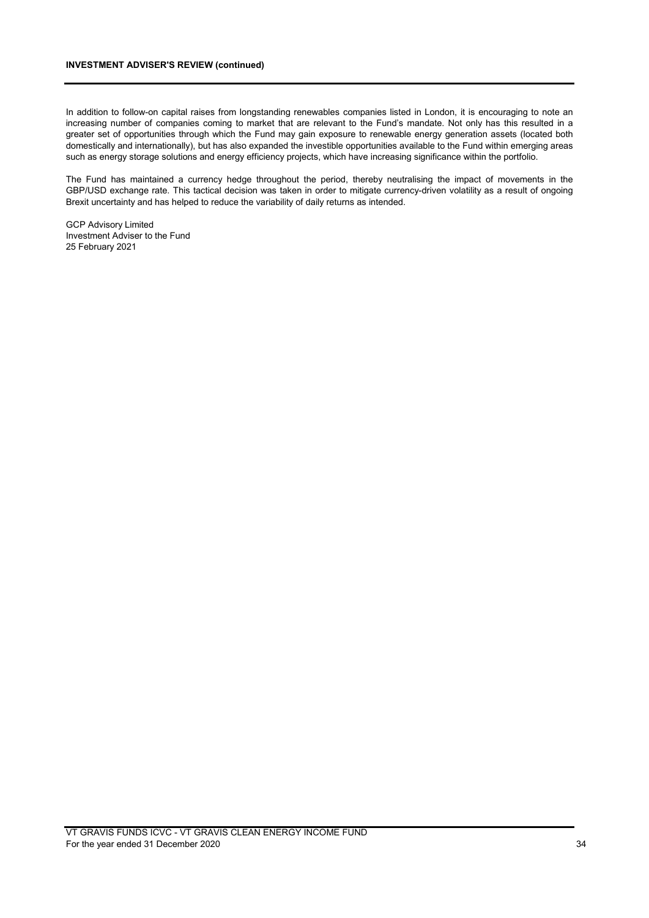In addition to follow-on capital raises from longstanding renewables companies listed in London, it is encouraging to note an increasing number of companies coming to market that are relevant to the Fund's mandate. Not only has this resulted in a greater set of opportunities through which the Fund may gain exposure to renewable energy generation assets (located both domestically and internationally), but has also expanded the investible opportunities available to the Fund within emerging areas such as energy storage solutions and energy efficiency projects, which have increasing significance within the portfolio.

The Fund has maintained a currency hedge throughout the period, thereby neutralising the impact of movements in the GBP/USD exchange rate. This tactical decision was taken in order to mitigate currency-driven volatility as a result of ongoing Brexit uncertainty and has helped to reduce the variability of daily returns as intended.

GCP Advisory Limited
Investment Adviser to the Fund
25 February 2021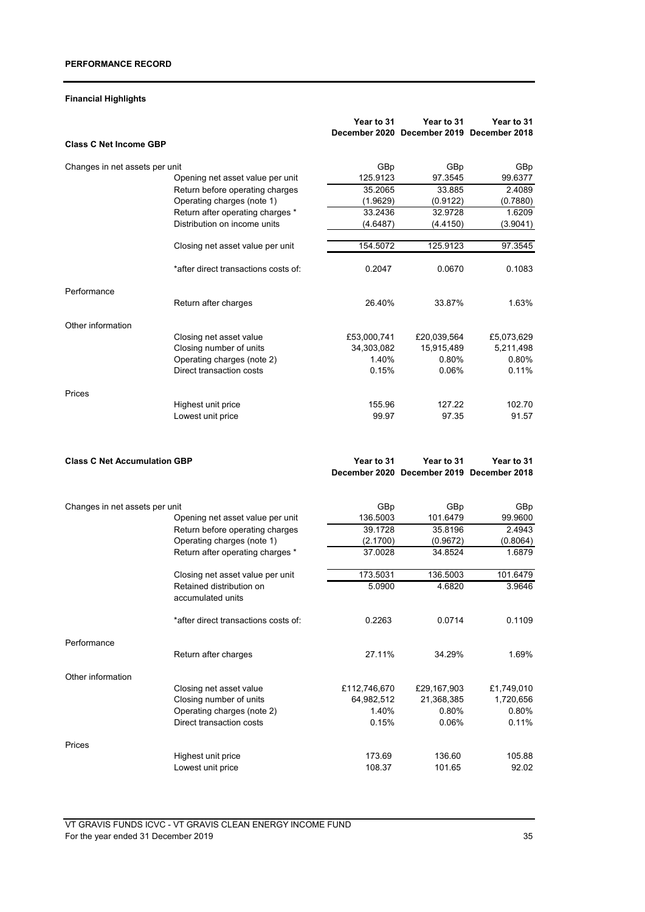## PERFORMANCE RECORD

### Financial Highlights

| Class C Net Income GBP | | Year to 31 December 2020 | Year to 31 December 2019 | Year to 31 December 2018 |
|---|---|---|---|---|
| Changes in net assets per unit | | GBp | GBp | GBp |
| | Opening net asset value per unit | 125.9123 | 97.3545 | 99.6377 |
| | Return before operating charges | 35.2065 | 33.885 | 2.4089 |
| | Operating charges (note 1) | (1.9629) | (0.9122) | (0.7880) |
| | Return after operating charges * | 33.2436 | 32.9728 | 1.6209 |
| | Distribution on income units | (4.6487) | (4.4150) | (3.9041) |
| | Closing net asset value per unit | 154.5072 | 125.9123 | 97.3545 |
| | *after direct transactions costs of: | 0.2047 | 0.0670 | 0.1083 |
| Performance | | | | |
| | Return after charges | 26.40% | 33.87% | 1.63% |
| Other information | | | | |
| | Closing net asset value | £53,000,741 | £20,039,564 | £5,073,629 |
| | Closing number of units | 34,303,082 | 15,915,489 | 5,211,498 |
| | Operating charges (note 2) | 1.40% | 0.80% | 0.80% |
| | Direct transaction costs | 0.15% | 0.06% | 0.11% |
| Prices | | | | |
| | Highest unit price | 155.96 | 127.22 | 102.70 |
| | Lowest unit price | 99.97 | 97.35 | 91.57 |

| Class C Net Accumulation GBP | | Year to 31 December 2020 | Year to 31 December 2019 | Year to 31 December 2018 |
|---|---|---|---|---|
| Changes in net assets per unit | | GBp | GBp | GBp |
| | Opening net asset value per unit | 136.5003 | 101.6479 | 99.9600 |
| | Return before operating charges | 39.1728 | 35.8196 | 2.4943 |
| | Operating charges (note 1) | (2.1700) | (0.9672) | (0.8064) |
| | Return after operating charges * | 37.0028 | 34.8524 | 1.6879 |
| | Closing net asset value per unit | 173.5031 | 136.5003 | 101.6479 |
| | Retained distribution on accumulated units | 5.0900 | 4.6820 | 3.9646 |
| | *after direct transactions costs of: | 0.2263 | 0.0714 | 0.1109 |
| Performance | | | | |
| | Return after charges | 27.11% | 34.29% | 1.69% |
| Other information | | | | |
| | Closing net asset value | £112,746,670 | £29,167,903 | £1,749,010 |
| | Closing number of units | 64,982,512 | 21,368,385 | 1,720,656 |
| | Operating charges (note 2) | 1.40% | 0.80% | 0.80% |
| | Direct transaction costs | 0.15% | 0.06% | 0.11% |
| Prices | | | | |
| | Highest unit price | 173.69 | 136.60 | 105.88 |
| | Lowest unit price | 108.37 | 101.65 | 92.02 |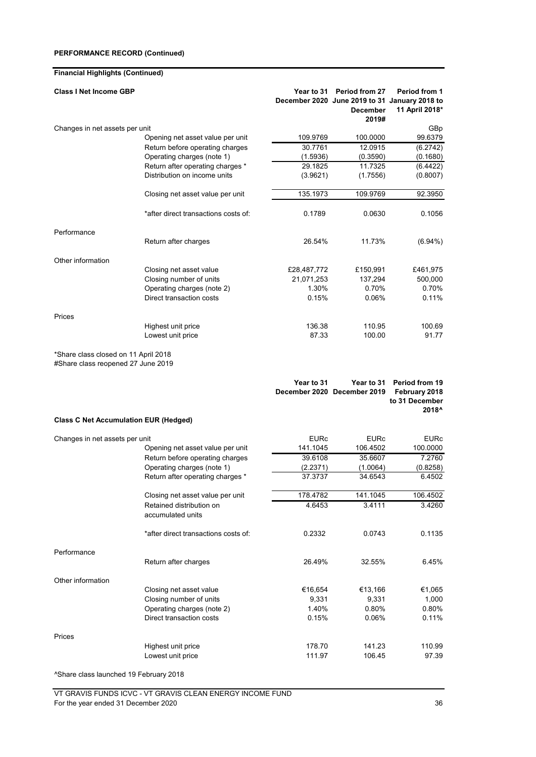**PERFORMANCE RECORD (Continued)**

**Financial Highlights (Continued)**

| **Class I Net Income GBP** | | **Year to 31 December 2020** | **Period from 27 June 2019 to 31 December 2019#** | **Period from 1 January 2018 to 11 April 2018*** |
|---|---|---|---|---|
| Changes in net assets per unit | | | | GBp |
| | Opening net asset value per unit | 109.9769 | 100.0000 | 99.6379 |
| | Return before operating charges | 30.7761 | 12.0915 | (6.2742) |
| | Operating charges (note 1) | (1.5936) | (0.3590) | (0.1680) |
| | Return after operating charges * | 29.1825 | 11.7325 | (6.4422) |
| | Distribution on income units | (3.9621) | (1.7556) | (0.8007) |
| | Closing net asset value per unit | 135.1973 | 109.9769 | 92.3950 |
| | *after direct transactions costs of: | 0.1789 | 0.0630 | 0.1056 |
| Performance | | | | |
| | Return after charges | 26.54% | 11.73% | (6.94%) |
| Other information | | | | |
| | Closing net asset value | £28,487,772 | £150,991 | £461,975 |
| | Closing number of units | 21,071,253 | 137,294 | 500,000 |
| | Operating charges (note 2) | 1.30% | 0.70% | 0.70% |
| | Direct transaction costs | 0.15% | 0.06% | 0.11% |
| Prices | | | | |
| | Highest unit price | 136.38 | 110.95 | 100.69 |
| | Lowest unit price | 87.33 | 100.00 | 91.77 |

*Share class closed on 11 April 2018
#Share class reopened 27 June 2019

| **Class C Net Accumulation EUR (Hedged)** | | **Year to 31 December 2020** | **Year to 31 December 2019** | **Period from 19 February 2018 to 31 December 2018^** |
|---|---|---|---|---|
| Changes in net assets per unit | | EURc | EURc | EURc |
| | Opening net asset value per unit | 141.1045 | 106.4502 | 100.0000 |
| | Return before operating charges | 39.6108 | 35.6607 | 7.2760 |
| | Operating charges (note 1) | (2.2371) | (1.0064) | (0.8258) |
| | Return after operating charges * | 37.3737 | 34.6543 | 6.4502 |
| | Closing net asset value per unit | 178.4782 | 141.1045 | 106.4502 |
| | Retained distribution on accumulated units | 4.6453 | 3.4111 | 3.4260 |
| | *after direct transactions costs of: | 0.2332 | 0.0743 | 0.1135 |
| Performance | | | | |
| | Return after charges | 26.49% | 32.55% | 6.45% |
| Other information | | | | |
| | Closing net asset value | €16,654 | €13,166 | €1,065 |
| | Closing number of units | 9,331 | 9,331 | 1,000 |
| | Operating charges (note 2) | 1.40% | 0.80% | 0.80% |
| | Direct transaction costs | 0.15% | 0.06% | 0.11% |
| Prices | | | | |
| | Highest unit price | 178.70 | 141.23 | 110.99 |
| | Lowest unit price | 111.97 | 106.45 | 97.39 |

^Share class launched 19 February 2018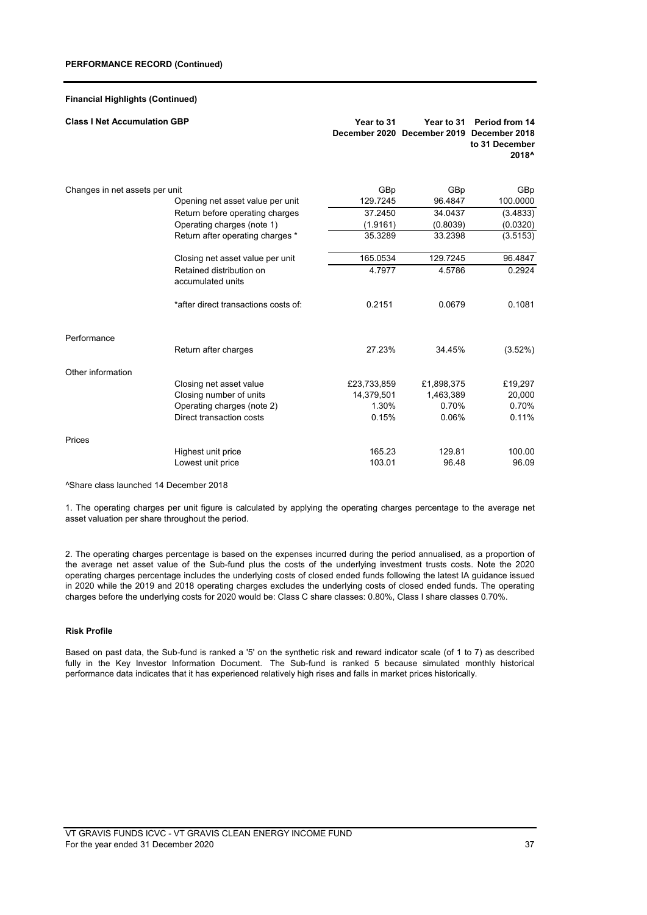**PERFORMANCE RECORD (Continued)**

**Financial Highlights (Continued)**

| **Class I Net Accumulation GBP** | | **Year to 31 December 2020** | **Year to 31 December 2019** | **Period from 14 December 2018 to 31 December 2018^** |
|---|---|---|---|---|
| Changes in net assets per unit | | GBp | GBp | GBp |
| | Opening net asset value per unit | 129.7245 | 96.4847 | 100.0000 |
| | Return before operating charges | 37.2450 | 34.0437 | (3.4833) |
| | Operating charges (note 1) | (1.9161) | (0.8039) | (0.0320) |
| | Return after operating charges * | 35.3289 | 33.2398 | (3.5153) |
| | Closing net asset value per unit | 165.0534 | 129.7245 | 96.4847 |
| | Retained distribution on accumulated units | 4.7977 | 4.5786 | 0.2924 |
| | *after direct transactions costs of: | 0.2151 | 0.0679 | 0.1081 |
| Performance | | | | |
| | Return after charges | 27.23% | 34.45% | (3.52%) |
| Other information | | | | |
| | Closing net asset value | £23,733,859 | £1,898,375 | £19,297 |
| | Closing number of units | 14,379,501 | 1,463,389 | 20,000 |
| | Operating charges (note 2) | 1.30% | 0.70% | 0.70% |
| | Direct transaction costs | 0.15% | 0.06% | 0.11% |
| Prices | | | | |
| | Highest unit price | 165.23 | 129.81 | 100.00 |
| | Lowest unit price | 103.01 | 96.48 | 96.09 |

^Share class launched 14 December 2018

1. The operating charges per unit figure is calculated by applying the operating charges percentage to the average net asset valuation per share throughout the period.

2. The operating charges percentage is based on the expenses incurred during the period annualised, as a proportion of the average net asset value of the Sub-fund plus the costs of the underlying investment trusts costs. Note the 2020 operating charges percentage includes the underlying costs of closed ended funds following the latest IA guidance issued in 2020 while the 2019 and 2018 operating charges excludes the underlying costs of closed ended funds. The operating charges before the underlying costs for 2020 would be: Class C share classes: 0.80%, Class I share classes 0.70%.

**Risk Profile**

Based on past data, the Sub-fund is ranked a '5' on the synthetic risk and reward indicator scale (of 1 to 7) as described fully in the Key Investor Information Document. The Sub-fund is ranked 5 because simulated monthly historical performance data indicates that it has experienced relatively high rises and falls in market prices historically.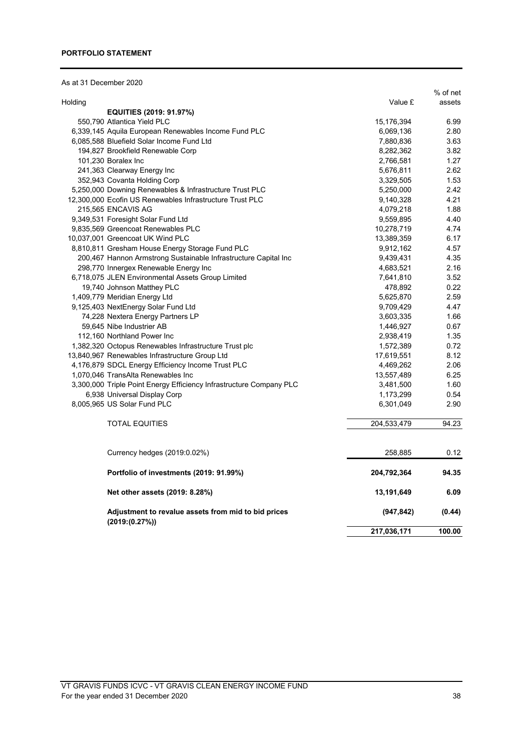**PORTFOLIO STATEMENT**

As at 31 December 2020

| Holding | | Value £ | % of net assets |
|---|---|---|---|
| | **EQUITIES (2019: 91.97%)** | | |
| 550,790 | Atlantica Yield PLC | 15,176,394 | 6.99 |
| 6,339,145 | Aquila European Renewables Income Fund PLC | 6,069,136 | 2.80 |
| 6,085,588 | Bluefield Solar Income Fund Ltd | 7,880,836 | 3.63 |
| 194,827 | Brookfield Renewable Corp | 8,282,362 | 3.82 |
| 101,230 | Boralex Inc | 2,766,581 | 1.27 |
| 241,363 | Clearway Energy Inc | 5,676,811 | 2.62 |
| 352,943 | Covanta Holding Corp | 3,329,505 | 1.53 |
| 5,250,000 | Downing Renewables & Infrastructure Trust PLC | 5,250,000 | 2.42 |
| 12,300,000 | Ecofin US Renewables Infrastructure Trust PLC | 9,140,328 | 4.21 |
| 215,565 | ENCAVIS AG | 4,079,218 | 1.88 |
| 9,349,531 | Foresight Solar Fund Ltd | 9,559,895 | 4.40 |
| 9,835,569 | Greencoat Renewables PLC | 10,278,719 | 4.74 |
| 10,037,001 | Greencoat UK Wind PLC | 13,389,359 | 6.17 |
| 8,810,811 | Gresham House Energy Storage Fund PLC | 9,912,162 | 4.57 |
| 200,467 | Hannon Armstrong Sustainable Infrastructure Capital Inc | 9,439,431 | 4.35 |
| 298,770 | Innergex Renewable Energy Inc | 4,683,521 | 2.16 |
| 6,718,075 | JLEN Environmental Assets Group Limited | 7,641,810 | 3.52 |
| 19,740 | Johnson Matthey PLC | 478,892 | 0.22 |
| 1,409,779 | Meridian Energy Ltd | 5,625,870 | 2.59 |
| 9,125,403 | NextEnergy Solar Fund Ltd | 9,709,429 | 4.47 |
| 74,228 | Nextera Energy Partners LP | 3,603,335 | 1.66 |
| 59,645 | Nibe Industrier AB | 1,446,927 | 0.67 |
| 112,160 | Northland Power Inc | 2,938,419 | 1.35 |
| 1,382,320 | Octopus Renewables Infrastructure Trust plc | 1,572,389 | 0.72 |
| 13,840,967 | Renewables Infrastructure Group Ltd | 17,619,551 | 8.12 |
| 4,176,879 | SDCL Energy Efficiency Income Trust PLC | 4,469,262 | 2.06 |
| 1,070,046 | TransAlta Renewables Inc | 13,557,489 | 6.25 |
| 3,300,000 | Triple Point Energy Efficiency Infrastructure Company PLC | 3,481,500 | 1.60 |
| 6,938 | Universal Display Corp | 1,173,299 | 0.54 |
| 8,005,965 | US Solar Fund PLC | 6,301,049 | 2.90 |
| | TOTAL EQUITIES | 204,533,479 | 94.23 |
| | Currency hedges (2019:0.02%) | 258,885 | 0.12 |
| | **Portfolio of investments (2019: 91.99%)** | **204,792,364** | **94.35** |
| | **Net other assets (2019: 8.28%)** | **13,191,649** | **6.09** |
| | **Adjustment to revalue assets from mid to bid prices (2019:(0.27%))** | **(947,842)** | **(0.44)** |
| | | **217,036,171** | **100.00** |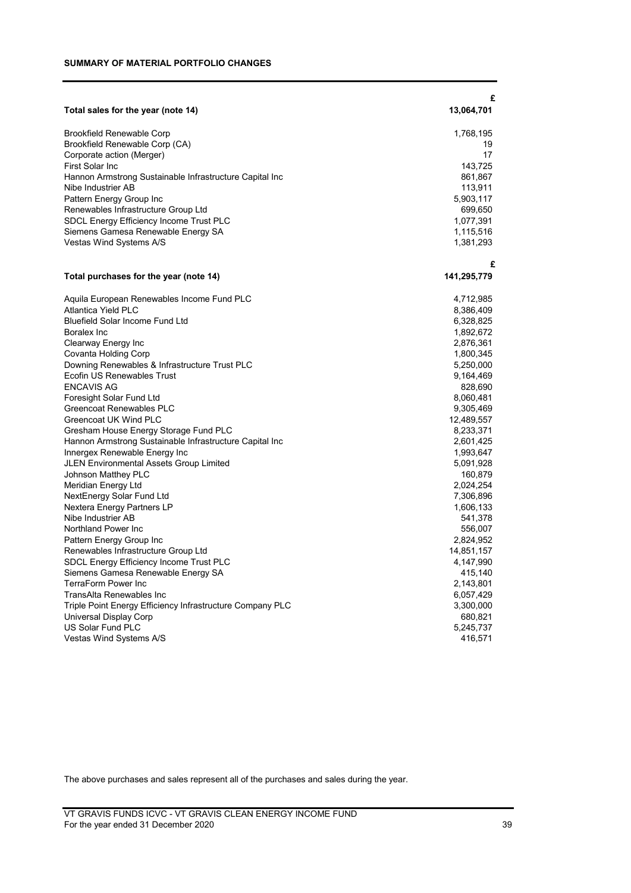## SUMMARY OF MATERIAL PORTFOLIO CHANGES

| | £ |
|---|---|
| **Total sales for the year (note 14)** | **13,064,701** |
| Brookfield Renewable Corp | 1,768,195 |
| Brookfield Renewable Corp (CA) | 19 |
| Corporate action (Merger) | 17 |
| First Solar Inc | 143,725 |
| Hannon Armstrong Sustainable Infrastructure Capital Inc | 861,867 |
| Nibe Industrier AB | 113,911 |
| Pattern Energy Group Inc | 5,903,117 |
| Renewables Infrastructure Group Ltd | 699,650 |
| SDCL Energy Efficiency Income Trust PLC | 1,077,391 |
| Siemens Gamesa Renewable Energy SA | 1,115,516 |
| Vestas Wind Systems A/S | 1,381,293 |

| | £ |
|---|---|
| **Total purchases for the year (note 14)** | **141,295,779** |
| Aquila European Renewables Income Fund PLC | 4,712,985 |
| Atlantica Yield PLC | 8,386,409 |
| Bluefield Solar Income Fund Ltd | 6,328,825 |
| Boralex Inc | 1,892,672 |
| Clearway Energy Inc | 2,876,361 |
| Covanta Holding Corp | 1,800,345 |
| Downing Renewables & Infrastructure Trust PLC | 5,250,000 |
| Ecofin US Renewables Trust | 9,164,469 |
| ENCAVIS AG | 828,690 |
| Foresight Solar Fund Ltd | 8,060,481 |
| Greencoat Renewables PLC | 9,305,469 |
| Greencoat UK Wind PLC | 12,489,557 |
| Gresham House Energy Storage Fund PLC | 8,233,371 |
| Hannon Armstrong Sustainable Infrastructure Capital Inc | 2,601,425 |
| Innergex Renewable Energy Inc | 1,993,647 |
| JLEN Environmental Assets Group Limited | 5,091,928 |
| Johnson Matthey PLC | 160,879 |
| Meridian Energy Ltd | 2,024,254 |
| NextEnergy Solar Fund Ltd | 7,306,896 |
| Nextera Energy Partners LP | 1,606,133 |
| Nibe Industrier AB | 541,378 |
| Northland Power Inc | 556,007 |
| Pattern Energy Group Inc | 2,824,952 |
| Renewables Infrastructure Group Ltd | 14,851,157 |
| SDCL Energy Efficiency Income Trust PLC | 4,147,990 |
| Siemens Gamesa Renewable Energy SA | 415,140 |
| TerraForm Power Inc | 2,143,801 |
| TransAlta Renewables Inc | 6,057,429 |
| Triple Point Energy Efficiency Infrastructure Company PLC | 3,300,000 |
| Universal Display Corp | 680,821 |
| US Solar Fund PLC | 5,245,737 |
| Vestas Wind Systems A/S | 416,571 |

The above purchases and sales represent all of the purchases and sales during the year.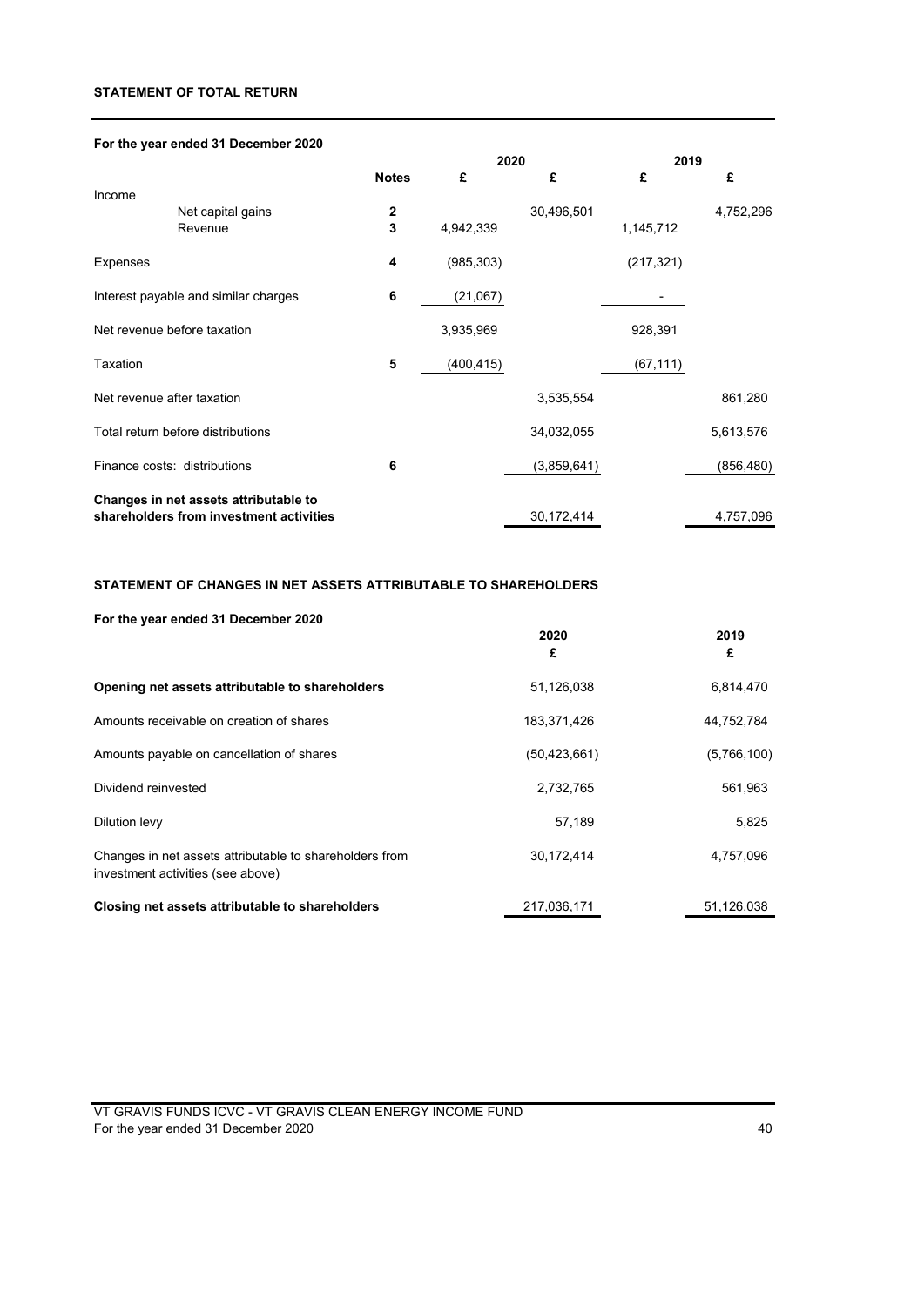## STATEMENT OF TOTAL RETURN

**For the year ended 31 December 2020**

| | Notes | 2020 £ | 2020 £ | 2019 £ | 2019 £ |
|---|---|---|---|---|---|
| Income | | | | | |
| Net capital gains | 2 | | 30,496,501 | | 4,752,296 |
| Revenue | 3 | 4,942,339 | | 1,145,712 | |
| Expenses | 4 | (985,303) | | (217,321) | |
| Interest payable and similar charges | 6 | (21,067) | | - | |
| Net revenue before taxation | | 3,935,969 | | 928,391 | |
| Taxation | 5 | (400,415) | | (67,111) | |
| Net revenue after taxation | | | 3,535,554 | | 861,280 |
| Total return before distributions | | | 34,032,055 | | 5,613,576 |
| Finance costs: distributions | 6 | | (3,859,641) | | (856,480) |
| **Changes in net assets attributable to shareholders from investment activities** | | | 30,172,414 | | 4,757,096 |

## STATEMENT OF CHANGES IN NET ASSETS ATTRIBUTABLE TO SHAREHOLDERS

**For the year ended 31 December 2020**

| | 2020 £ | 2019 £ |
|---|---|---|
| **Opening net assets attributable to shareholders** | 51,126,038 | 6,814,470 |
| Amounts receivable on creation of shares | 183,371,426 | 44,752,784 |
| Amounts payable on cancellation of shares | (50,423,661) | (5,766,100) |
| Dividend reinvested | 2,732,765 | 561,963 |
| Dilution levy | 57,189 | 5,825 |
| Changes in net assets attributable to shareholders from investment activities (see above) | 30,172,414 | 4,757,096 |
| **Closing net assets attributable to shareholders** | 217,036,171 | 51,126,038 |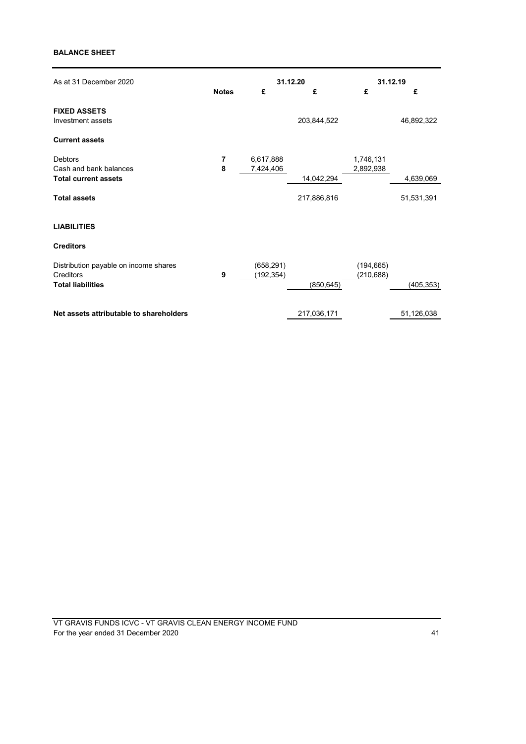**BALANCE SHEET**

| As at 31 December 2020 | Notes | 31.12.20 £ | 31.12.20 £ | 31.12.19 £ | 31.12.19 £ |
|---|---|---|---|---|---|
| **FIXED ASSETS** | | | | | |
| Investment assets | | | 203,844,522 | | 46,892,322 |
| **Current assets** | | | | | |
| Debtors | **7** | 6,617,888 | | 1,746,131 | |
| Cash and bank balances | **8** | 7,424,406 | | 2,892,938 | |
| **Total current assets** | | | 14,042,294 | | 4,639,069 |
| **Total assets** | | | 217,886,816 | | 51,531,391 |
| **LIABILITIES** | | | | | |
| **Creditors** | | | | | |
| Distribution payable on income shares | | (658,291) | | (194,665) | |
| Creditors | **9** | (192,354) | | (210,688) | |
| **Total liabilities** | | | (850,645) | | (405,353) |
| **Net assets attributable to shareholders** | | | 217,036,171 | | 51,126,038 |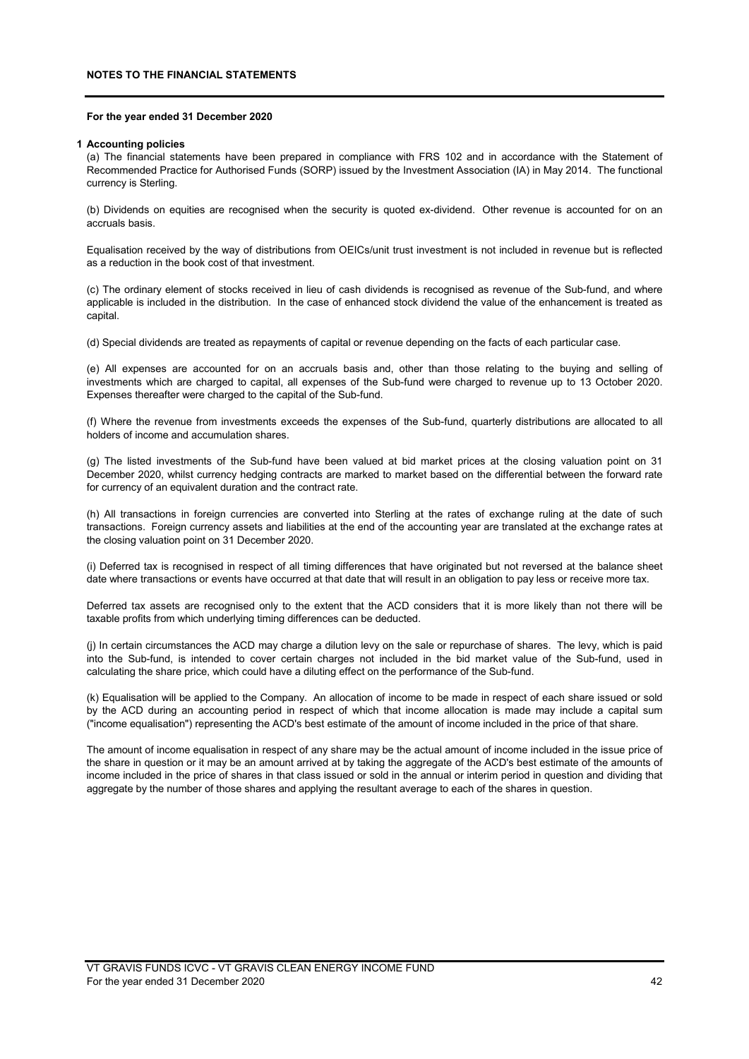## NOTES TO THE FINANCIAL STATEMENTS

**For the year ended 31 December 2020**

**1 Accounting policies**

(a) The financial statements have been prepared in compliance with FRS 102 and in accordance with the Statement of Recommended Practice for Authorised Funds (SORP) issued by the Investment Association (IA) in May 2014. The functional currency is Sterling.

(b) Dividends on equities are recognised when the security is quoted ex-dividend. Other revenue is accounted for on an accruals basis.

Equalisation received by the way of distributions from OEICs/unit trust investment is not included in revenue but is reflected as a reduction in the book cost of that investment.

(c) The ordinary element of stocks received in lieu of cash dividends is recognised as revenue of the Sub-fund, and where applicable is included in the distribution. In the case of enhanced stock dividend the value of the enhancement is treated as capital.

(d) Special dividends are treated as repayments of capital or revenue depending on the facts of each particular case.

(e) All expenses are accounted for on an accruals basis and, other than those relating to the buying and selling of investments which are charged to capital, all expenses of the Sub-fund were charged to revenue up to 13 October 2020. Expenses thereafter were charged to the capital of the Sub-fund.

(f) Where the revenue from investments exceeds the expenses of the Sub-fund, quarterly distributions are allocated to all holders of income and accumulation shares.

(g) The listed investments of the Sub-fund have been valued at bid market prices at the closing valuation point on 31 December 2020, whilst currency hedging contracts are marked to market based on the differential between the forward rate for currency of an equivalent duration and the contract rate.

(h) All transactions in foreign currencies are converted into Sterling at the rates of exchange ruling at the date of such transactions. Foreign currency assets and liabilities at the end of the accounting year are translated at the exchange rates at the closing valuation point on 31 December 2020.

(i) Deferred tax is recognised in respect of all timing differences that have originated but not reversed at the balance sheet date where transactions or events have occurred at that date that will result in an obligation to pay less or receive more tax.

Deferred tax assets are recognised only to the extent that the ACD considers that it is more likely than not there will be taxable profits from which underlying timing differences can be deducted.

(j) In certain circumstances the ACD may charge a dilution levy on the sale or repurchase of shares. The levy, which is paid into the Sub-fund, is intended to cover certain charges not included in the bid market value of the Sub-fund, used in calculating the share price, which could have a diluting effect on the performance of the Sub-fund.

(k) Equalisation will be applied to the Company. An allocation of income to be made in respect of each share issued or sold by the ACD during an accounting period in respect of which that income allocation is made may include a capital sum ("income equalisation") representing the ACD's best estimate of the amount of income included in the price of that share.

The amount of income equalisation in respect of any share may be the actual amount of income included in the issue price of the share in question or it may be an amount arrived at by taking the aggregate of the ACD's best estimate of the amounts of income included in the price of shares in that class issued or sold in the annual or interim period in question and dividing that aggregate by the number of those shares and applying the resultant average to each of the shares in question.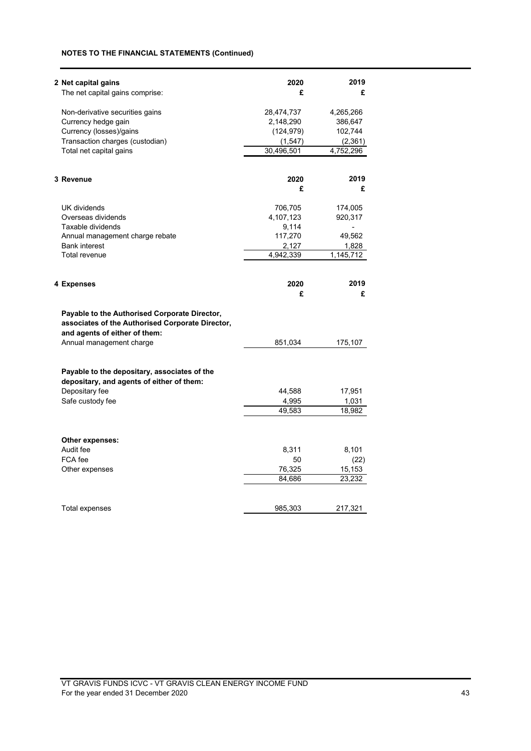**NOTES TO THE FINANCIAL STATEMENTS (Continued)**

**2 Net capital gains**

| The net capital gains comprise: | 2020 £ | 2019 £ |
|---|---|---|
| Non-derivative securities gains | 28,474,737 | 4,265,266 |
| Currency hedge gain | 2,148,290 | 386,647 |
| Currency (losses)/gains | (124,979) | 102,744 |
| Transaction charges (custodian) | (1,547) | (2,361) |
| Total net capital gains | 30,496,501 | 4,752,296 |

**3 Revenue**

| | 2020 £ | 2019 £ |
|---|---|---|
| UK dividends | 706,705 | 174,005 |
| Overseas dividends | 4,107,123 | 920,317 |
| Taxable dividends | 9,114 | - |
| Annual management charge rebate | 117,270 | 49,562 |
| Bank interest | 2,127 | 1,828 |
| Total revenue | 4,942,339 | 1,145,712 |

**4 Expenses**

| | 2020 £ | 2019 £ |
|---|---|---|
| **Payable to the Authorised Corporate Director, associates of the Authorised Corporate Director, and agents of either of them:** | | |
| Annual management charge | 851,034 | 175,107 |
| | | |
| **Payable to the depositary, associates of the depositary, and agents of either of them:** | | |
| Depositary fee | 44,588 | 17,951 |
| Safe custody fee | 4,995 | 1,031 |
| | 49,583 | 18,982 |
| | | |
| **Other expenses:** | | |
| Audit fee | 8,311 | 8,101 |
| FCA fee | 50 | (22) |
| Other expenses | 76,325 | 15,153 |
| | 84,686 | 23,232 |
| | | |
| Total expenses | 985,303 | 217,321 |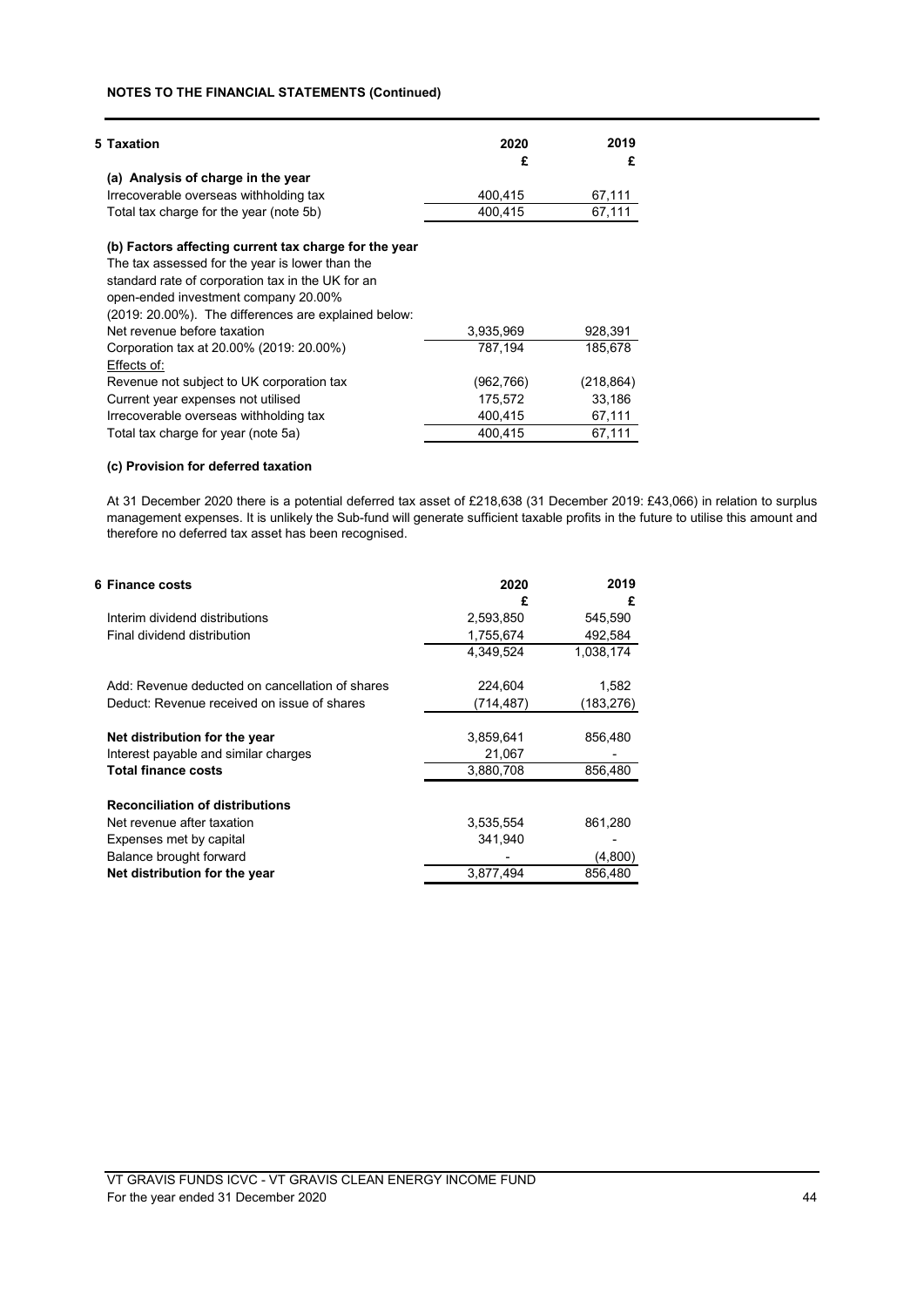**NOTES TO THE FINANCIAL STATEMENTS (Continued)**

**5 Taxation**

| | 2020 | 2019 |
|---|---|---|
| | £ | £ |
| **(a) Analysis of charge in the year** | | |
| Irrecoverable overseas withholding tax | 400,415 | 67,111 |
| Total tax charge for the year (note 5b) | 400,415 | 67,111 |
| | | |
| **(b) Factors affecting current tax charge for the year** | | |
| The tax assessed for the year is lower than the standard rate of corporation tax in the UK for an open-ended investment company 20.00% (2019: 20.00%). The differences are explained below: | | |
| Net revenue before taxation | 3,935,969 | 928,391 |
| Corporation tax at 20.00% (2019: 20.00%) | 787,194 | 185,678 |
| Effects of: | | |
| Revenue not subject to UK corporation tax | (962,766) | (218,864) |
| Current year expenses not utilised | 175,572 | 33,186 |
| Irrecoverable overseas withholding tax | 400,415 | 67,111 |
| Total tax charge for year (note 5a) | 400,415 | 67,111 |

**(c) Provision for deferred taxation**

At 31 December 2020 there is a potential deferred tax asset of £218,638 (31 December 2019: £43,066) in relation to surplus management expenses. It is unlikely the Sub-fund will generate sufficient taxable profits in the future to utilise this amount and therefore no deferred tax asset has been recognised.

**6 Finance costs**

| | 2020 | 2019 |
|---|---|---|
| | £ | £ |
| Interim dividend distributions | 2,593,850 | 545,590 |
| Final dividend distribution | 1,755,674 | 492,584 |
| | 4,349,524 | 1,038,174 |
| | | |
| Add: Revenue deducted on cancellation of shares | 224,604 | 1,582 |
| Deduct: Revenue received on issue of shares | (714,487) | (183,276) |
| | | |
| **Net distribution for the year** | 3,859,641 | 856,480 |
| Interest payable and similar charges | 21,067 | - |
| **Total finance costs** | 3,880,708 | 856,480 |
| | | |
| **Reconciliation of distributions** | | |
| Net revenue after taxation | 3,535,554 | 861,280 |
| Expenses met by capital | 341,940 | - |
| Balance brought forward | - | (4,800) |
| **Net distribution for the year** | 3,877,494 | 856,480 |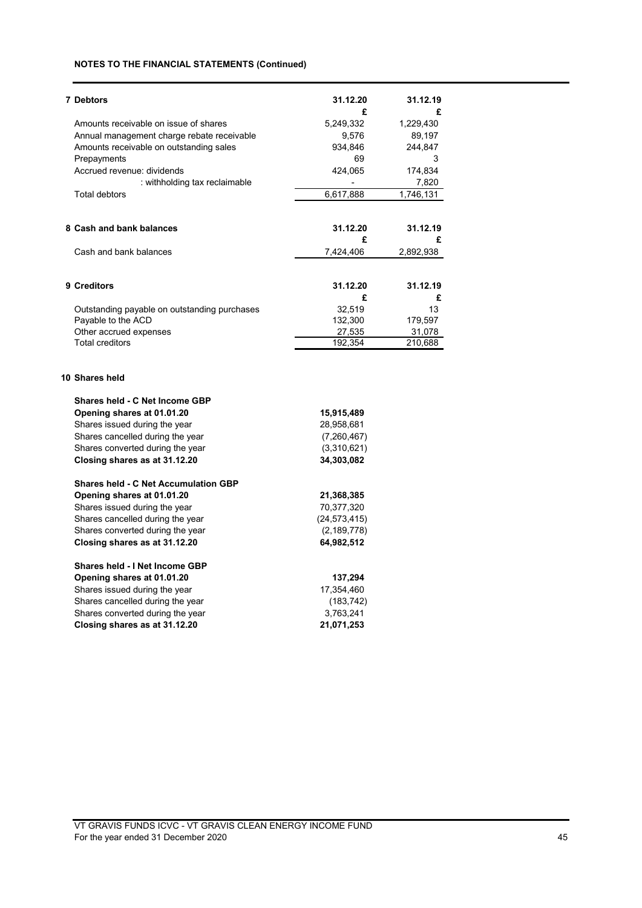**NOTES TO THE FINANCIAL STATEMENTS (Continued)**

**7 Debtors**

| | 31.12.20 | 31.12.19 |
|---|---|---|
| | £ | £ |
| Amounts receivable on issue of shares | 5,249,332 | 1,229,430 |
| Annual management charge rebate receivable | 9,576 | 89,197 |
| Amounts receivable on outstanding sales | 934,846 | 244,847 |
| Prepayments | 69 | 3 |
| Accrued revenue: dividends | 424,065 | 174,834 |
| : withholding tax reclaimable | - | 7,820 |
| Total debtors | 6,617,888 | 1,746,131 |

**8 Cash and bank balances**

| | 31.12.20 | 31.12.19 |
|---|---|---|
| | £ | £ |
| Cash and bank balances | 7,424,406 | 2,892,938 |

**9 Creditors**

| | 31.12.20 | 31.12.19 |
|---|---|---|
| | £ | £ |
| Outstanding payable on outstanding purchases | 32,519 | 13 |
| Payable to the ACD | 132,300 | 179,597 |
| Other accrued expenses | 27,535 | 31,078 |
| Total creditors | 192,354 | 210,688 |

**10 Shares held**

| | |
|---|---|
| **Shares held - C Net Income GBP** | |
| **Opening shares at 01.01.20** | **15,915,489** |
| Shares issued during the year | 28,958,681 |
| Shares cancelled during the year | (7,260,467) |
| Shares converted during the year | (3,310,621) |
| **Closing shares as at 31.12.20** | **34,303,082** |
| | |
| **Shares held - C Net Accumulation GBP** | |
| **Opening shares at 01.01.20** | **21,368,385** |
| Shares issued during the year | 70,377,320 |
| Shares cancelled during the year | (24,573,415) |
| Shares converted during the year | (2,189,778) |
| **Closing shares as at 31.12.20** | **64,982,512** |
| | |
| **Shares held - I Net Income GBP** | |
| **Opening shares at 01.01.20** | **137,294** |
| Shares issued during the year | 17,354,460 |
| Shares cancelled during the year | (183,742) |
| Shares converted during the year | 3,763,241 |
| **Closing shares as at 31.12.20** | **21,071,253** |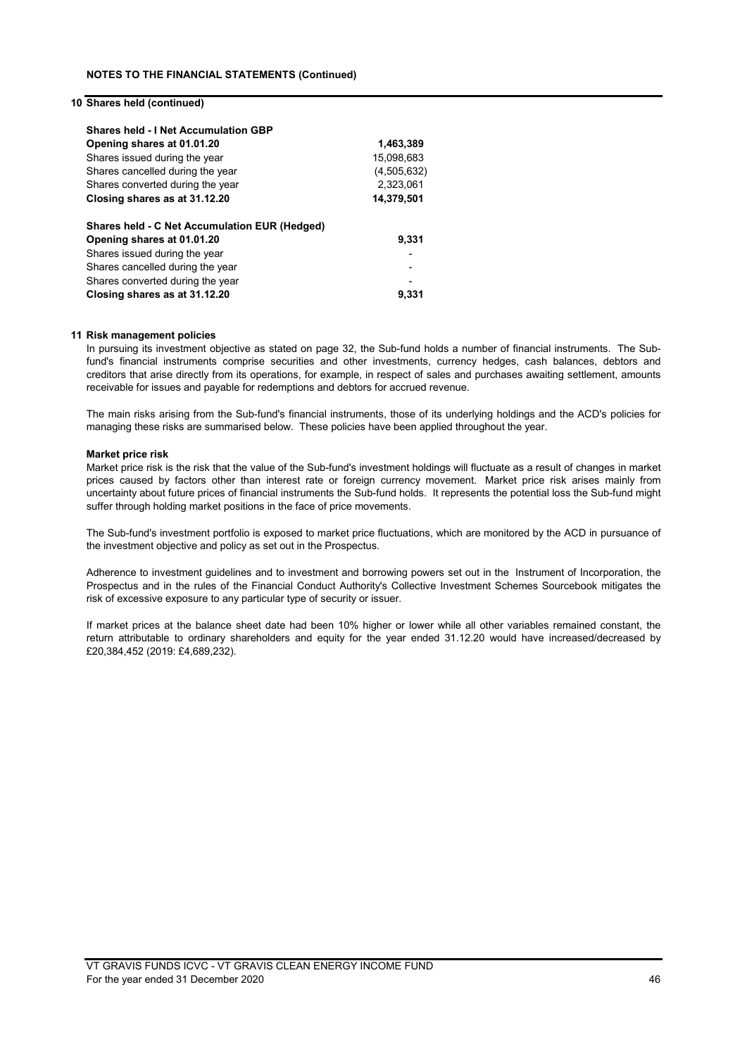**NOTES TO THE FINANCIAL STATEMENTS (Continued)**

## 10 Shares held (continued)

| **Shares held - I Net Accumulation GBP** | |
|---|---|
| **Opening shares at 01.01.20** | **1,463,389** |
| Shares issued during the year | 15,098,683 |
| Shares cancelled during the year | (4,505,632) |
| Shares converted during the year | 2,323,061 |
| **Closing shares as at 31.12.20** | **14,379,501** |

| **Shares held - C Net Accumulation EUR (Hedged)** | |
|---|---|
| **Opening shares at 01.01.20** | **9,331** |
| Shares issued during the year | - |
| Shares cancelled during the year | - |
| Shares converted during the year | - |
| **Closing shares as at 31.12.20** | **9,331** |

## 11 Risk management policies

In pursuing its investment objective as stated on page 32, the Sub-fund holds a number of financial instruments. The Sub-fund's financial instruments comprise securities and other investments, currency hedges, cash balances, debtors and creditors that arise directly from its operations, for example, in respect of sales and purchases awaiting settlement, amounts receivable for issues and payable for redemptions and debtors for accrued revenue.

The main risks arising from the Sub-fund's financial instruments, those of its underlying holdings and the ACD's policies for managing these risks are summarised below. These policies have been applied throughout the year.

**Market price risk**

Market price risk is the risk that the value of the Sub-fund's investment holdings will fluctuate as a result of changes in market prices caused by factors other than interest rate or foreign currency movement. Market price risk arises mainly from uncertainty about future prices of financial instruments the Sub-fund holds. It represents the potential loss the Sub-fund might suffer through holding market positions in the face of price movements.

The Sub-fund's investment portfolio is exposed to market price fluctuations, which are monitored by the ACD in pursuance of the investment objective and policy as set out in the Prospectus.

Adherence to investment guidelines and to investment and borrowing powers set out in the Instrument of Incorporation, the Prospectus and in the rules of the Financial Conduct Authority's Collective Investment Schemes Sourcebook mitigates the risk of excessive exposure to any particular type of security or issuer.

If market prices at the balance sheet date had been 10% higher or lower while all other variables remained constant, the return attributable to ordinary shareholders and equity for the year ended 31.12.20 would have increased/decreased by £20,384,452 (2019: £4,689,232).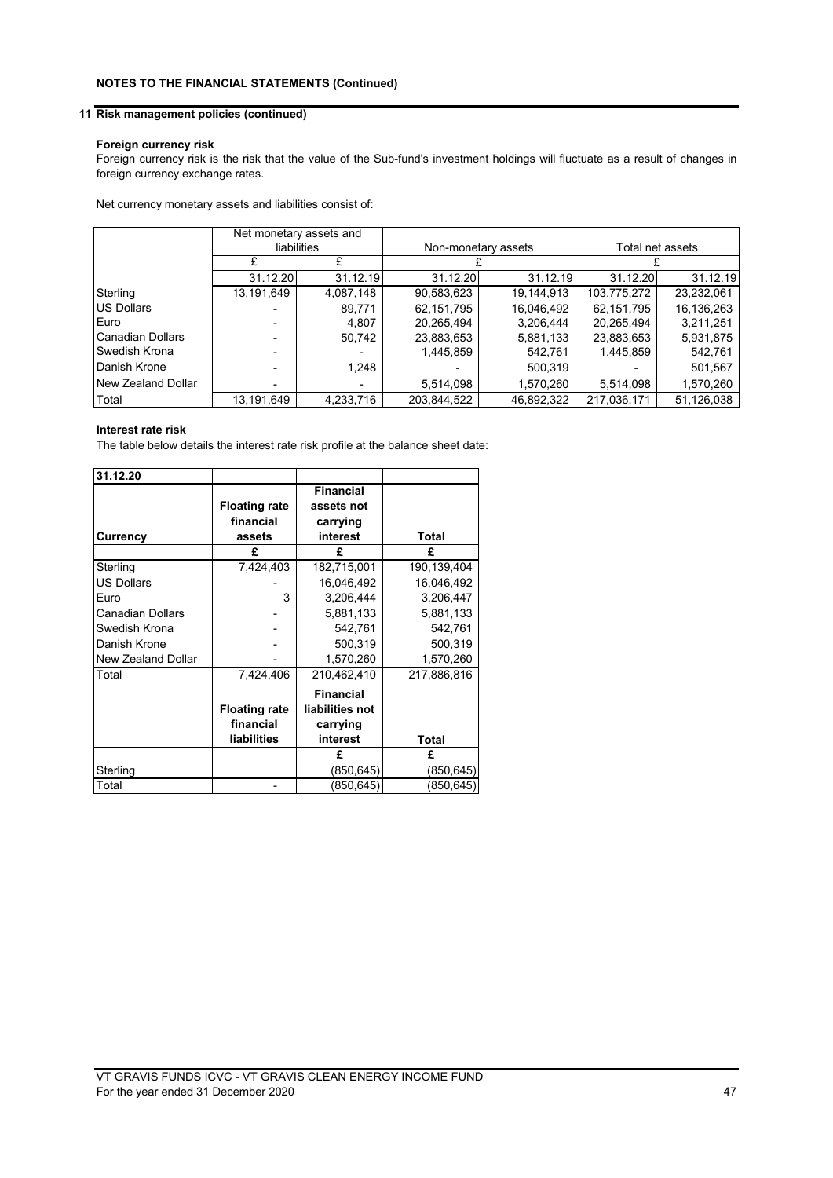**NOTES TO THE FINANCIAL STATEMENTS (Continued)**

## 11 Risk management policies (continued)

**Foreign currency risk**

Foreign currency risk is the risk that the value of the Sub-fund's investment holdings will fluctuate as a result of changes in foreign currency exchange rates.

Net currency monetary assets and liabilities consist of:

| | Net monetary assets and liabilities | | Non-monetary assets | | Total net assets | |
|---|---|---|---|---|---|---|
| | £ | £ | £ | | £ | |
| | 31.12.20 | 31.12.19 | 31.12.20 | 31.12.19 | 31.12.20 | 31.12.19 |
| Sterling | 13,191,649 | 4,087,148 | 90,583,623 | 19,144,913 | 103,775,272 | 23,232,061 |
| US Dollars | - | 89,771 | 62,151,795 | 16,046,492 | 62,151,795 | 16,136,263 |
| Euro | - | 4,807 | 20,265,494 | 3,206,444 | 20,265,494 | 3,211,251 |
| Canadian Dollars | - | 50,742 | 23,883,653 | 5,881,133 | 23,883,653 | 5,931,875 |
| Swedish Krona | - | - | 1,445,859 | 542,761 | 1,445,859 | 542,761 |
| Danish Krone | - | 1,248 | - | 500,319 | - | 501,567 |
| New Zealand Dollar | - | - | 5,514,098 | 1,570,260 | 5,514,098 | 1,570,260 |
| Total | 13,191,649 | 4,233,716 | 203,844,522 | 46,892,322 | 217,036,171 | 51,126,038 |

**Interest rate risk**

The table below details the interest rate risk profile at the balance sheet date:

| 31.12.20 | | | |
|---|---|---|---|
| **Currency** | **Floating rate financial assets** | **Financial assets not carrying interest** | **Total** |
| | **£** | **£** | **£** |
| Sterling | 7,424,403 | 182,715,001 | 190,139,404 |
| US Dollars | - | 16,046,492 | 16,046,492 |
| Euro | 3 | 3,206,444 | 3,206,447 |
| Canadian Dollars | - | 5,881,133 | 5,881,133 |
| Swedish Krona | - | 542,761 | 542,761 |
| Danish Krone | - | 500,319 | 500,319 |
| New Zealand Dollar | - | 1,570,260 | 1,570,260 |
| Total | 7,424,406 | 210,462,410 | 217,886,816 |
| | **Floating rate financial liabilities** | **Financial liabilities not carrying interest** | **Total** |
| | | **£** | **£** |
| Sterling | | (850,645) | (850,645) |
| Total | - | (850,645) | (850,645) |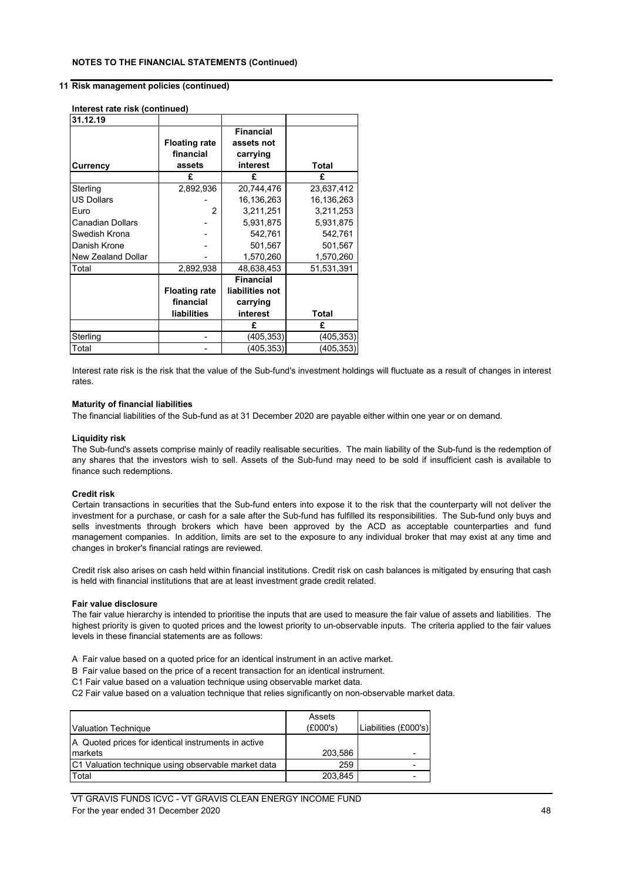**NOTES TO THE FINANCIAL STATEMENTS (Continued)**

**11 Risk management policies (continued)**

**Interest rate risk (continued)**

| 31.12.19 | | | |
|---|---|---|---|
| **Currency** | **Floating rate financial assets** | **Financial assets not carrying interest** | **Total** |
| | **£** | **£** | **£** |
| Sterling | 2,892,936 | 20,744,476 | 23,637,412 |
| US Dollars | - | 16,136,263 | 16,136,263 |
| Euro | 2 | 3,211,251 | 3,211,253 |
| Canadian Dollars | - | 5,931,875 | 5,931,875 |
| Swedish Krona | - | 542,761 | 542,761 |
| Danish Krone | - | 501,567 | 501,567 |
| New Zealand Dollar | - | 1,570,260 | 1,570,260 |
| Total | 2,892,938 | 48,638,453 | 51,531,391 |
| | **Floating rate financial liabilities** | **Financial liabilities not carrying interest** | **Total** |
| | | **£** | **£** |
| Sterling | - | (405,353) | (405,353) |
| Total | - | (405,353) | (405,353) |

Interest rate risk is the risk that the value of the Sub-fund's investment holdings will fluctuate as a result of changes in interest rates.

**Maturity of financial liabilities**

The financial liabilities of the Sub-fund as at 31 December 2020 are payable either within one year or on demand.

**Liquidity risk**

The Sub-fund's assets comprise mainly of readily realisable securities. The main liability of the Sub-fund is the redemption of any shares that the investors wish to sell. Assets of the Sub-fund may need to be sold if insufficient cash is available to finance such redemptions.

**Credit risk**

Certain transactions in securities that the Sub-fund enters into expose it to the risk that the counterparty will not deliver the investment for a purchase, or cash for a sale after the Sub-fund has fulfilled its responsibilities. The Sub-fund only buys and sells investments through brokers which have been approved by the ACD as acceptable counterparties and fund management companies. In addition, limits are set to the exposure to any individual broker that may exist at any time and changes in broker's financial ratings are reviewed.

Credit risk also arises on cash held within financial institutions. Credit risk on cash balances is mitigated by ensuring that cash is held with financial institutions that are at least investment grade credit related.

**Fair value disclosure**

The fair value hierarchy is intended to prioritise the inputs that are used to measure the fair value of assets and liabilities. The highest priority is given to quoted prices and the lowest priority to un-observable inputs. The criteria applied to the fair values levels in these financial statements are as follows:

A Fair value based on a quoted price for an identical instrument in an active market.

B Fair value based on the price of a recent transaction for an identical instrument.

C1 Fair value based on a valuation technique using observable market data.

C2 Fair value based on a valuation technique that relies significantly on non-observable market data.

| Valuation Technique | Assets (£000's) | Liabilities (£000's) |
|---|---|---|
| A Quoted prices for identical instruments in active markets | 203,586 | - |
| C1 Valuation technique using observable market data | 259 | - |
| Total | 203,845 | - |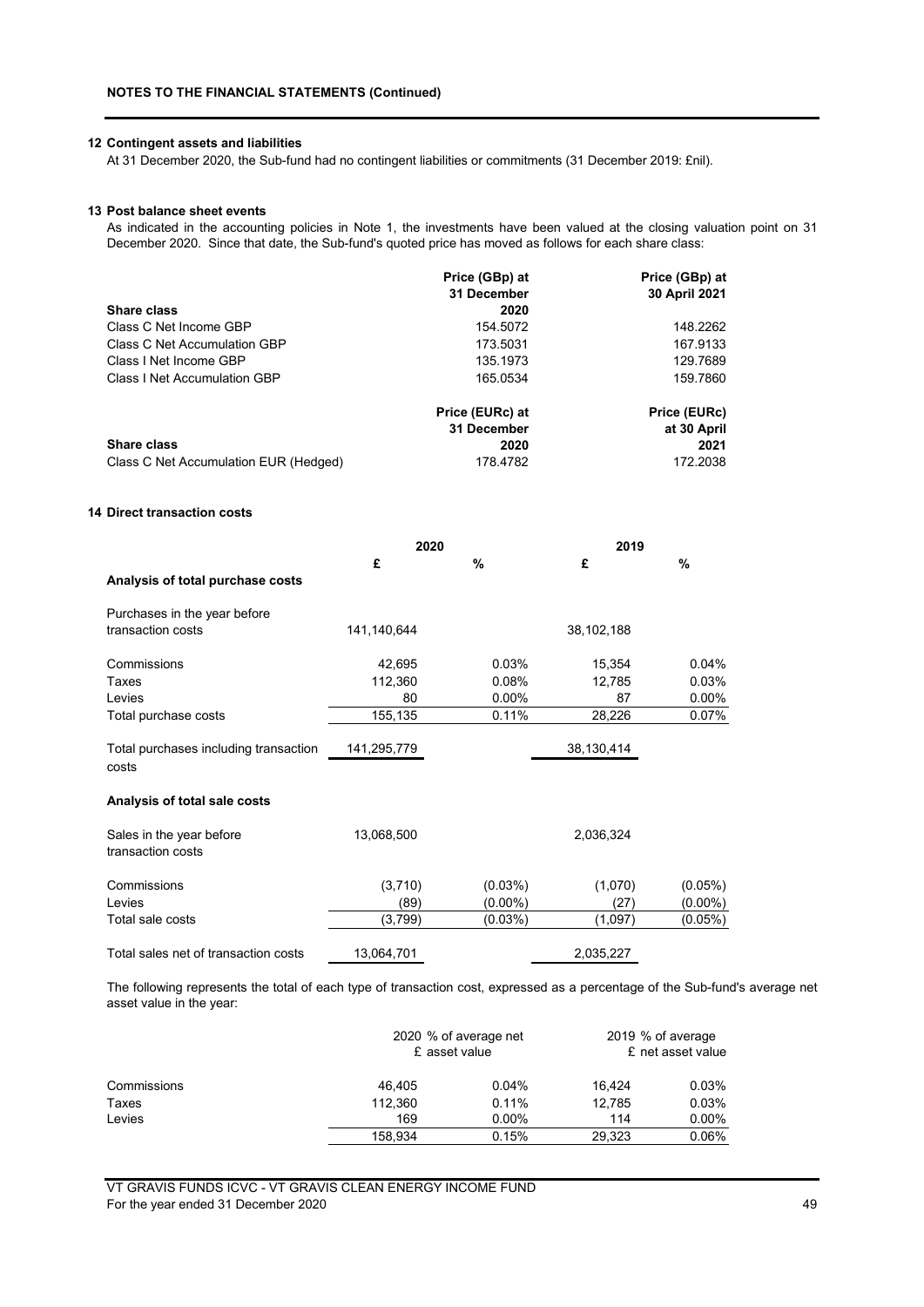**NOTES TO THE FINANCIAL STATEMENTS (Continued)**

### 12 Contingent assets and liabilities

At 31 December 2020, the Sub-fund had no contingent liabilities or commitments (31 December 2019: £nil).

### 13 Post balance sheet events

As indicated in the accounting policies in Note 1, the investments have been valued at the closing valuation point on 31 December 2020. Since that date, the Sub-fund's quoted price has moved as follows for each share class:

| Share class | Price (GBp) at 31 December 2020 | Price (GBp) at 30 April 2021 |
|---|---|---|
| Class C Net Income GBP | 154.5072 | 148.2262 |
| Class C Net Accumulation GBP | 173.5031 | 167.9133 |
| Class I Net Income GBP | 135.1973 | 129.7689 |
| Class I Net Accumulation GBP | 165.0534 | 159.7860 |

| Share class | Price (EURc) at 31 December 2020 | Price (EURc) at 30 April 2021 |
|---|---|---|
| Class C Net Accumulation EUR (Hedged) | 178.4782 | 172.2038 |

### 14 Direct transaction costs

| | 2020 | | 2019 | |
|---|---|---|---|---|
| | £ | % | £ | % |
| **Analysis of total purchase costs** | | | | |
| Purchases in the year before transaction costs | 141,140,644 | | 38,102,188 | |
| Commissions | 42,695 | 0.03% | 15,354 | 0.04% |
| Taxes | 112,360 | 0.08% | 12,785 | 0.03% |
| Levies | 80 | 0.00% | 87 | 0.00% |
| Total purchase costs | 155,135 | 0.11% | 28,226 | 0.07% |
| Total purchases including transaction costs | 141,295,779 | | 38,130,414 | |
| **Analysis of total sale costs** | | | | |
| Sales in the year before transaction costs | 13,068,500 | | 2,036,324 | |
| Commissions | (3,710) | (0.03%) | (1,070) | (0.05%) |
| Levies | (89) | (0.00%) | (27) | (0.00%) |
| Total sale costs | (3,799) | (0.03%) | (1,097) | (0.05%) |
| Total sales net of transaction costs | 13,064,701 | | 2,035,227 | |

The following represents the total of each type of transaction cost, expressed as a percentage of the Sub-fund's average net asset value in the year:

| | 2020 £ | % of average net asset value | 2019 £ | % of average net asset value |
|---|---|---|---|---|
| Commissions | 46,405 | 0.04% | 16,424 | 0.03% |
| Taxes | 112,360 | 0.11% | 12,785 | 0.03% |
| Levies | 169 | 0.00% | 114 | 0.00% |
| | 158,934 | 0.15% | 29,323 | 0.06% |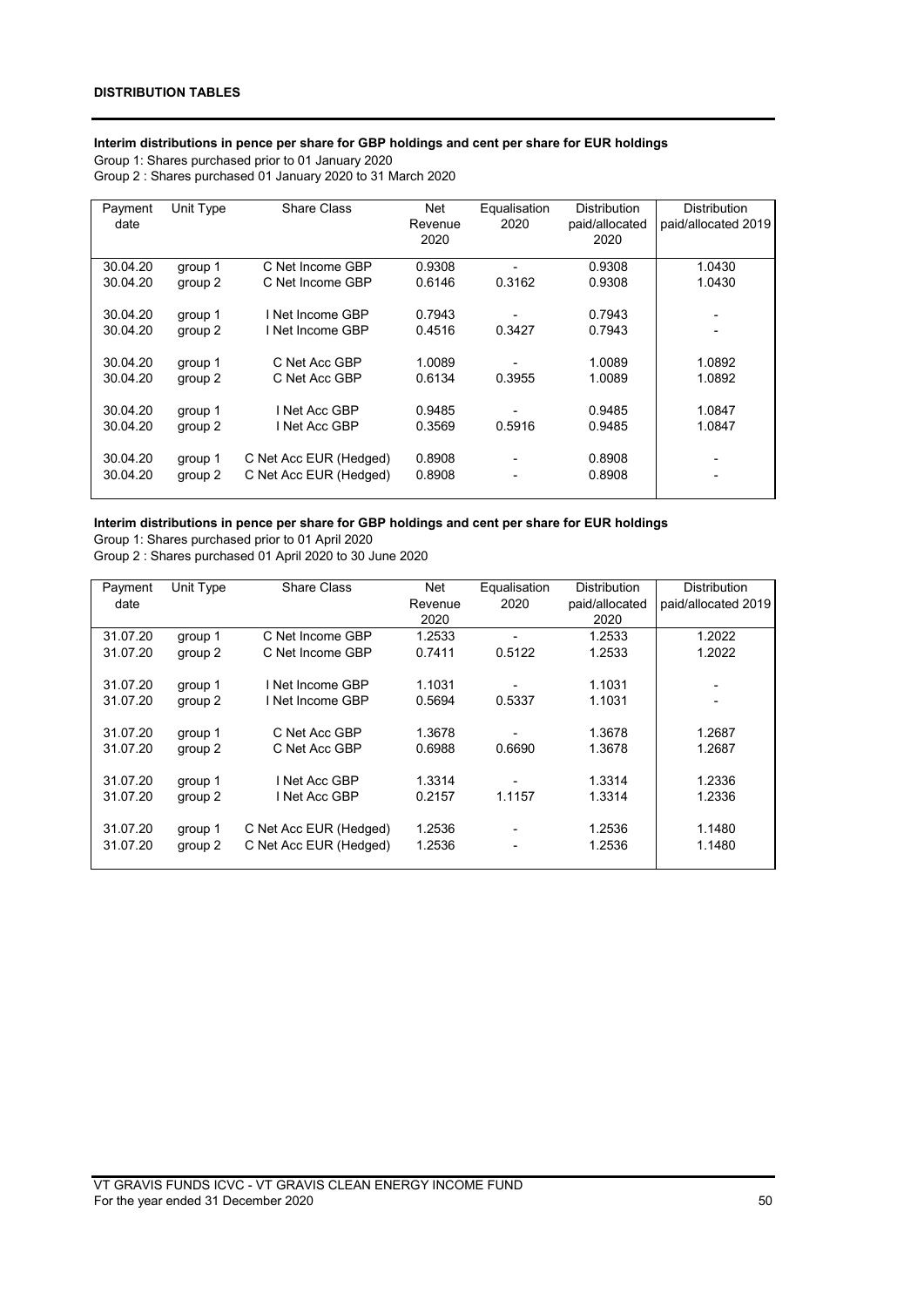**DISTRIBUTION TABLES**

**Interim distributions in pence per share for GBP holdings and cent per share for EUR holdings**

Group 1: Shares purchased prior to 01 January 2020
Group 2 : Shares purchased 01 January 2020 to 31 March 2020

| Payment date | Unit Type | Share Class | Net Revenue 2020 | Equalisation 2020 | Distribution paid/allocated 2020 | Distribution paid/allocated 2019 |
|---|---|---|---|---|---|---|
| 30.04.20 | group 1 | C Net Income GBP | 0.9308 | - | 0.9308 | 1.0430 |
| 30.04.20 | group 2 | C Net Income GBP | 0.6146 | 0.3162 | 0.9308 | 1.0430 |
| 30.04.20 | group 1 | I Net Income GBP | 0.7943 | - | 0.7943 | - |
| 30.04.20 | group 2 | I Net Income GBP | 0.4516 | 0.3427 | 0.7943 | - |
| 30.04.20 | group 1 | C Net Acc GBP | 1.0089 | - | 1.0089 | 1.0892 |
| 30.04.20 | group 2 | C Net Acc GBP | 0.6134 | 0.3955 | 1.0089 | 1.0892 |
| 30.04.20 | group 1 | I Net Acc GBP | 0.9485 | - | 0.9485 | 1.0847 |
| 30.04.20 | group 2 | I Net Acc GBP | 0.3569 | 0.5916 | 0.9485 | 1.0847 |
| 30.04.20 | group 1 | C Net Acc EUR (Hedged) | 0.8908 | - | 0.8908 | - |
| 30.04.20 | group 2 | C Net Acc EUR (Hedged) | 0.8908 | - | 0.8908 | - |

**Interim distributions in pence per share for GBP holdings and cent per share for EUR holdings**

Group 1: Shares purchased prior to 01 April 2020
Group 2 : Shares purchased 01 April 2020 to 30 June 2020

| Payment date | Unit Type | Share Class | Net Revenue 2020 | Equalisation 2020 | Distribution paid/allocated 2020 | Distribution paid/allocated 2019 |
|---|---|---|---|---|---|---|
| 31.07.20 | group 1 | C Net Income GBP | 1.2533 | - | 1.2533 | 1.2022 |
| 31.07.20 | group 2 | C Net Income GBP | 0.7411 | 0.5122 | 1.2533 | 1.2022 |
| 31.07.20 | group 1 | I Net Income GBP | 1.1031 | - | 1.1031 | - |
| 31.07.20 | group 2 | I Net Income GBP | 0.5694 | 0.5337 | 1.1031 | - |
| 31.07.20 | group 1 | C Net Acc GBP | 1.3678 | - | 1.3678 | 1.2687 |
| 31.07.20 | group 2 | C Net Acc GBP | 0.6988 | 0.6690 | 1.3678 | 1.2687 |
| 31.07.20 | group 1 | I Net Acc GBP | 1.3314 | - | 1.3314 | 1.2336 |
| 31.07.20 | group 2 | I Net Acc GBP | 0.2157 | 1.1157 | 1.3314 | 1.2336 |
| 31.07.20 | group 1 | C Net Acc EUR (Hedged) | 1.2536 | - | 1.2536 | 1.1480 |
| 31.07.20 | group 2 | C Net Acc EUR (Hedged) | 1.2536 | - | 1.2536 | 1.1480 |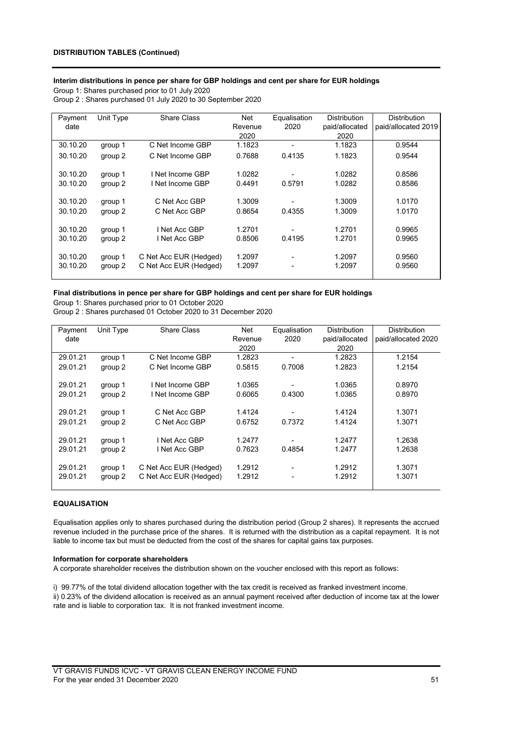**DISTRIBUTION TABLES (Continued)**

**Interim distributions in pence per share for GBP holdings and cent per share for EUR holdings**

Group 1: Shares purchased prior to 01 July 2020
Group 2 : Shares purchased 01 July 2020 to 30 September 2020

| Payment date | Unit Type | Share Class | Net Revenue 2020 | Equalisation 2020 | Distribution paid/allocated 2020 | Distribution paid/allocated 2019 |
|---|---|---|---|---|---|---|
| 30.10.20 | group 1 | C Net Income GBP | 1.1823 | - | 1.1823 | 0.9544 |
| 30.10.20 | group 2 | C Net Income GBP | 0.7688 | 0.4135 | 1.1823 | 0.9544 |
| 30.10.20 | group 1 | I Net Income GBP | 1.0282 | - | 1.0282 | 0.8586 |
| 30.10.20 | group 2 | I Net Income GBP | 0.4491 | 0.5791 | 1.0282 | 0.8586 |
| 30.10.20 | group 1 | C Net Acc GBP | 1.3009 | - | 1.3009 | 1.0170 |
| 30.10.20 | group 2 | C Net Acc GBP | 0.8654 | 0.4355 | 1.3009 | 1.0170 |
| 30.10.20 | group 1 | I Net Acc GBP | 1.2701 | - | 1.2701 | 0.9965 |
| 30.10.20 | group 2 | I Net Acc GBP | 0.8506 | 0.4195 | 1.2701 | 0.9965 |
| 30.10.20 | group 1 | C Net Acc EUR (Hedged) | 1.2097 | - | 1.2097 | 0.9560 |
| 30.10.20 | group 2 | C Net Acc EUR (Hedged) | 1.2097 | - | 1.2097 | 0.9560 |

**Final distributions in pence per share for GBP holdings and cent per share for EUR holdings**

Group 1: Shares purchased prior to 01 October 2020
Group 2 : Shares purchased 01 October 2020 to 31 December 2020

| Payment date | Unit Type | Share Class | Net Revenue 2020 | Equalisation 2020 | Distribution paid/allocated 2020 | Distribution paid/allocated 2020 |
|---|---|---|---|---|---|---|
| 29.01.21 | group 1 | C Net Income GBP | 1.2823 | - | 1.2823 | 1.2154 |
| 29.01.21 | group 2 | C Net Income GBP | 0.5815 | 0.7008 | 1.2823 | 1.2154 |
| 29.01.21 | group 1 | I Net Income GBP | 1.0365 | - | 1.0365 | 0.8970 |
| 29.01.21 | group 2 | I Net Income GBP | 0.6065 | 0.4300 | 1.0365 | 0.8970 |
| 29.01.21 | group 1 | C Net Acc GBP | 1.4124 | - | 1.4124 | 1.3071 |
| 29.01.21 | group 2 | C Net Acc GBP | 0.6752 | 0.7372 | 1.4124 | 1.3071 |
| 29.01.21 | group 1 | I Net Acc GBP | 1.2477 | - | 1.2477 | 1.2638 |
| 29.01.21 | group 2 | I Net Acc GBP | 0.7623 | 0.4854 | 1.2477 | 1.2638 |
| 29.01.21 | group 1 | C Net Acc EUR (Hedged) | 1.2912 | - | 1.2912 | 1.3071 |
| 29.01.21 | group 2 | C Net Acc EUR (Hedged) | 1.2912 | - | 1.2912 | 1.3071 |

**EQUALISATION**

Equalisation applies only to shares purchased during the distribution period (Group 2 shares). It represents the accrued revenue included in the purchase price of the shares. It is returned with the distribution as a capital repayment. It is not liable to income tax but must be deducted from the cost of the shares for capital gains tax purposes.

**Information for corporate shareholders**

A corporate shareholder receives the distribution shown on the voucher enclosed with this report as follows:

i) 99.77% of the total dividend allocation together with the tax credit is received as franked investment income.
ii) 0.23% of the dividend allocation is received as an annual payment received after deduction of income tax at the lower rate and is liable to corporation tax. It is not franked investment income.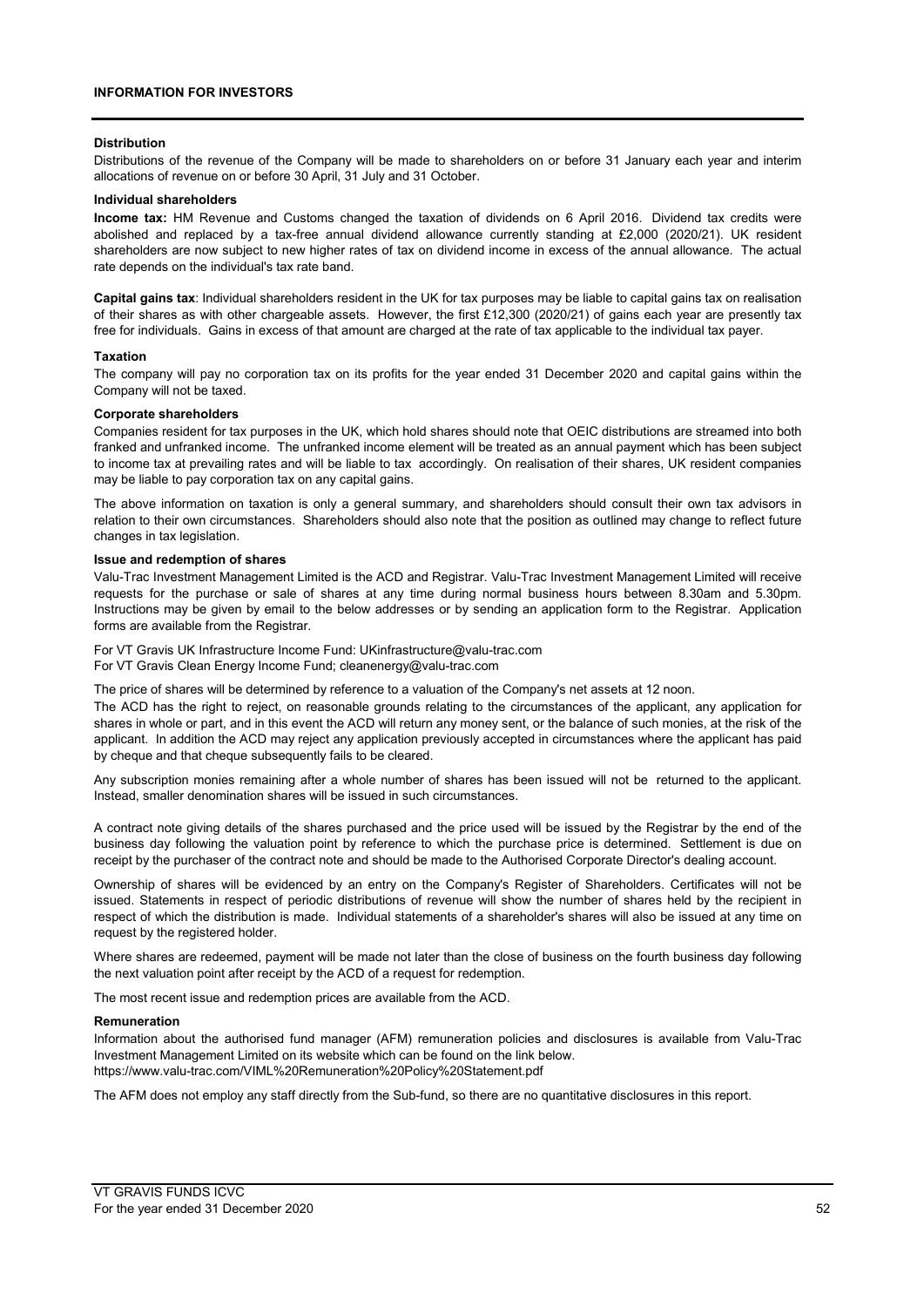## INFORMATION FOR INVESTORS

### Distribution

Distributions of the revenue of the Company will be made to shareholders on or before 31 January each year and interim allocations of revenue on or before 30 April, 31 July and 31 October.

### Individual shareholders

**Income tax:** HM Revenue and Customs changed the taxation of dividends on 6 April 2016. Dividend tax credits were abolished and replaced by a tax-free annual dividend allowance currently standing at £2,000 (2020/21). UK resident shareholders are now subject to new higher rates of tax on dividend income in excess of the annual allowance. The actual rate depends on the individual's tax rate band.

**Capital gains tax**: Individual shareholders resident in the UK for tax purposes may be liable to capital gains tax on realisation of their shares as with other chargeable assets. However, the first £12,300 (2020/21) of gains each year are presently tax free for individuals. Gains in excess of that amount are charged at the rate of tax applicable to the individual tax payer.

### Taxation

The company will pay no corporation tax on its profits for the year ended 31 December 2020 and capital gains within the Company will not be taxed.

### Corporate shareholders

Companies resident for tax purposes in the UK, which hold shares should note that OEIC distributions are streamed into both franked and unfranked income. The unfranked income element will be treated as an annual payment which has been subject to income tax at prevailing rates and will be liable to tax accordingly. On realisation of their shares, UK resident companies may be liable to pay corporation tax on any capital gains.

The above information on taxation is only a general summary, and shareholders should consult their own tax advisors in relation to their own circumstances. Shareholders should also note that the position as outlined may change to reflect future changes in tax legislation.

### Issue and redemption of shares

Valu-Trac Investment Management Limited is the ACD and Registrar. Valu-Trac Investment Management Limited will receive requests for the purchase or sale of shares at any time during normal business hours between 8.30am and 5.30pm. Instructions may be given by email to the below addresses or by sending an application form to the Registrar. Application forms are available from the Registrar.

For VT Gravis UK Infrastructure Income Fund: UKinfrastructure@valu-trac.com
For VT Gravis Clean Energy Income Fund; cleanenergy@valu-trac.com

The price of shares will be determined by reference to a valuation of the Company's net assets at 12 noon.

The ACD has the right to reject, on reasonable grounds relating to the circumstances of the applicant, any application for shares in whole or part, and in this event the ACD will return any money sent, or the balance of such monies, at the risk of the applicant. In addition the ACD may reject any application previously accepted in circumstances where the applicant has paid by cheque and that cheque subsequently fails to be cleared.

Any subscription monies remaining after a whole number of shares has been issued will not be returned to the applicant. Instead, smaller denomination shares will be issued in such circumstances.

A contract note giving details of the shares purchased and the price used will be issued by the Registrar by the end of the business day following the valuation point by reference to which the purchase price is determined. Settlement is due on receipt by the purchaser of the contract note and should be made to the Authorised Corporate Director's dealing account.

Ownership of shares will be evidenced by an entry on the Company's Register of Shareholders. Certificates will not be issued. Statements in respect of periodic distributions of revenue will show the number of shares held by the recipient in respect of which the distribution is made. Individual statements of a shareholder's shares will also be issued at any time on request by the registered holder.

Where shares are redeemed, payment will be made not later than the close of business on the fourth business day following the next valuation point after receipt by the ACD of a request for redemption.

The most recent issue and redemption prices are available from the ACD.

### Remuneration

Information about the authorised fund manager (AFM) remuneration policies and disclosures is available from Valu-Trac Investment Management Limited on its website which can be found on the link below.
https://www.valu-trac.com/VIML%20Remuneration%20Policy%20Statement.pdf

The AFM does not employ any staff directly from the Sub-fund, so there are no quantitative disclosures in this report.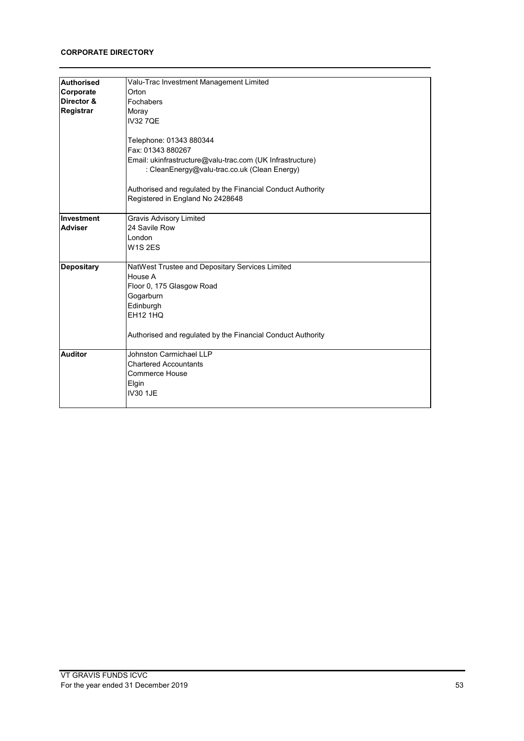**CORPORATE DIRECTORY**

| | |
|---|---|
| **Authorised Corporate Director & Registrar** | Valu-Trac Investment Management Limited<br>Orton<br>Fochabers<br>Moray<br>IV32 7QE<br><br>Telephone: 01343 880344<br>Fax: 01343 880267<br>Email: ukinfrastructure@valu-trac.com (UK Infrastructure)<br>: CleanEnergy@valu-trac.co.uk (Clean Energy)<br><br>Authorised and regulated by the Financial Conduct Authority<br>Registered in England No 2428648 |
| **Investment Adviser** | Gravis Advisory Limited<br>24 Savile Row<br>London<br>W1S 2ES |
| **Depositary** | NatWest Trustee and Depositary Services Limited<br>House A<br>Floor 0, 175 Glasgow Road<br>Gogarburn<br>Edinburgh<br>EH12 1HQ<br><br>Authorised and regulated by the Financial Conduct Authority |
| **Auditor** | Johnston Carmichael LLP<br>Chartered Accountants<br>Commerce House<br>Elgin<br>IV30 1JE |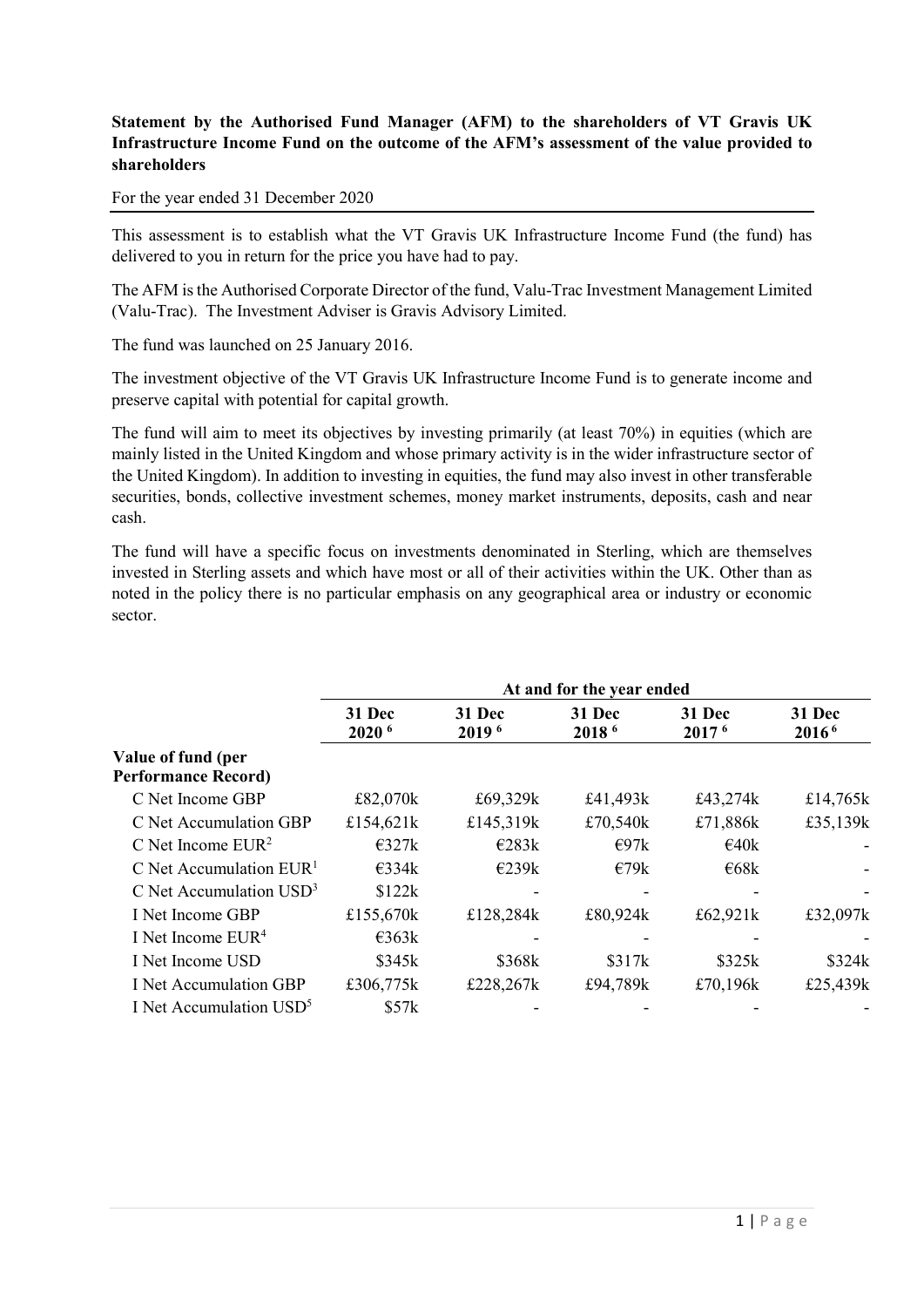**Statement by the Authorised Fund Manager (AFM) to the shareholders of VT Gravis UK Infrastructure Income Fund on the outcome of the AFM's assessment of the value provided to shareholders**

For the year ended 31 December 2020

This assessment is to establish what the VT Gravis UK Infrastructure Income Fund (the fund) has delivered to you in return for the price you have had to pay.

The AFM is the Authorised Corporate Director of the fund, Valu-Trac Investment Management Limited (Valu-Trac). The Investment Adviser is Gravis Advisory Limited.

The fund was launched on 25 January 2016.

The investment objective of the VT Gravis UK Infrastructure Income Fund is to generate income and preserve capital with potential for capital growth.

The fund will aim to meet its objectives by investing primarily (at least 70%) in equities (which are mainly listed in the United Kingdom and whose primary activity is in the wider infrastructure sector of the United Kingdom). In addition to investing in equities, the fund may also invest in other transferable securities, bonds, collective investment schemes, money market instruments, deposits, cash and near cash.

The fund will have a specific focus on investments denominated in Sterling, which are themselves invested in Sterling assets and which have most or all of their activities within the UK. Other than as noted in the policy there is no particular emphasis on any geographical area or industry or economic sector.

| | At and for the year ended | | | | |
|---|---|---|---|---|---|
| | 31 Dec 2020 [6] | 31 Dec 2019 [6] | 31 Dec 2018 [6] | 31 Dec 2017 [6] | 31 Dec 2016 [6] |
| **Value of fund (per Performance Record)** | | | | | |
| C Net Income GBP | £82,070k | £69,329k | £41,493k | £43,274k | £14,765k |
| C Net Accumulation GBP | £154,621k | £145,319k | £70,540k | £71,886k | £35,139k |
| C Net Income EUR[2] | €327k | €283k | €97k | €40k | - |
| C Net Accumulation EUR[1] | €334k | €239k | €79k | €68k | - |
| C Net Accumulation USD[3] | $122k | - | - | - | - |
| I Net Income GBP | £155,670k | £128,284k | £80,924k | £62,921k | £32,097k |
| I Net Income EUR[4] | €363k | - | - | - | - |
| I Net Income USD | $345k | $368k | $317k | $325k | $324k |
| I Net Accumulation GBP | £306,775k | £228,267k | £94,789k | £70,196k | £25,439k |
| I Net Accumulation USD[5] | $57k | - | - | - | - |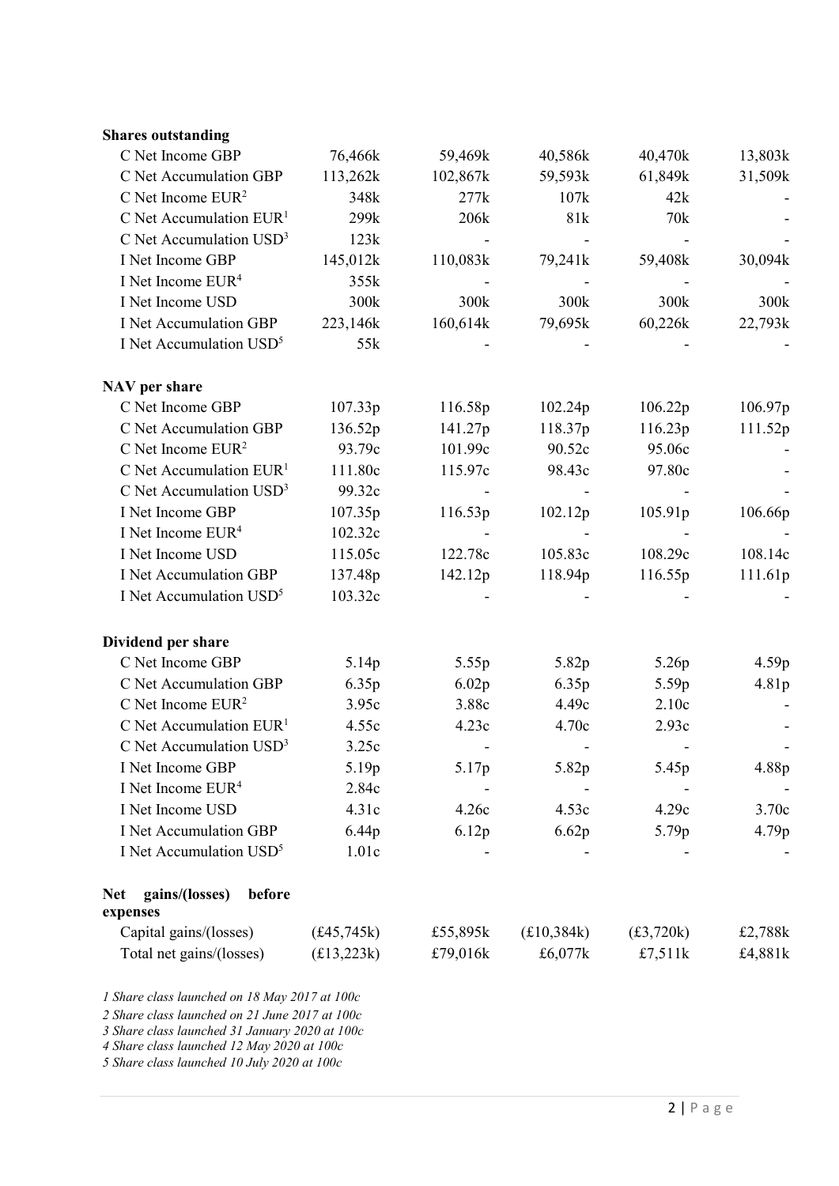| | | | | | |
|---|---|---|---|---|---|
| **Shares outstanding** | | | | | |
| C Net Income GBP | 76,466k | 59,469k | 40,586k | 40,470k | 13,803k |
| C Net Accumulation GBP | 113,262k | 102,867k | 59,593k | 61,849k | 31,509k |
| C Net Income EUR[2] | 348k | 277k | 107k | 42k | - |
| C Net Accumulation EUR[1] | 299k | 206k | 81k | 70k | - |
| C Net Accumulation USD[3] | 123k | - | - | - | - |
| I Net Income GBP | 145,012k | 110,083k | 79,241k | 59,408k | 30,094k |
| I Net Income EUR[4] | 355k | - | - | - | - |
| I Net Income USD | 300k | 300k | 300k | 300k | 300k |
| I Net Accumulation GBP | 223,146k | 160,614k | 79,695k | 60,226k | 22,793k |
| I Net Accumulation USD[5] | 55k | - | - | - | - |
| **NAV per share** | | | | | |
| C Net Income GBP | 107.33p | 116.58p | 102.24p | 106.22p | 106.97p |
| C Net Accumulation GBP | 136.52p | 141.27p | 118.37p | 116.23p | 111.52p |
| C Net Income EUR[2] | 93.79c | 101.99c | 90.52c | 95.06c | - |
| C Net Accumulation EUR[1] | 111.80c | 115.97c | 98.43c | 97.80c | - |
| C Net Accumulation USD[3] | 99.32c | - | - | - | - |
| I Net Income GBP | 107.35p | 116.53p | 102.12p | 105.91p | 106.66p |
| I Net Income EUR[4] | 102.32c | - | - | - | - |
| I Net Income USD | 115.05c | 122.78c | 105.83c | 108.29c | 108.14c |
| I Net Accumulation GBP | 137.48p | 142.12p | 118.94p | 116.55p | 111.61p |
| I Net Accumulation USD[5] | 103.32c | - | - | - | - |
| **Dividend per share** | | | | | |
| C Net Income GBP | 5.14p | 5.55p | 5.82p | 5.26p | 4.59p |
| C Net Accumulation GBP | 6.35p | 6.02p | 6.35p | 5.59p | 4.81p |
| C Net Income EUR[2] | 3.95c | 3.88c | 4.49c | 2.10c | - |
| C Net Accumulation EUR[1] | 4.55c | 4.23c | 4.70c | 2.93c | - |
| C Net Accumulation USD[3] | 3.25c | - | - | - | - |
| I Net Income GBP | 5.19p | 5.17p | 5.82p | 5.45p | 4.88p |
| I Net Income EUR[4] | 2.84c | - | - | - | - |
| I Net Income USD | 4.31c | 4.26c | 4.53c | 4.29c | 3.70c |
| I Net Accumulation GBP | 6.44p | 6.12p | 6.62p | 5.79p | 4.79p |
| I Net Accumulation USD[5] | 1.01c | - | - | - | - |
| **Net gains/(losses) before expenses** | | | | | |
| Capital gains/(losses) | (£45,745k) | £55,895k | (£10,384k) | (£3,720k) | £2,788k |
| Total net gains/(losses) | (£13,223k) | £79,016k | £6,077k | £7,511k | £4,881k |

*1 Share class launched on 18 May 2017 at 100c*
*2 Share class launched on 21 June 2017 at 100c*
*3 Share class launched 31 January 2020 at 100c*
*4 Share class launched 12 May 2020 at 100c*
*5 Share class launched 10 July 2020 at 100c*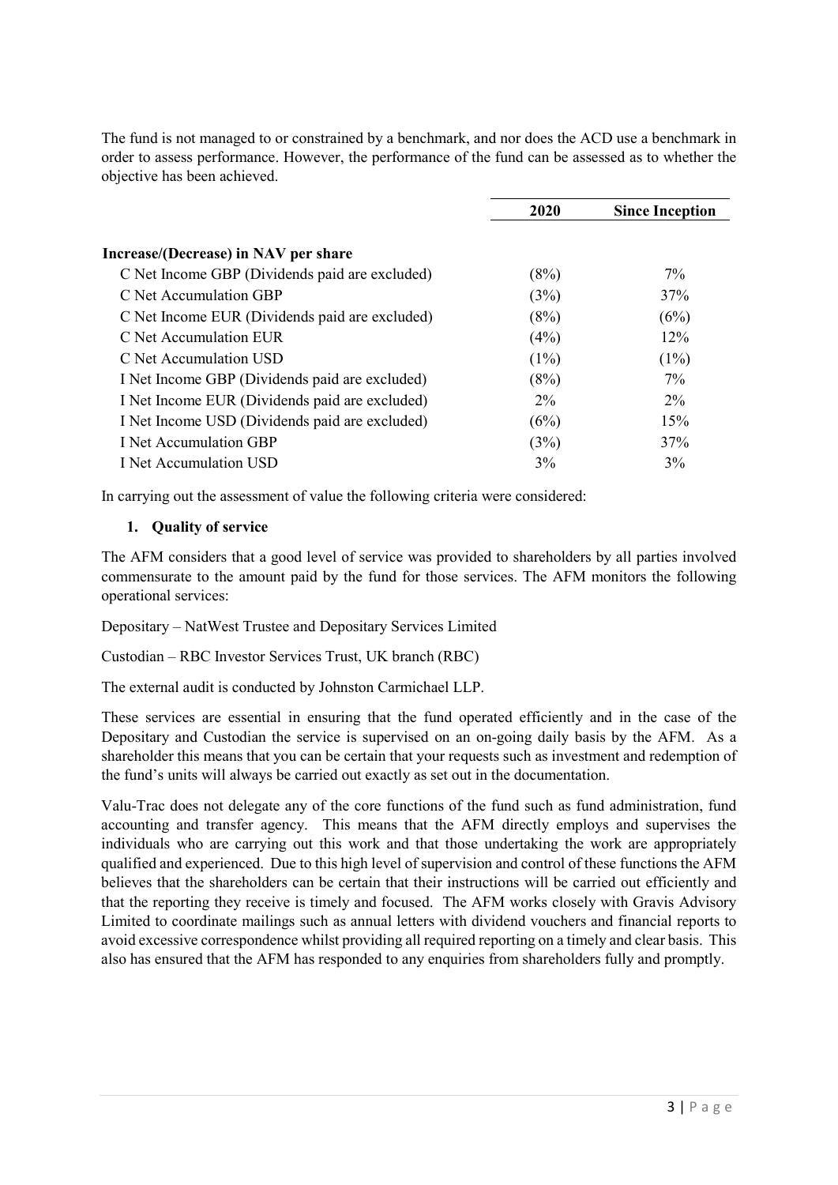The fund is not managed to or constrained by a benchmark, and nor does the ACD use a benchmark in order to assess performance. However, the performance of the fund can be assessed as to whether the objective has been achieved.

| | 2020 | Since Inception |
|---|---|---|
| **Increase/(Decrease) in NAV per share** | | |
| C Net Income GBP (Dividends paid are excluded) | (8%) | 7% |
| C Net Accumulation GBP | (3%) | 37% |
| C Net Income EUR (Dividends paid are excluded) | (8%) | (6%) |
| C Net Accumulation EUR | (4%) | 12% |
| C Net Accumulation USD | (1%) | (1%) |
| I Net Income GBP (Dividends paid are excluded) | (8%) | 7% |
| I Net Income EUR (Dividends paid are excluded) | 2% | 2% |
| I Net Income USD (Dividends paid are excluded) | (6%) | 15% |
| I Net Accumulation GBP | (3%) | 37% |
| I Net Accumulation USD | 3% | 3% |

In carrying out the assessment of value the following criteria were considered:

1. **Quality of service**

The AFM considers that a good level of service was provided to shareholders by all parties involved commensurate to the amount paid by the fund for those services. The AFM monitors the following operational services:

Depositary – NatWest Trustee and Depositary Services Limited

Custodian – RBC Investor Services Trust, UK branch (RBC)

The external audit is conducted by Johnston Carmichael LLP.

These services are essential in ensuring that the fund operated efficiently and in the case of the Depositary and Custodian the service is supervised on an on-going daily basis by the AFM. As a shareholder this means that you can be certain that your requests such as investment and redemption of the fund's units will always be carried out exactly as set out in the documentation.

Valu-Trac does not delegate any of the core functions of the fund such as fund administration, fund accounting and transfer agency. This means that the AFM directly employs and supervises the individuals who are carrying out this work and that those undertaking the work are appropriately qualified and experienced. Due to this high level of supervision and control of these functions the AFM believes that the shareholders can be certain that their instructions will be carried out efficiently and that the reporting they receive is timely and focused. The AFM works closely with Gravis Advisory Limited to coordinate mailings such as annual letters with dividend vouchers and financial reports to avoid excessive correspondence whilst providing all required reporting on a timely and clear basis. This also has ensured that the AFM has responded to any enquiries from shareholders fully and promptly.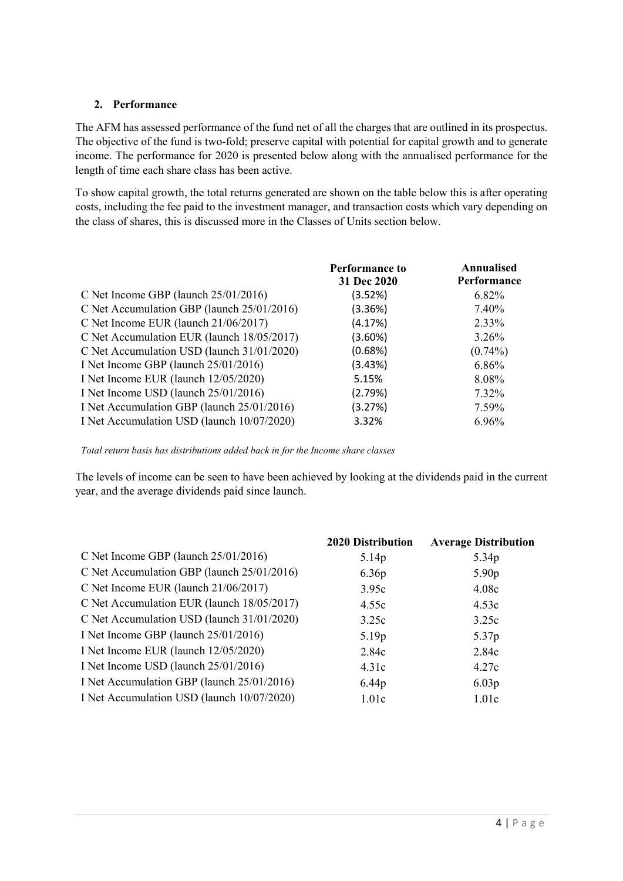## 2. Performance

The AFM has assessed performance of the fund net of all the charges that are outlined in its prospectus. The objective of the fund is two-fold; preserve capital with potential for capital growth and to generate income. The performance for 2020 is presented below along with the annualised performance for the length of time each share class has been active.

To show capital growth, the total returns generated are shown on the table below this is after operating costs, including the fee paid to the investment manager, and transaction costs which vary depending on the class of shares, this is discussed more in the Classes of Units section below.

| | Performance to 31 Dec 2020 | Annualised Performance |
|---|---|---|
| C Net Income GBP (launch 25/01/2016) | (3.52%) | 6.82% |
| C Net Accumulation GBP (launch 25/01/2016) | (3.36%) | 7.40% |
| C Net Income EUR (launch 21/06/2017) | (4.17%) | 2.33% |
| C Net Accumulation EUR (launch 18/05/2017) | (3.60%) | 3.26% |
| C Net Accumulation USD (launch 31/01/2020) | (0.68%) | (0.74%) |
| I Net Income GBP (launch 25/01/2016) | (3.43%) | 6.86% |
| I Net Income EUR (launch 12/05/2020) | 5.15% | 8.08% |
| I Net Income USD (launch 25/01/2016) | (2.79%) | 7.32% |
| I Net Accumulation GBP (launch 25/01/2016) | (3.27%) | 7.59% |
| I Net Accumulation USD (launch 10/07/2020) | 3.32% | 6.96% |

*Total return basis has distributions added back in for the Income share classes*

The levels of income can be seen to have been achieved by looking at the dividends paid in the current year, and the average dividends paid since launch.

| | 2020 Distribution | Average Distribution |
|---|---|---|
| C Net Income GBP (launch 25/01/2016) | 5.14p | 5.34p |
| C Net Accumulation GBP (launch 25/01/2016) | 6.36p | 5.90p |
| C Net Income EUR (launch 21/06/2017) | 3.95c | 4.08c |
| C Net Accumulation EUR (launch 18/05/2017) | 4.55c | 4.53c |
| C Net Accumulation USD (launch 31/01/2020) | 3.25c | 3.25c |
| I Net Income GBP (launch 25/01/2016) | 5.19p | 5.37p |
| I Net Income EUR (launch 12/05/2020) | 2.84c | 2.84c |
| I Net Income USD (launch 25/01/2016) | 4.31c | 4.27c |
| I Net Accumulation GBP (launch 25/01/2016) | 6.44p | 6.03p |
| I Net Accumulation USD (launch 10/07/2020) | 1.01c | 1.01c |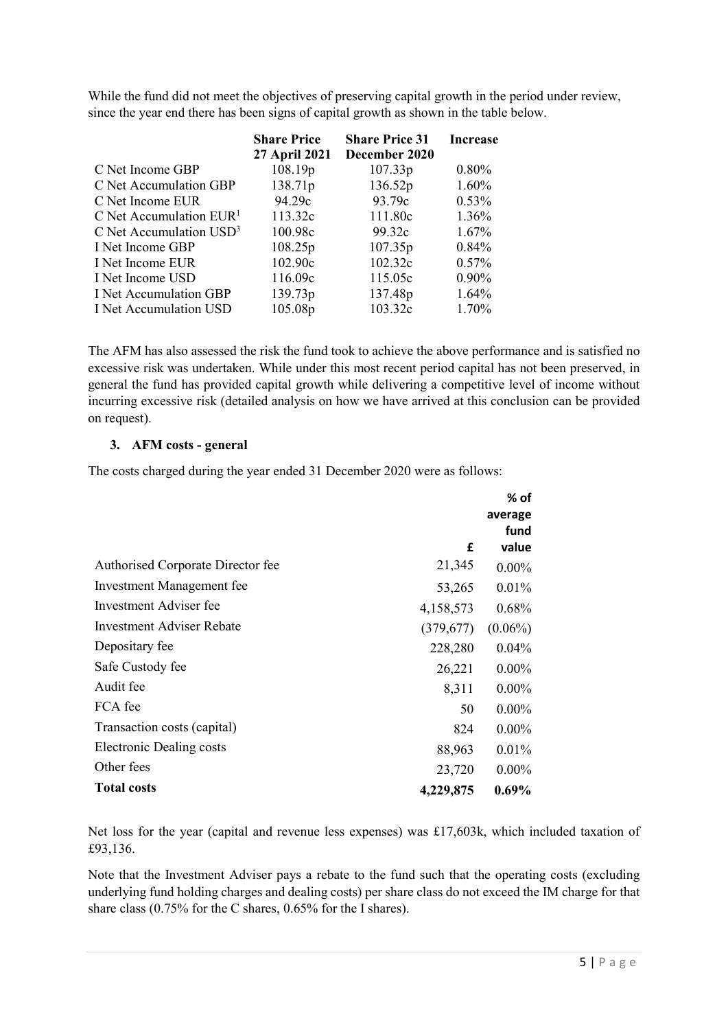While the fund did not meet the objectives of preserving capital growth in the period under review, since the year end there has been signs of capital growth as shown in the table below.

| | Share Price 27 April 2021 | Share Price 31 December 2020 | Increase |
|---|---|---|---|
| C Net Income GBP | 108.19p | 107.33p | 0.80% |
| C Net Accumulation GBP | 138.71p | 136.52p | 1.60% |
| C Net Income EUR | 94.29c | 93.79c | 0.53% |
| C Net Accumulation EUR[1] | 113.32c | 111.80c | 1.36% |
| C Net Accumulation USD[3] | 100.98c | 99.32c | 1.67% |
| I Net Income GBP | 108.25p | 107.35p | 0.84% |
| I Net Income EUR | 102.90c | 102.32c | 0.57% |
| I Net Income USD | 116.09c | 115.05c | 0.90% |
| I Net Accumulation GBP | 139.73p | 137.48p | 1.64% |
| I Net Accumulation USD | 105.08p | 103.32c | 1.70% |

The AFM has also assessed the risk the fund took to achieve the above performance and is satisfied no excessive risk was undertaken. While under this most recent period capital has not been preserved, in general the fund has provided capital growth while delivering a competitive level of income without incurring excessive risk (detailed analysis on how we have arrived at this conclusion can be provided on request).

### 3. AFM costs - general

The costs charged during the year ended 31 December 2020 were as follows:

| | £ | % of average fund value |
|---|---|---|
| Authorised Corporate Director fee | 21,345 | 0.00% |
| Investment Management fee | 53,265 | 0.01% |
| Investment Adviser fee | 4,158,573 | 0.68% |
| Investment Adviser Rebate | (379,677) | (0.06%) |
| Depositary fee | 228,280 | 0.04% |
| Safe Custody fee | 26,221 | 0.00% |
| Audit fee | 8,311 | 0.00% |
| FCA fee | 50 | 0.00% |
| Transaction costs (capital) | 824 | 0.00% |
| Electronic Dealing costs | 88,963 | 0.01% |
| Other fees | 23,720 | 0.00% |
| **Total costs** | **4,229,875** | **0.69%** |

Net loss for the year (capital and revenue less expenses) was £17,603k, which included taxation of £93,136.

Note that the Investment Adviser pays a rebate to the fund such that the operating costs (excluding underlying fund holding charges and dealing costs) per share class do not exceed the IM charge for that share class (0.75% for the C shares, 0.65% for the I shares).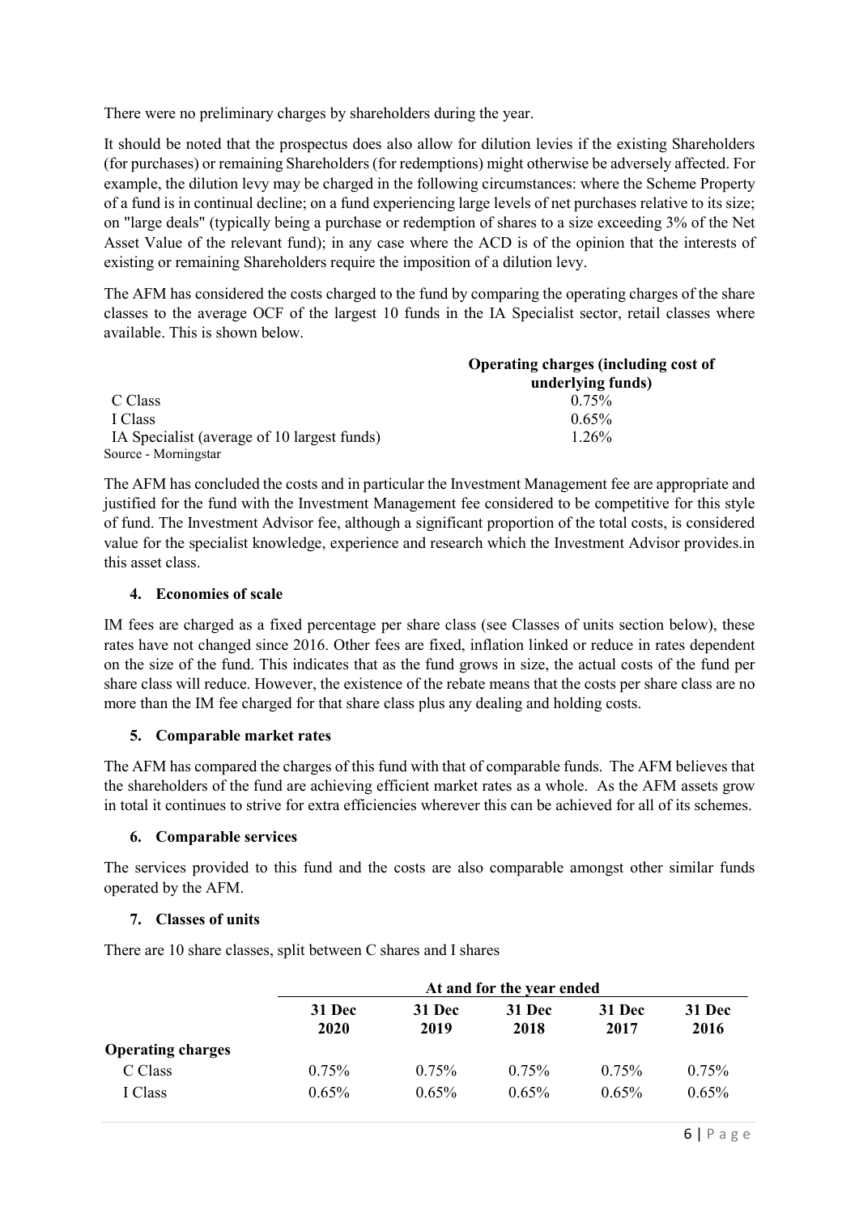There were no preliminary charges by shareholders during the year.

It should be noted that the prospectus does also allow for dilution levies if the existing Shareholders (for purchases) or remaining Shareholders (for redemptions) might otherwise be adversely affected. For example, the dilution levy may be charged in the following circumstances: where the Scheme Property of a fund is in continual decline; on a fund experiencing large levels of net purchases relative to its size; on "large deals" (typically being a purchase or redemption of shares to a size exceeding 3% of the Net Asset Value of the relevant fund); in any case where the ACD is of the opinion that the interests of existing or remaining Shareholders require the imposition of a dilution levy.

The AFM has considered the costs charged to the fund by comparing the operating charges of the share classes to the average OCF of the largest 10 funds in the IA Specialist sector, retail classes where available. This is shown below.

| | Operating charges (including cost of underlying funds) |
|---|---|
| C Class | 0.75% |
| I Class | 0.65% |
| IA Specialist (average of 10 largest funds) | 1.26% |

Source - Morningstar

The AFM has concluded the costs and in particular the Investment Management fee are appropriate and justified for the fund with the Investment Management fee considered to be competitive for this style of fund. The Investment Advisor fee, although a significant proportion of the total costs, is considered value for the specialist knowledge, experience and research which the Investment Advisor provides.in this asset class.

#### 4. Economies of scale

IM fees are charged as a fixed percentage per share class (see Classes of units section below), these rates have not changed since 2016. Other fees are fixed, inflation linked or reduce in rates dependent on the size of the fund. This indicates that as the fund grows in size, the actual costs of the fund per share class will reduce. However, the existence of the rebate means that the costs per share class are no more than the IM fee charged for that share class plus any dealing and holding costs.

#### 5. Comparable market rates

The AFM has compared the charges of this fund with that of comparable funds. The AFM believes that the shareholders of the fund are achieving efficient market rates as a whole. As the AFM assets grow in total it continues to strive for extra efficiencies wherever this can be achieved for all of its schemes.

#### 6. Comparable services

The services provided to this fund and the costs are also comparable amongst other similar funds operated by the AFM.

#### 7. Classes of units

There are 10 share classes, split between C shares and I shares

| | At and for the year ended | | | | |
|---|---|---|---|---|---|
| | 31 Dec 2020 | 31 Dec 2019 | 31 Dec 2018 | 31 Dec 2017 | 31 Dec 2016 |
| **Operating charges** | | | | | |
| C Class | 0.75% | 0.75% | 0.75% | 0.75% | 0.75% |
| I Class | 0.65% | 0.65% | 0.65% | 0.65% | 0.65% |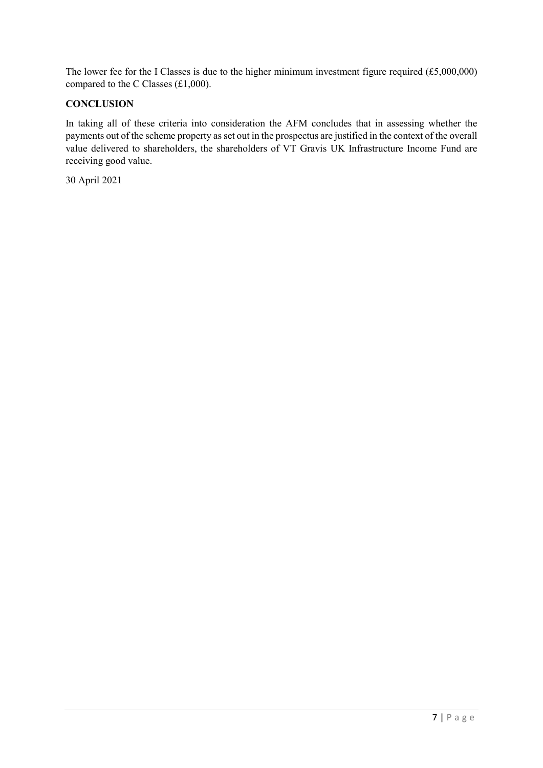The lower fee for the I Classes is due to the higher minimum investment figure required (£5,000,000) compared to the C Classes (£1,000).

**CONCLUSION**

In taking all of these criteria into consideration the AFM concludes that in assessing whether the payments out of the scheme property as set out in the prospectus are justified in the context of the overall value delivered to shareholders, the shareholders of VT Gravis UK Infrastructure Income Fund are receiving good value.

30 April 2021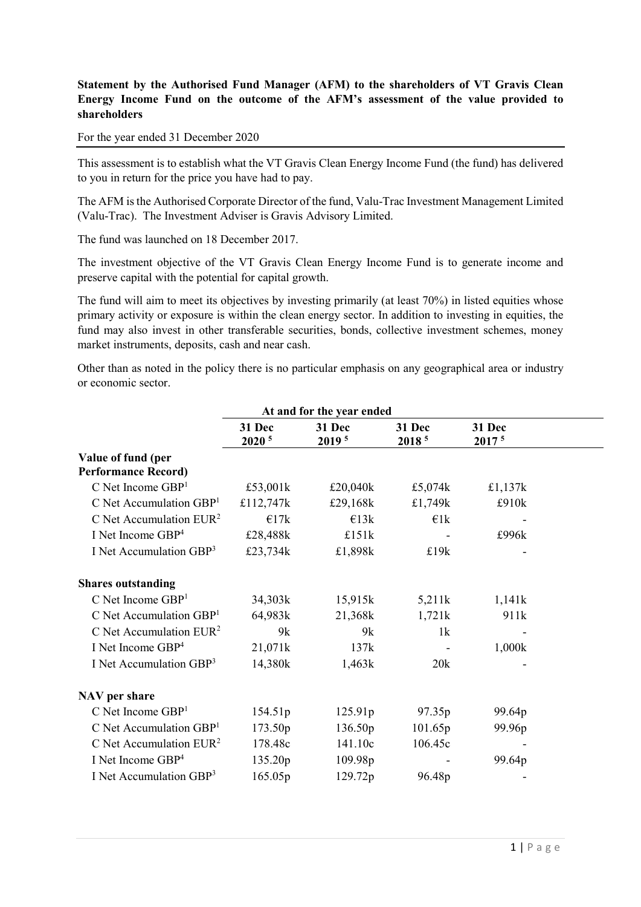**Statement by the Authorised Fund Manager (AFM) to the shareholders of VT Gravis Clean Energy Income Fund on the outcome of the AFM's assessment of the value provided to shareholders**

For the year ended 31 December 2020

This assessment is to establish what the VT Gravis Clean Energy Income Fund (the fund) has delivered to you in return for the price you have had to pay.

The AFM is the Authorised Corporate Director of the fund, Valu-Trac Investment Management Limited (Valu-Trac). The Investment Adviser is Gravis Advisory Limited.

The fund was launched on 18 December 2017.

The investment objective of the VT Gravis Clean Energy Income Fund is to generate income and preserve capital with the potential for capital growth.

The fund will aim to meet its objectives by investing primarily (at least 70%) in listed equities whose primary activity or exposure is within the clean energy sector. In addition to investing in equities, the fund may also invest in other transferable securities, bonds, collective investment schemes, money market instruments, deposits, cash and near cash.

Other than as noted in the policy there is no particular emphasis on any geographical area or industry or economic sector.

| | At and for the year ended | | | |
|---|---|---|---|---|
| | 31 Dec 2020 [5] | 31 Dec 2019 [5] | 31 Dec 2018 [5] | 31 Dec 2017 [5] |
| **Value of fund (per Performance Record)** | | | | |
| C Net Income GBP[1] | £53,001k | £20,040k | £5,074k | £1,137k |
| C Net Accumulation GBP[1] | £112,747k | £29,168k | £1,749k | £910k |
| C Net Accumulation EUR[2] | €17k | €13k | €1k | - |
| I Net Income GBP[4] | £28,488k | £151k | - | £996k |
| I Net Accumulation GBP[3] | £23,734k | £1,898k | £19k | - |
| **Shares outstanding** | | | | |
| C Net Income GBP[1] | 34,303k | 15,915k | 5,211k | 1,141k |
| C Net Accumulation GBP[1] | 64,983k | 21,368k | 1,721k | 911k |
| C Net Accumulation EUR[2] | 9k | 9k | 1k | - |
| I Net Income GBP[4] | 21,071k | 137k | - | 1,000k |
| I Net Accumulation GBP[3] | 14,380k | 1,463k | 20k | - |
| **NAV per share** | | | | |
| C Net Income GBP[1] | 154.51p | 125.91p | 97.35p | 99.64p |
| C Net Accumulation GBP[1] | 173.50p | 136.50p | 101.65p | 99.96p |
| C Net Accumulation EUR[2] | 178.48c | 141.10c | 106.45c | - |
| I Net Income GBP[4] | 135.20p | 109.98p | - | 99.64p |
| I Net Accumulation GBP[3] | 165.05p | 129.72p | 96.48p | - |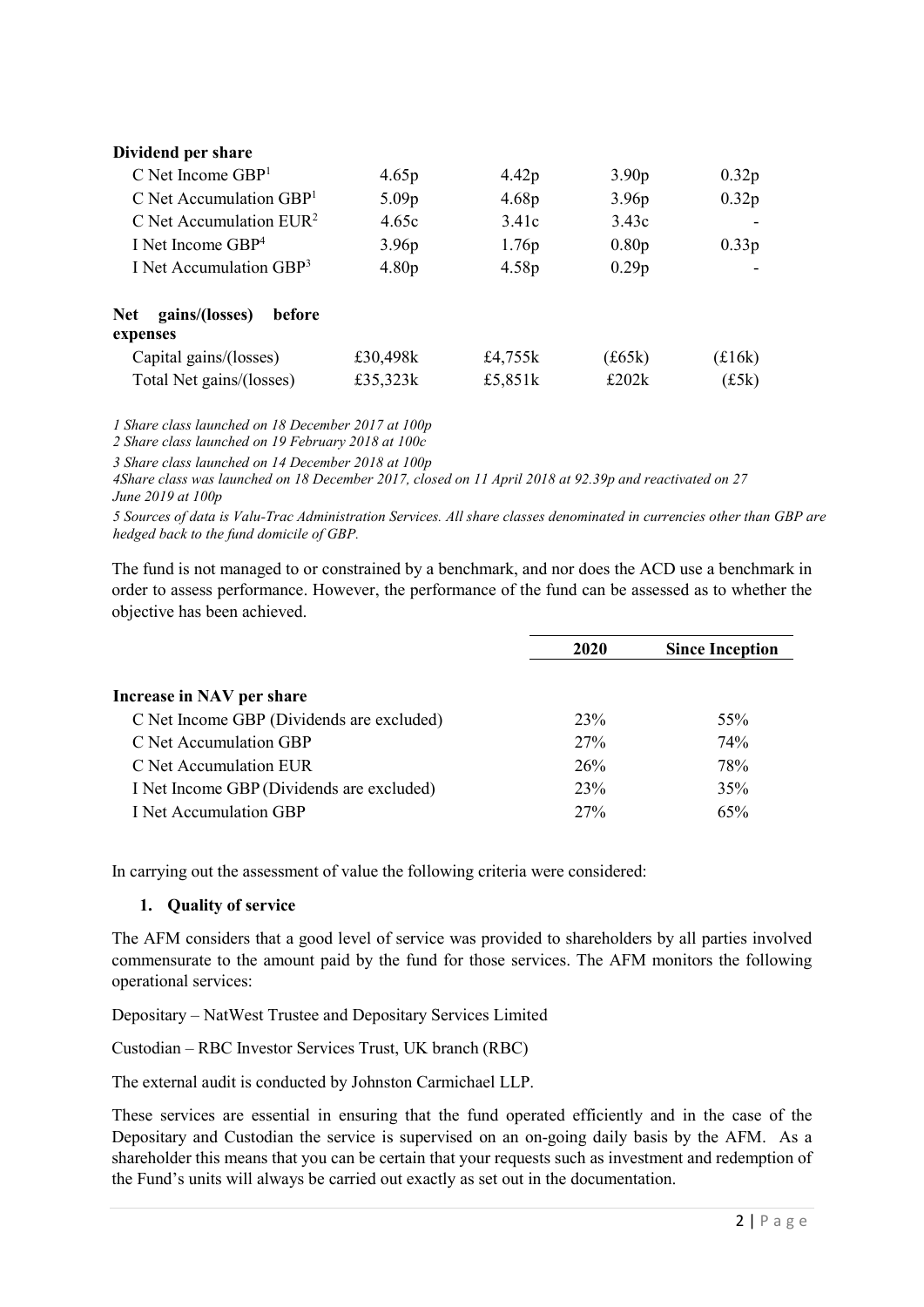| | | | | |
|---|---|---|---|---|
| **Dividend per share** | | | | |
| C Net Income GBP[1] | 4.65p | 4.42p | 3.90p | 0.32p |
| C Net Accumulation GBP[1] | 5.09p | 4.68p | 3.96p | 0.32p |
| C Net Accumulation EUR[2] | 4.65c | 3.41c | 3.43c | - |
| I Net Income GBP[4] | 3.96p | 1.76p | 0.80p | 0.33p |
| I Net Accumulation GBP[3] | 4.80p | 4.58p | 0.29p | - |
| **Net gains/(losses) before expenses** | | | | |
| Capital gains/(losses) | £30,498k | £4,755k | (£65k) | (£16k) |
| Total Net gains/(losses) | £35,323k | £5,851k | £202k | (£5k) |

*1 Share class launched on 18 December 2017 at 100p*
*2 Share class launched on 19 February 2018 at 100c*
*3 Share class launched on 14 December 2018 at 100p*
*4Share class was launched on 18 December 2017, closed on 11 April 2018 at 92.39p and reactivated on 27 June 2019 at 100p*
*5 Sources of data is Valu-Trac Administration Services. All share classes denominated in currencies other than GBP are hedged back to the fund domicile of GBP.*

The fund is not managed to or constrained by a benchmark, and nor does the ACD use a benchmark in order to assess performance. However, the performance of the fund can be assessed as to whether the objective has been achieved.

| | 2020 | Since Inception |
|---|---|---|
| **Increase in NAV per share** | | |
| C Net Income GBP (Dividends are excluded) | 23% | 55% |
| C Net Accumulation GBP | 27% | 74% |
| C Net Accumulation EUR | 26% | 78% |
| I Net Income GBP (Dividends are excluded) | 23% | 35% |
| I Net Accumulation GBP | 27% | 65% |

In carrying out the assessment of value the following criteria were considered:

1. **Quality of service**

The AFM considers that a good level of service was provided to shareholders by all parties involved commensurate to the amount paid by the fund for those services. The AFM monitors the following operational services:

Depositary – NatWest Trustee and Depositary Services Limited

Custodian – RBC Investor Services Trust, UK branch (RBC)

The external audit is conducted by Johnston Carmichael LLP.

These services are essential in ensuring that the fund operated efficiently and in the case of the Depositary and Custodian the service is supervised on an on-going daily basis by the AFM. As a shareholder this means that you can be certain that your requests such as investment and redemption of the Fund's units will always be carried out exactly as set out in the documentation.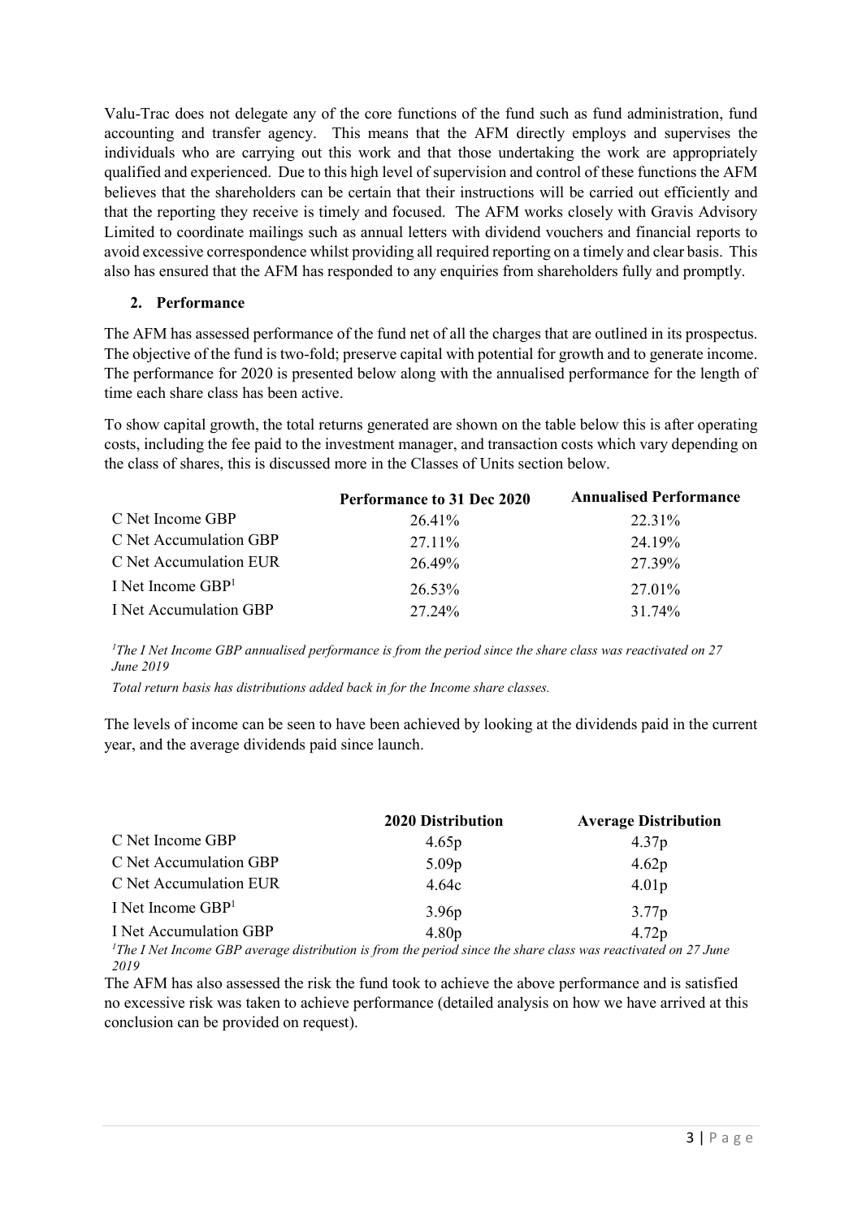Valu-Trac does not delegate any of the core functions of the fund such as fund administration, fund accounting and transfer agency. This means that the AFM directly employs and supervises the individuals who are carrying out this work and that those undertaking the work are appropriately qualified and experienced. Due to this high level of supervision and control of these functions the AFM believes that the shareholders can be certain that their instructions will be carried out efficiently and that the reporting they receive is timely and focused. The AFM works closely with Gravis Advisory Limited to coordinate mailings such as annual letters with dividend vouchers and financial reports to avoid excessive correspondence whilst providing all required reporting on a timely and clear basis. This also has ensured that the AFM has responded to any enquiries from shareholders fully and promptly.

## 2. Performance

The AFM has assessed performance of the fund net of all the charges that are outlined in its prospectus. The objective of the fund is two-fold; preserve capital with potential for growth and to generate income. The performance for 2020 is presented below along with the annualised performance for the length of time each share class has been active.

To show capital growth, the total returns generated are shown on the table below this is after operating costs, including the fee paid to the investment manager, and transaction costs which vary depending on the class of shares, this is discussed more in the Classes of Units section below.

| | Performance to 31 Dec 2020 | Annualised Performance |
|---|---|---|
| C Net Income GBP | 26.41% | 22.31% |
| C Net Accumulation GBP | 27.11% | 24.19% |
| C Net Accumulation EUR | 26.49% | 27.39% |
| I Net Income GBP[1] | 26.53% | 27.01% |
| I Net Accumulation GBP | 27.24% | 31.74% |

*[1]The I Net Income GBP annualised performance is from the period since the share class was reactivated on 27 June 2019*

*Total return basis has distributions added back in for the Income share classes.*

The levels of income can be seen to have been achieved by looking at the dividends paid in the current year, and the average dividends paid since launch.

| | 2020 Distribution | Average Distribution |
|---|---|---|
| C Net Income GBP | 4.65p | 4.37p |
| C Net Accumulation GBP | 5.09p | 4.62p |
| C Net Accumulation EUR | 4.64c | 4.01p |
| I Net Income GBP[1] | 3.96p | 3.77p |
| I Net Accumulation GBP | 4.80p | 4.72p |

*[1]The I Net Income GBP average distribution is from the period since the share class was reactivated on 27 June 2019*

The AFM has also assessed the risk the fund took to achieve the above performance and is satisfied no excessive risk was taken to achieve performance (detailed analysis on how we have arrived at this conclusion can be provided on request).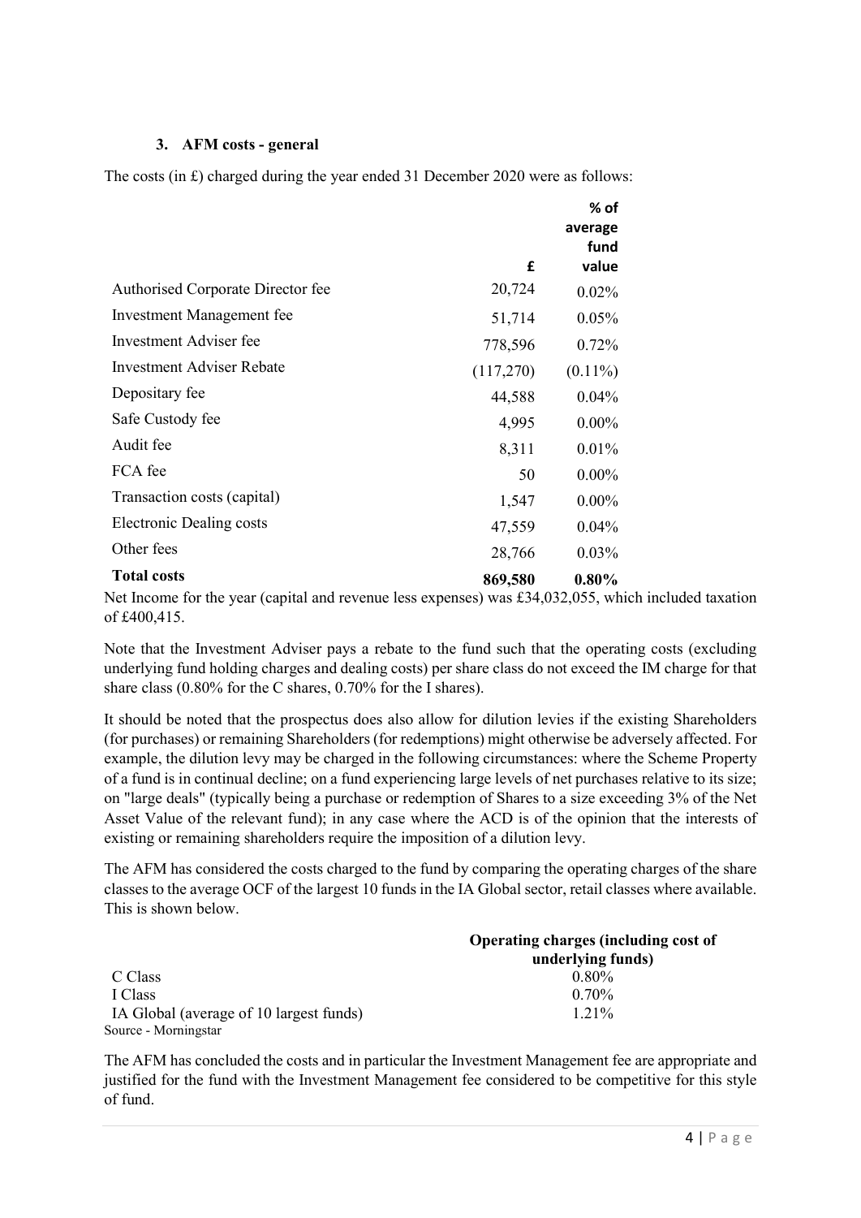### 3. AFM costs - general

The costs (in £) charged during the year ended 31 December 2020 were as follows:

| | £ | % of average fund value |
|---|---|---|
| Authorised Corporate Director fee | 20,724 | 0.02% |
| Investment Management fee | 51,714 | 0.05% |
| Investment Adviser fee | 778,596 | 0.72% |
| Investment Adviser Rebate | (117,270) | (0.11%) |
| Depositary fee | 44,588 | 0.04% |
| Safe Custody fee | 4,995 | 0.00% |
| Audit fee | 8,311 | 0.01% |
| FCA fee | 50 | 0.00% |
| Transaction costs (capital) | 1,547 | 0.00% |
| Electronic Dealing costs | 47,559 | 0.04% |
| Other fees | 28,766 | 0.03% |
| **Total costs** | **869,580** | **0.80%** |

Net Income for the year (capital and revenue less expenses) was £34,032,055, which included taxation of £400,415.

Note that the Investment Adviser pays a rebate to the fund such that the operating costs (excluding underlying fund holding charges and dealing costs) per share class do not exceed the IM charge for that share class (0.80% for the C shares, 0.70% for the I shares).

It should be noted that the prospectus does also allow for dilution levies if the existing Shareholders (for purchases) or remaining Shareholders (for redemptions) might otherwise be adversely affected. For example, the dilution levy may be charged in the following circumstances: where the Scheme Property of a fund is in continual decline; on a fund experiencing large levels of net purchases relative to its size; on "large deals" (typically being a purchase or redemption of Shares to a size exceeding 3% of the Net Asset Value of the relevant fund); in any case where the ACD is of the opinion that the interests of existing or remaining shareholders require the imposition of a dilution levy.

The AFM has considered the costs charged to the fund by comparing the operating charges of the share classes to the average OCF of the largest 10 funds in the IA Global sector, retail classes where available. This is shown below.

| | Operating charges (including cost of underlying funds) |
|---|---|
| C Class | 0.80% |
| I Class | 0.70% |
| IA Global (average of 10 largest funds) | 1.21% |

Source - Morningstar

The AFM has concluded the costs and in particular the Investment Management fee are appropriate and justified for the fund with the Investment Management fee considered to be competitive for this style of fund.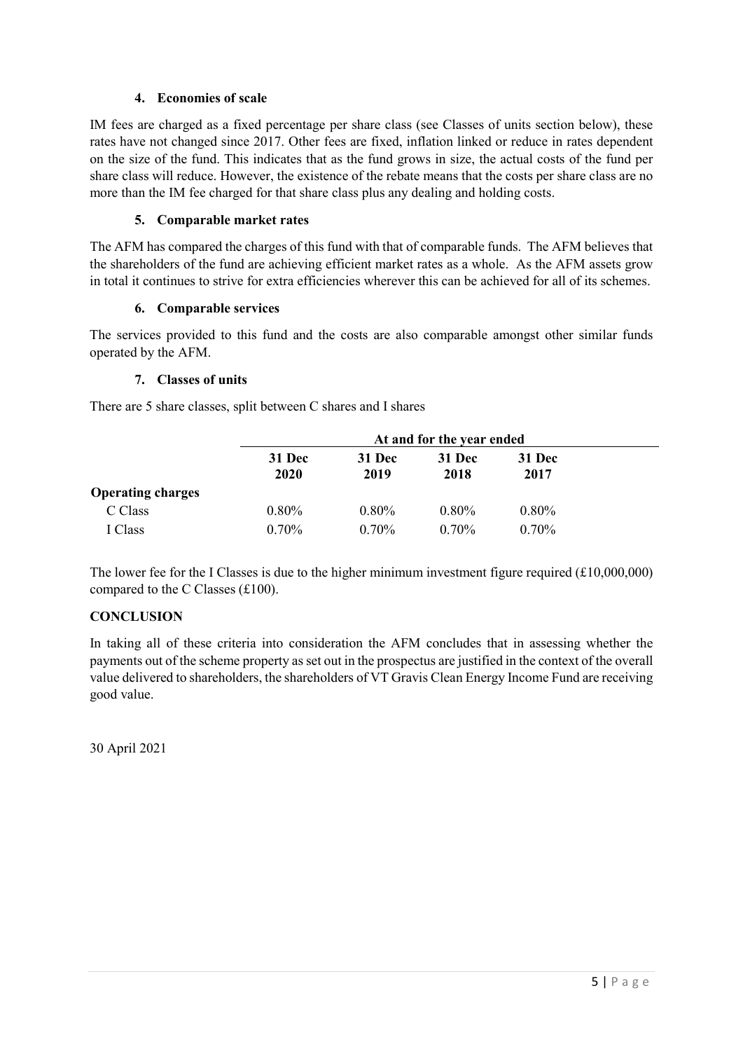#### 4. Economies of scale

IM fees are charged as a fixed percentage per share class (see Classes of units section below), these rates have not changed since 2017. Other fees are fixed, inflation linked or reduce in rates dependent on the size of the fund. This indicates that as the fund grows in size, the actual costs of the fund per share class will reduce. However, the existence of the rebate means that the costs per share class are no more than the IM fee charged for that share class plus any dealing and holding costs.

#### 5. Comparable market rates

The AFM has compared the charges of this fund with that of comparable funds. The AFM believes that the shareholders of the fund are achieving efficient market rates as a whole. As the AFM assets grow in total it continues to strive for extra efficiencies wherever this can be achieved for all of its schemes.

#### 6. Comparable services

The services provided to this fund and the costs are also comparable amongst other similar funds operated by the AFM.

#### 7. Classes of units

There are 5 share classes, split between C shares and I shares

| | At and for the year ended | | | |
|---|---|---|---|---|
| | **31 Dec 2020** | **31 Dec 2019** | **31 Dec 2018** | **31 Dec 2017** |
| **Operating charges** | | | | |
| C Class | 0.80% | 0.80% | 0.80% | 0.80% |
| I Class | 0.70% | 0.70% | 0.70% | 0.70% |

The lower fee for the I Classes is due to the higher minimum investment figure required (£10,000,000) compared to the C Classes (£100).

**CONCLUSION**

In taking all of these criteria into consideration the AFM concludes that in assessing whether the payments out of the scheme property as set out in the prospectus are justified in the context of the overall value delivered to shareholders, the shareholders of VT Gravis Clean Energy Income Fund are receiving good value.

30 April 2021